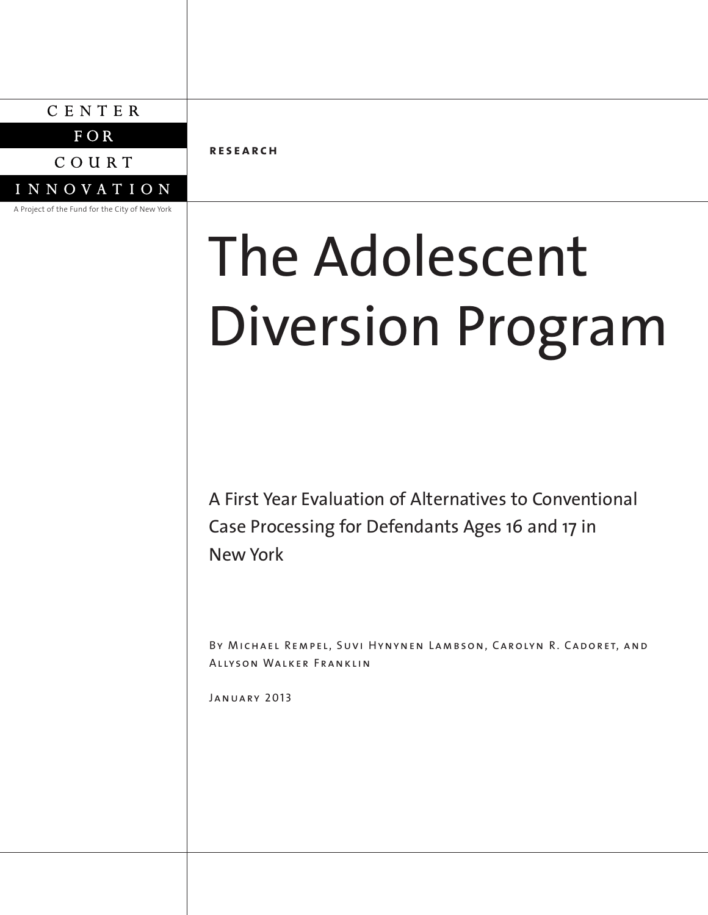CENTER FOR COURT INNOVATION

A Project of the Fund for the City of New York

**RESEARCH**

# The Adolescent Diversion Program

A First Year Evaluation of Alternatives to Conventional Case Processing for Defendants Ages 16 and 17 in New York

By Michael Rempel, Suvi Hynynen Lambson, Carolyn R. Cadoret, and Allyson Walker Franklin

January 2013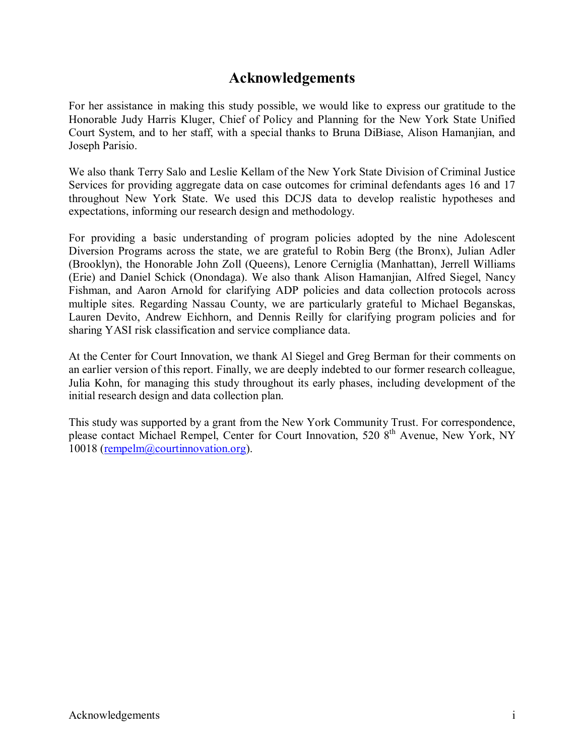# Acknowledgements

For her assistance in making this study possible, we would like to express our gratitude to the Honorable Judy Harris Kluger, Chief of Policy and Planning for the New York State Unified Court System, and to her staff, with a special thanks to Bruna DiBiase, Alison Hamanjian, and Joseph Parisio.

We also thank Terry Salo and Leslie Kellam of the New York State Division of Criminal Justice Services for providing aggregate data on case outcomes for criminal defendants ages 16 and 17 throughout New York State. We used this DCJS data to develop realistic hypotheses and expectations, informing our research design and methodology.

For providing a basic understanding of program policies adopted by the nine Adolescent Diversion Programs across the state, we are grateful to Robin Berg (the Bronx), Julian Adler (Brooklyn), the Honorable John Zoll (Queens), Lenore Cerniglia (Manhattan), Jerrell Williams (Erie) and Daniel Schick (Onondaga). We also thank Alison Hamanjian, Alfred Siegel, Nancy Fishman, and Aaron Arnold for clarifying ADP policies and data collection protocols across multiple sites. Regarding Nassau County, we are particularly grateful to Michael Beganskas, Lauren Devito, Andrew Eichhorn, and Dennis Reilly for clarifying program policies and for sharing YASI risk classification and service compliance data.

At the Center for Court Innovation, we thank Al Siegel and Greg Berman for their comments on an earlier version of this report. Finally, we are deeply indebted to our former research colleague, Julia Kohn, for managing this study throughout its early phases, including development of the initial research design and data collection plan.

This study was supported by a grant from the New York Community Trust. For correspondence, please contact Michael Rempel, Center for Court Innovation, 520 8th Avenue, New York, NY 10018 (rempelm@courtinnovation.org).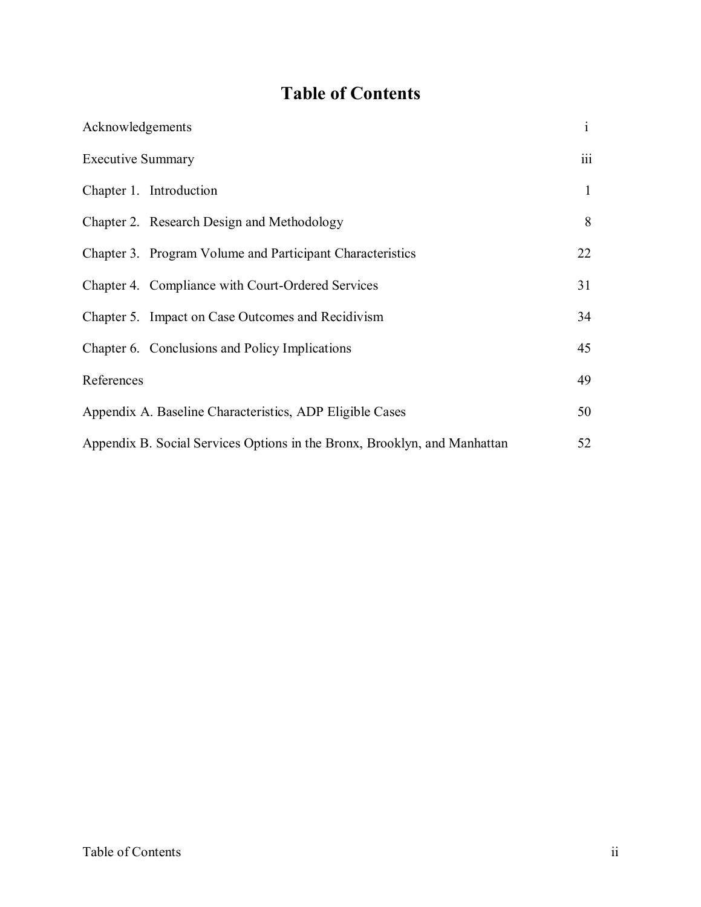# Table of Contents

| | |
|---|---|
| Acknowledgements | i |
| Executive Summary | iii |
| Chapter 1. Introduction | 1 |
| Chapter 2. Research Design and Methodology | 8 |
| Chapter 3. Program Volume and Participant Characteristics | 22 |
| Chapter 4. Compliance with Court-Ordered Services | 31 |
| Chapter 5. Impact on Case Outcomes and Recidivism | 34 |
| Chapter 6. Conclusions and Policy Implications | 45 |
| References | 49 |
| Appendix A. Baseline Characteristics, ADP Eligible Cases | 50 |
| Appendix B. Social Services Options in the Bronx, Brooklyn, and Manhattan | 52 |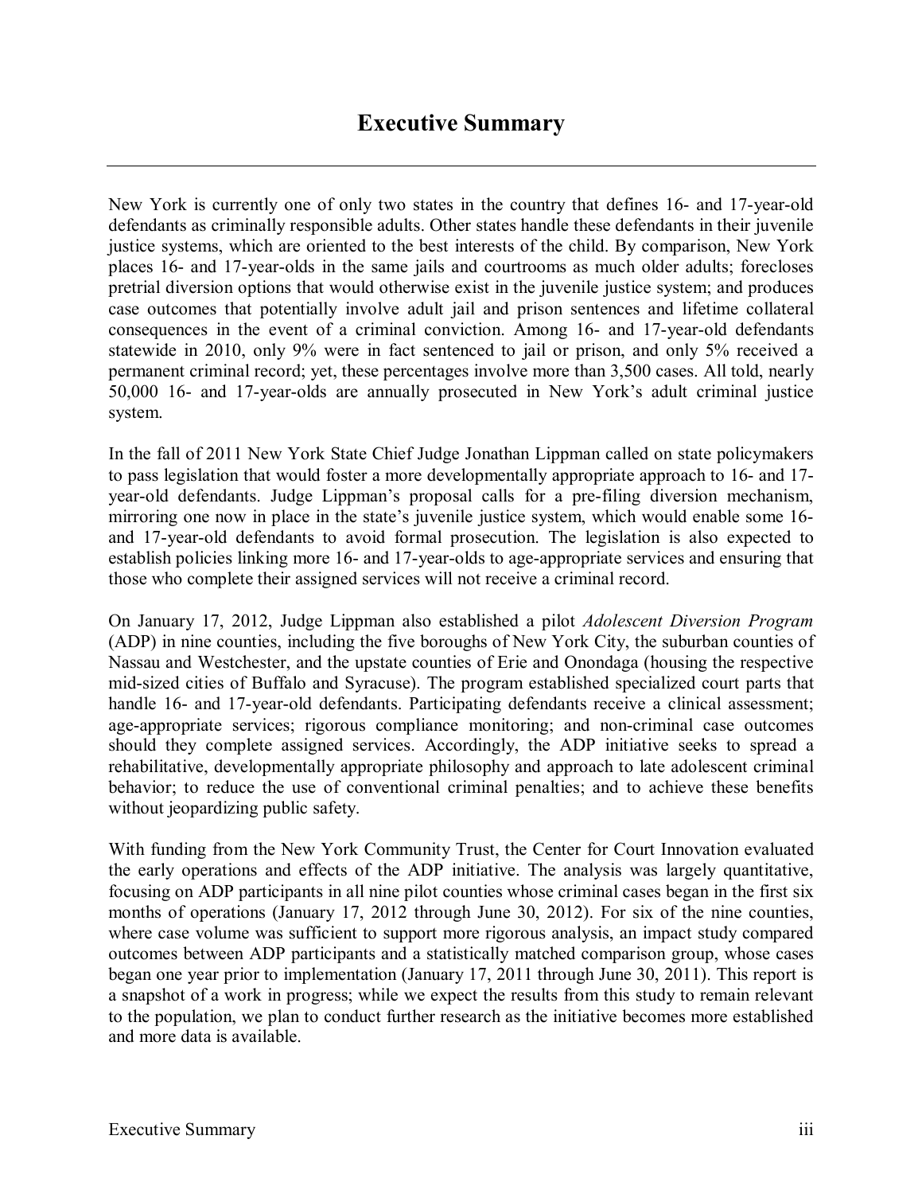# Executive Summary

New York is currently one of only two states in the country that defines 16- and 17-year-old defendants as criminally responsible adults. Other states handle these defendants in their juvenile justice systems, which are oriented to the best interests of the child. By comparison, New York places 16- and 17-year-olds in the same jails and courtrooms as much older adults; forecloses pretrial diversion options that would otherwise exist in the juvenile justice system; and produces case outcomes that potentially involve adult jail and prison sentences and lifetime collateral consequences in the event of a criminal conviction. Among 16- and 17-year-old defendants statewide in 2010, only 9% were in fact sentenced to jail or prison, and only 5% received a permanent criminal record; yet, these percentages involve more than 3,500 cases. All told, nearly 50,000 16- and 17-year-olds are annually prosecuted in New York's adult criminal justice system.

In the fall of 2011 New York State Chief Judge Jonathan Lippman called on state policymakers to pass legislation that would foster a more developmentally appropriate approach to 16- and 17-year-old defendants. Judge Lippman's proposal calls for a pre-filing diversion mechanism, mirroring one now in place in the state's juvenile justice system, which would enable some 16- and 17-year-old defendants to avoid formal prosecution. The legislation is also expected to establish policies linking more 16- and 17-year-olds to age-appropriate services and ensuring that those who complete their assigned services will not receive a criminal record.

On January 17, 2012, Judge Lippman also established a pilot *Adolescent Diversion Program* (ADP) in nine counties, including the five boroughs of New York City, the suburban counties of Nassau and Westchester, and the upstate counties of Erie and Onondaga (housing the respective mid-sized cities of Buffalo and Syracuse). The program established specialized court parts that handle 16- and 17-year-old defendants. Participating defendants receive a clinical assessment; age-appropriate services; rigorous compliance monitoring; and non-criminal case outcomes should they complete assigned services. Accordingly, the ADP initiative seeks to spread a rehabilitative, developmentally appropriate philosophy and approach to late adolescent criminal behavior; to reduce the use of conventional criminal penalties; and to achieve these benefits without jeopardizing public safety.

With funding from the New York Community Trust, the Center for Court Innovation evaluated the early operations and effects of the ADP initiative. The analysis was largely quantitative, focusing on ADP participants in all nine pilot counties whose criminal cases began in the first six months of operations (January 17, 2012 through June 30, 2012). For six of the nine counties, where case volume was sufficient to support more rigorous analysis, an impact study compared outcomes between ADP participants and a statistically matched comparison group, whose cases began one year prior to implementation (January 17, 2011 through June 30, 2011). This report is a snapshot of a work in progress; while we expect the results from this study to remain relevant to the population, we plan to conduct further research as the initiative becomes more established and more data is available.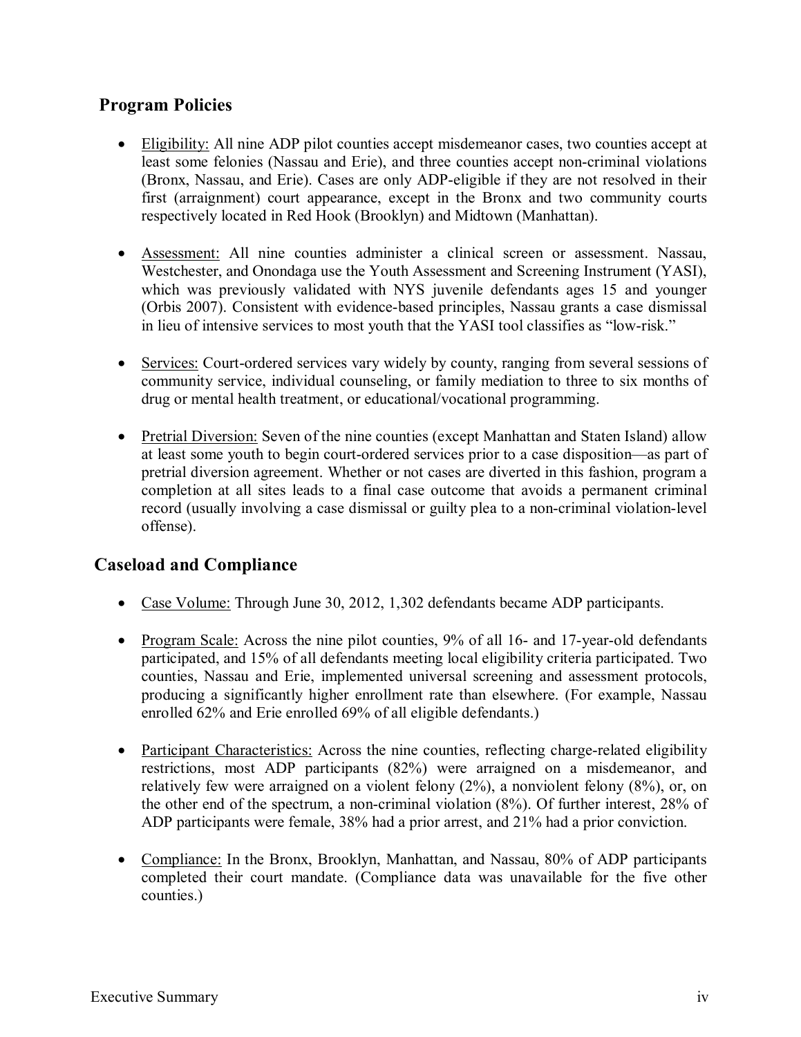## Program Policies

- Eligibility: All nine ADP pilot counties accept misdemeanor cases, two counties accept at least some felonies (Nassau and Erie), and three counties accept non-criminal violations (Bronx, Nassau, and Erie). Cases are only ADP-eligible if they are not resolved in their first (arraignment) court appearance, except in the Bronx and two community courts respectively located in Red Hook (Brooklyn) and Midtown (Manhattan).

- Assessment: All nine counties administer a clinical screen or assessment. Nassau, Westchester, and Onondaga use the Youth Assessment and Screening Instrument (YASI), which was previously validated with NYS juvenile defendants ages 15 and younger (Orbis 2007). Consistent with evidence-based principles, Nassau grants a case dismissal in lieu of intensive services to most youth that the YASI tool classifies as "low-risk."

- Services: Court-ordered services vary widely by county, ranging from several sessions of community service, individual counseling, or family mediation to three to six months of drug or mental health treatment, or educational/vocational programming.

- Pretrial Diversion: Seven of the nine counties (except Manhattan and Staten Island) allow at least some youth to begin court-ordered services prior to a case disposition—as part of pretrial diversion agreement. Whether or not cases are diverted in this fashion, program a completion at all sites leads to a final case outcome that avoids a permanent criminal record (usually involving a case dismissal or guilty plea to a non-criminal violation-level offense).

## Caseload and Compliance

- Case Volume: Through June 30, 2012, 1,302 defendants became ADP participants.

- Program Scale: Across the nine pilot counties, 9% of all 16- and 17-year-old defendants participated, and 15% of all defendants meeting local eligibility criteria participated. Two counties, Nassau and Erie, implemented universal screening and assessment protocols, producing a significantly higher enrollment rate than elsewhere. (For example, Nassau enrolled 62% and Erie enrolled 69% of all eligible defendants.)

- Participant Characteristics: Across the nine counties, reflecting charge-related eligibility restrictions, most ADP participants (82%) were arraigned on a misdemeanor, and relatively few were arraigned on a violent felony (2%), a nonviolent felony (8%), or, on the other end of the spectrum, a non-criminal violation (8%). Of further interest, 28% of ADP participants were female, 38% had a prior arrest, and 21% had a prior conviction.

- Compliance: In the Bronx, Brooklyn, Manhattan, and Nassau, 80% of ADP participants completed their court mandate. (Compliance data was unavailable for the five other counties.)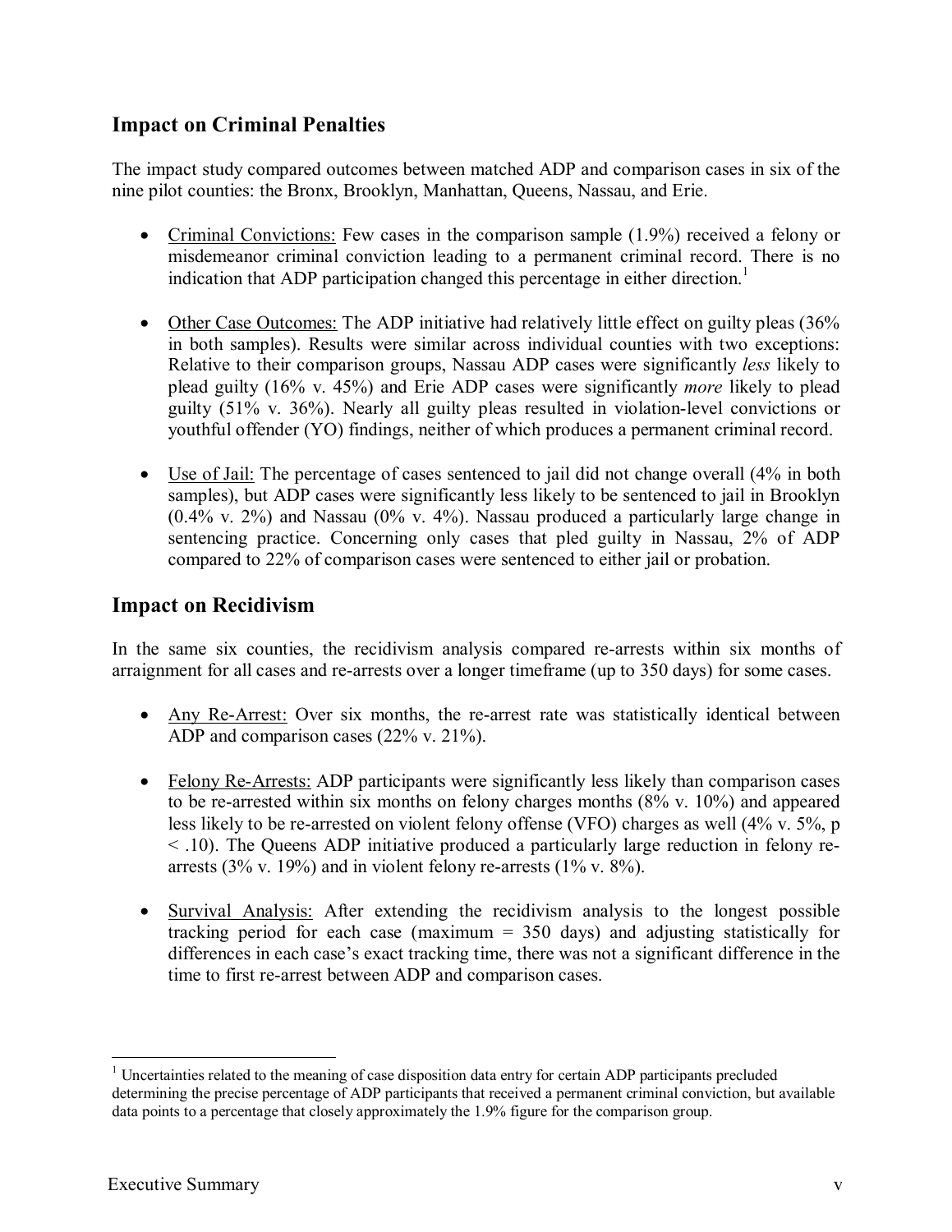## Impact on Criminal Penalties

The impact study compared outcomes between matched ADP and comparison cases in six of the nine pilot counties: the Bronx, Brooklyn, Manhattan, Queens, Nassau, and Erie.

- Criminal Convictions: Few cases in the comparison sample (1.9%) received a felony or misdemeanor criminal conviction leading to a permanent criminal record. There is no indication that ADP participation changed this percentage in either direction.[1]

- Other Case Outcomes: The ADP initiative had relatively little effect on guilty pleas (36% in both samples). Results were similar across individual counties with two exceptions: Relative to their comparison groups, Nassau ADP cases were significantly *less* likely to plead guilty (16% v. 45%) and Erie ADP cases were significantly *more* likely to plead guilty (51% v. 36%). Nearly all guilty pleas resulted in violation-level convictions or youthful offender (YO) findings, neither of which produces a permanent criminal record.

- Use of Jail: The percentage of cases sentenced to jail did not change overall (4% in both samples), but ADP cases were significantly less likely to be sentenced to jail in Brooklyn (0.4% v. 2%) and Nassau (0% v. 4%). Nassau produced a particularly large change in sentencing practice. Concerning only cases that pled guilty in Nassau, 2% of ADP compared to 22% of comparison cases were sentenced to either jail or probation.

## Impact on Recidivism

In the same six counties, the recidivism analysis compared re-arrests within six months of arraignment for all cases and re-arrests over a longer timeframe (up to 350 days) for some cases.

- Any Re-Arrest: Over six months, the re-arrest rate was statistically identical between ADP and comparison cases (22% v. 21%).

- Felony Re-Arrests: ADP participants were significantly less likely than comparison cases to be re-arrested within six months on felony charges months (8% v. 10%) and appeared less likely to be re-arrested on violent felony offense (VFO) charges as well (4% v. 5%, $p < .10$). The Queens ADP initiative produced a particularly large reduction in felony re-arrests (3% v. 19%) and in violent felony re-arrests (1% v. 8%).

- Survival Analysis: After extending the recidivism analysis to the longest possible tracking period for each case (maximum = 350 days) and adjusting statistically for differences in each case's exact tracking time, there was not a significant difference in the time to first re-arrest between ADP and comparison cases.

---

[1] Uncertainties related to the meaning of case disposition data entry for certain ADP participants precluded determining the precise percentage of ADP participants that received a permanent criminal conviction, but available data points to a percentage that closely approximately the 1.9% figure for the comparison group.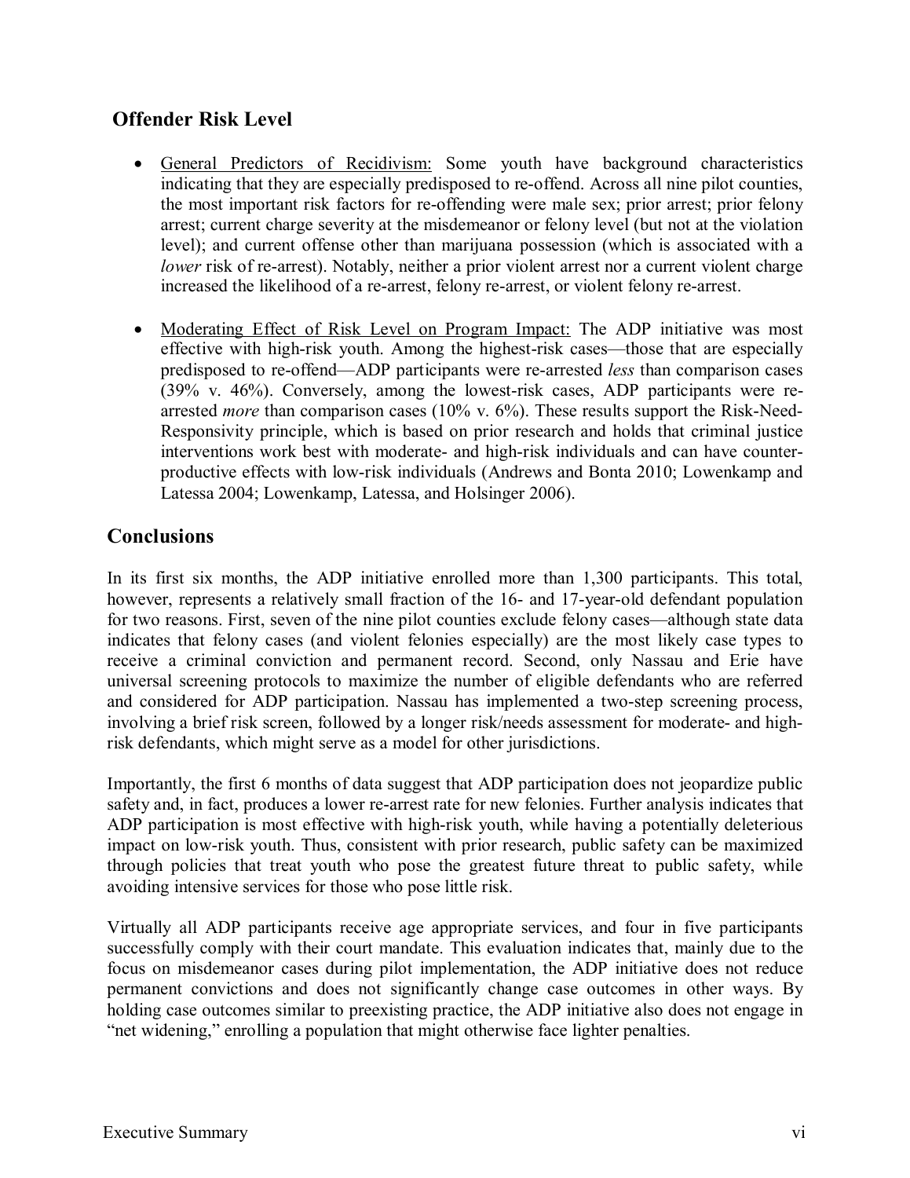## Offender Risk Level

- General Predictors of Recidivism: Some youth have background characteristics indicating that they are especially predisposed to re-offend. Across all nine pilot counties, the most important risk factors for re-offending were male sex; prior arrest; prior felony arrest; current charge severity at the misdemeanor or felony level (but not at the violation level); and current offense other than marijuana possession (which is associated with a *lower* risk of re-arrest). Notably, neither a prior violent arrest nor a current violent charge increased the likelihood of a re-arrest, felony re-arrest, or violent felony re-arrest.

- Moderating Effect of Risk Level on Program Impact: The ADP initiative was most effective with high-risk youth. Among the highest-risk cases—those that are especially predisposed to re-offend—ADP participants were re-arrested *less* than comparison cases (39% v. 46%). Conversely, among the lowest-risk cases, ADP participants were re-arrested *more* than comparison cases (10% v. 6%). These results support the Risk-Need-Responsivity principle, which is based on prior research and holds that criminal justice interventions work best with moderate- and high-risk individuals and can have counter-productive effects with low-risk individuals (Andrews and Bonta 2010; Lowenkamp and Latessa 2004; Lowenkamp, Latessa, and Holsinger 2006).

## Conclusions

In its first six months, the ADP initiative enrolled more than 1,300 participants. This total, however, represents a relatively small fraction of the 16- and 17-year-old defendant population for two reasons. First, seven of the nine pilot counties exclude felony cases—although state data indicates that felony cases (and violent felonies especially) are the most likely case types to receive a criminal conviction and permanent record. Second, only Nassau and Erie have universal screening protocols to maximize the number of eligible defendants who are referred and considered for ADP participation. Nassau has implemented a two-step screening process, involving a brief risk screen, followed by a longer risk/needs assessment for moderate- and high-risk defendants, which might serve as a model for other jurisdictions.

Importantly, the first 6 months of data suggest that ADP participation does not jeopardize public safety and, in fact, produces a lower re-arrest rate for new felonies. Further analysis indicates that ADP participation is most effective with high-risk youth, while having a potentially deleterious impact on low-risk youth. Thus, consistent with prior research, public safety can be maximized through policies that treat youth who pose the greatest future threat to public safety, while avoiding intensive services for those who pose little risk.

Virtually all ADP participants receive age appropriate services, and four in five participants successfully comply with their court mandate. This evaluation indicates that, mainly due to the focus on misdemeanor cases during pilot implementation, the ADP initiative does not reduce permanent convictions and does not significantly change case outcomes in other ways. By holding case outcomes similar to preexisting practice, the ADP initiative also does not engage in "net widening," enrolling a population that might otherwise face lighter penalties.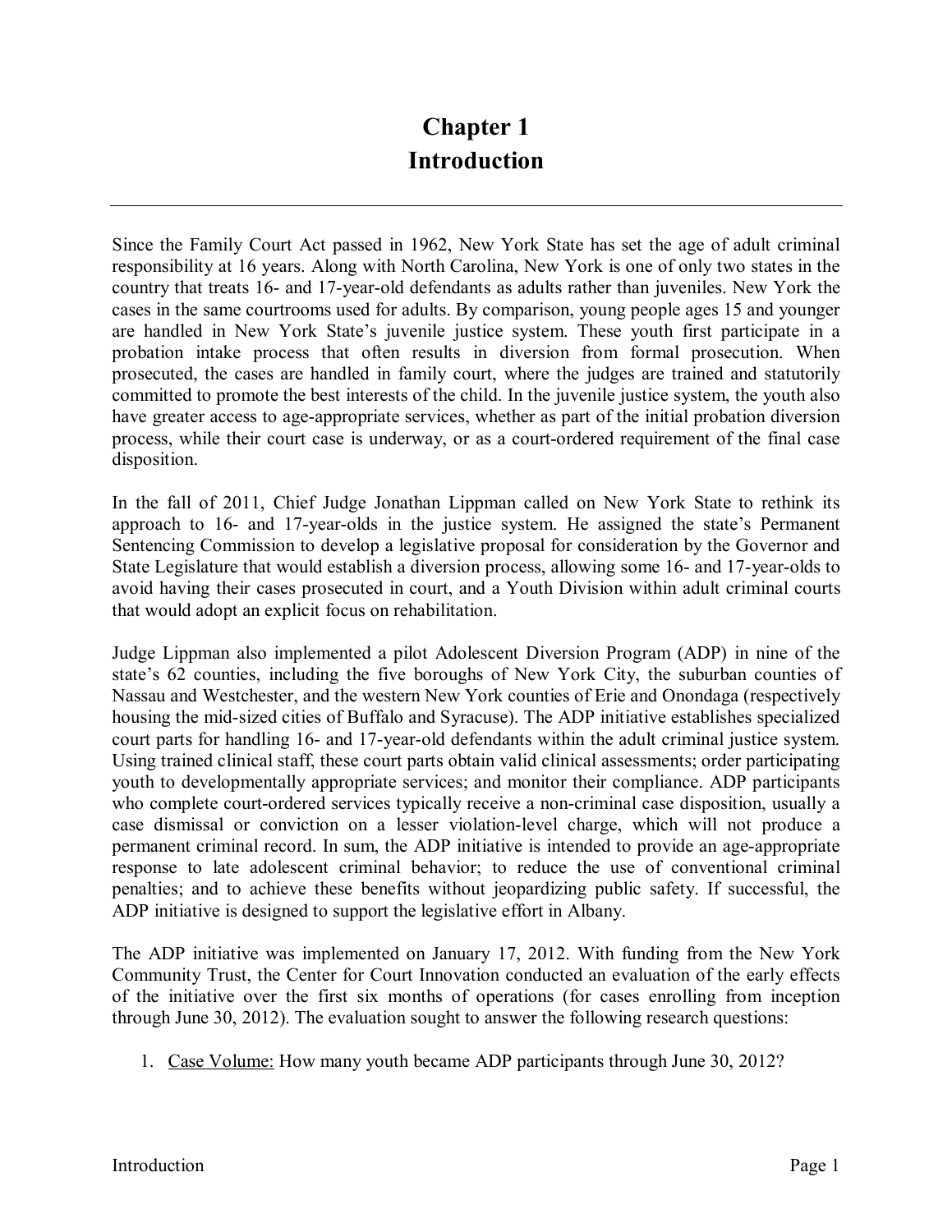# Chapter 1
# Introduction

Since the Family Court Act passed in 1962, New York State has set the age of adult criminal responsibility at 16 years. Along with North Carolina, New York is one of only two states in the country that treats 16- and 17-year-old defendants as adults rather than juveniles. New York the cases in the same courtrooms used for adults. By comparison, young people ages 15 and younger are handled in New York State's juvenile justice system. These youth first participate in a probation intake process that often results in diversion from formal prosecution. When prosecuted, the cases are handled in family court, where the judges are trained and statutorily committed to promote the best interests of the child. In the juvenile justice system, the youth also have greater access to age-appropriate services, whether as part of the initial probation diversion process, while their court case is underway, or as a court-ordered requirement of the final case disposition.

In the fall of 2011, Chief Judge Jonathan Lippman called on New York State to rethink its approach to 16- and 17-year-olds in the justice system. He assigned the state's Permanent Sentencing Commission to develop a legislative proposal for consideration by the Governor and State Legislature that would establish a diversion process, allowing some 16- and 17-year-olds to avoid having their cases prosecuted in court, and a Youth Division within adult criminal courts that would adopt an explicit focus on rehabilitation.

Judge Lippman also implemented a pilot Adolescent Diversion Program (ADP) in nine of the state's 62 counties, including the five boroughs of New York City, the suburban counties of Nassau and Westchester, and the western New York counties of Erie and Onondaga (respectively housing the mid-sized cities of Buffalo and Syracuse). The ADP initiative establishes specialized court parts for handling 16- and 17-year-old defendants within the adult criminal justice system. Using trained clinical staff, these court parts obtain valid clinical assessments; order participating youth to developmentally appropriate services; and monitor their compliance. ADP participants who complete court-ordered services typically receive a non-criminal case disposition, usually a case dismissal or conviction on a lesser violation-level charge, which will not produce a permanent criminal record. In sum, the ADP initiative is intended to provide an age-appropriate response to late adolescent criminal behavior; to reduce the use of conventional criminal penalties; and to achieve these benefits without jeopardizing public safety. If successful, the ADP initiative is designed to support the legislative effort in Albany.

The ADP initiative was implemented on January 17, 2012. With funding from the New York Community Trust, the Center for Court Innovation conducted an evaluation of the early effects of the initiative over the first six months of operations (for cases enrolling from inception through June 30, 2012). The evaluation sought to answer the following research questions:

1. Case Volume: How many youth became ADP participants through June 30, 2012?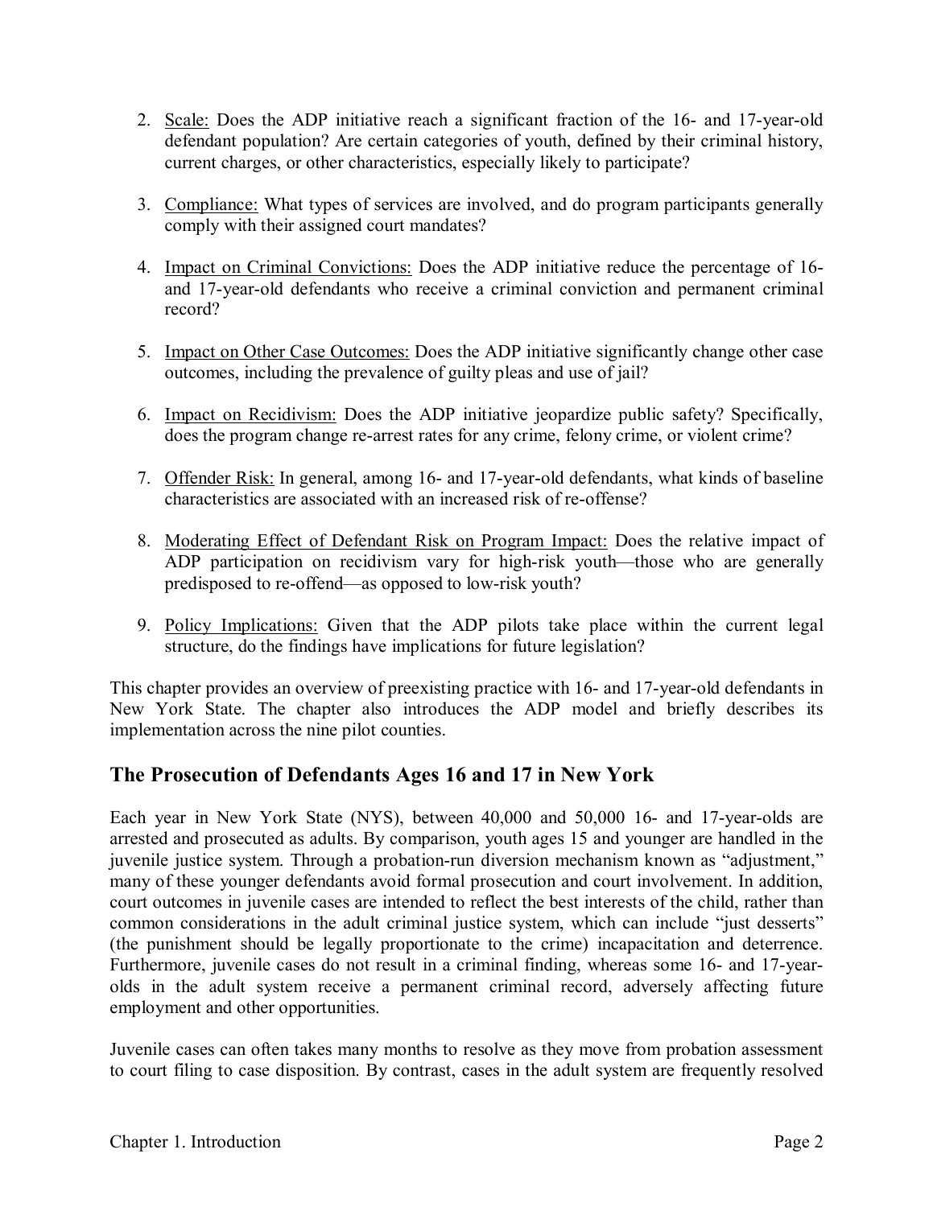2. Scale: Does the ADP initiative reach a significant fraction of the 16- and 17-year-old defendant population? Are certain categories of youth, defined by their criminal history, current charges, or other characteristics, especially likely to participate?

3. Compliance: What types of services are involved, and do program participants generally comply with their assigned court mandates?

4. Impact on Criminal Convictions: Does the ADP initiative reduce the percentage of 16- and 17-year-old defendants who receive a criminal conviction and permanent criminal record?

5. Impact on Other Case Outcomes: Does the ADP initiative significantly change other case outcomes, including the prevalence of guilty pleas and use of jail?

6. Impact on Recidivism: Does the ADP initiative jeopardize public safety? Specifically, does the program change re-arrest rates for any crime, felony crime, or violent crime?

7. Offender Risk: In general, among 16- and 17-year-old defendants, what kinds of baseline characteristics are associated with an increased risk of re-offense?

8. Moderating Effect of Defendant Risk on Program Impact: Does the relative impact of ADP participation on recidivism vary for high-risk youth—those who are generally predisposed to re-offend—as opposed to low-risk youth?

9. Policy Implications: Given that the ADP pilots take place within the current legal structure, do the findings have implications for future legislation?

This chapter provides an overview of preexisting practice with 16- and 17-year-old defendants in New York State. The chapter also introduces the ADP model and briefly describes its implementation across the nine pilot counties.

## The Prosecution of Defendants Ages 16 and 17 in New York

Each year in New York State (NYS), between 40,000 and 50,000 16- and 17-year-olds are arrested and prosecuted as adults. By comparison, youth ages 15 and younger are handled in the juvenile justice system. Through a probation-run diversion mechanism known as "adjustment," many of these younger defendants avoid formal prosecution and court involvement. In addition, court outcomes in juvenile cases are intended to reflect the best interests of the child, rather than common considerations in the adult criminal justice system, which can include "just desserts" (the punishment should be legally proportionate to the crime) incapacitation and deterrence. Furthermore, juvenile cases do not result in a criminal finding, whereas some 16- and 17-year-olds in the adult system receive a permanent criminal record, adversely affecting future employment and other opportunities.

Juvenile cases can often takes many months to resolve as they move from probation assessment to court filing to case disposition. By contrast, cases in the adult system are frequently resolved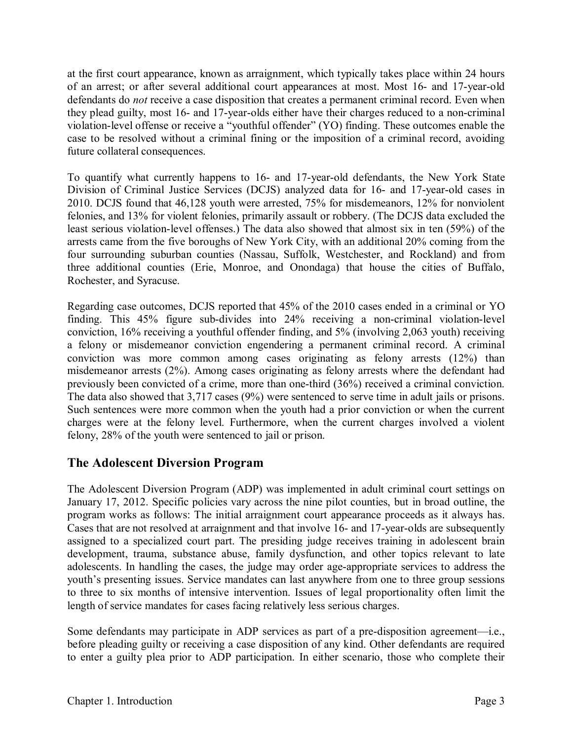at the first court appearance, known as arraignment, which typically takes place within 24 hours of an arrest; or after several additional court appearances at most. Most 16- and 17-year-old defendants do *not* receive a case disposition that creates a permanent criminal record. Even when they plead guilty, most 16- and 17-year-olds either have their charges reduced to a non-criminal violation-level offense or receive a "youthful offender" (YO) finding. These outcomes enable the case to be resolved without a criminal fining or the imposition of a criminal record, avoiding future collateral consequences.

To quantify what currently happens to 16- and 17-year-old defendants, the New York State Division of Criminal Justice Services (DCJS) analyzed data for 16- and 17-year-old cases in 2010. DCJS found that 46,128 youth were arrested, 75% for misdemeanors, 12% for nonviolent felonies, and 13% for violent felonies, primarily assault or robbery. (The DCJS data excluded the least serious violation-level offenses.) The data also showed that almost six in ten (59%) of the arrests came from the five boroughs of New York City, with an additional 20% coming from the four surrounding suburban counties (Nassau, Suffolk, Westchester, and Rockland) and from three additional counties (Erie, Monroe, and Onondaga) that house the cities of Buffalo, Rochester, and Syracuse.

Regarding case outcomes, DCJS reported that 45% of the 2010 cases ended in a criminal or YO finding. This 45% figure sub-divides into 24% receiving a non-criminal violation-level conviction, 16% receiving a youthful offender finding, and 5% (involving 2,063 youth) receiving a felony or misdemeanor conviction engendering a permanent criminal record. A criminal conviction was more common among cases originating as felony arrests (12%) than misdemeanor arrests (2%). Among cases originating as felony arrests where the defendant had previously been convicted of a crime, more than one-third (36%) received a criminal conviction. The data also showed that 3,717 cases (9%) were sentenced to serve time in adult jails or prisons. Such sentences were more common when the youth had a prior conviction or when the current charges were at the felony level. Furthermore, when the current charges involved a violent felony, 28% of the youth were sentenced to jail or prison.

## The Adolescent Diversion Program

The Adolescent Diversion Program (ADP) was implemented in adult criminal court settings on January 17, 2012. Specific policies vary across the nine pilot counties, but in broad outline, the program works as follows: The initial arraignment court appearance proceeds as it always has. Cases that are not resolved at arraignment and that involve 16- and 17-year-olds are subsequently assigned to a specialized court part. The presiding judge receives training in adolescent brain development, trauma, substance abuse, family dysfunction, and other topics relevant to late adolescents. In handling the cases, the judge may order age-appropriate services to address the youth's presenting issues. Service mandates can last anywhere from one to three group sessions to three to six months of intensive intervention. Issues of legal proportionality often limit the length of service mandates for cases facing relatively less serious charges.

Some defendants may participate in ADP services as part of a pre-disposition agreement—i.e., before pleading guilty or receiving a case disposition of any kind. Other defendants are required to enter a guilty plea prior to ADP participation. In either scenario, those who complete their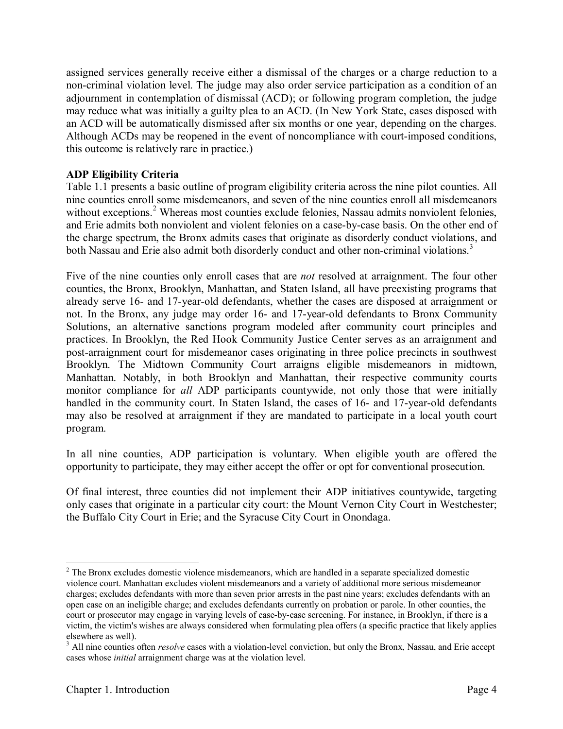assigned services generally receive either a dismissal of the charges or a charge reduction to a non-criminal violation level. The judge may also order service participation as a condition of an adjournment in contemplation of dismissal (ACD); or following program completion, the judge may reduce what was initially a guilty plea to an ACD. (In New York State, cases disposed with an ACD will be automatically dismissed after six months or one year, depending on the charges. Although ACDs may be reopened in the event of noncompliance with court-imposed conditions, this outcome is relatively rare in practice.)

**ADP Eligibility Criteria**

Table 1.1 presents a basic outline of program eligibility criteria across the nine pilot counties. All nine counties enroll some misdemeanors, and seven of the nine counties enroll all misdemeanors without exceptions.[2] Whereas most counties exclude felonies, Nassau admits nonviolent felonies, and Erie admits both nonviolent and violent felonies on a case-by-case basis. On the other end of the charge spectrum, the Bronx admits cases that originate as disorderly conduct violations, and both Nassau and Erie also admit both disorderly conduct and other non-criminal violations.[3]

Five of the nine counties only enroll cases that are *not* resolved at arraignment. The four other counties, the Bronx, Brooklyn, Manhattan, and Staten Island, all have preexisting programs that already serve 16- and 17-year-old defendants, whether the cases are disposed at arraignment or not. In the Bronx, any judge may order 16- and 17-year-old defendants to Bronx Community Solutions, an alternative sanctions program modeled after community court principles and practices. In Brooklyn, the Red Hook Community Justice Center serves as an arraignment and post-arraignment court for misdemeanor cases originating in three police precincts in southwest Brooklyn. The Midtown Community Court arraigns eligible misdemeanors in midtown, Manhattan. Notably, in both Brooklyn and Manhattan, their respective community courts monitor compliance for *all* ADP participants countywide, not only those that were initially handled in the community court. In Staten Island, the cases of 16- and 17-year-old defendants may also be resolved at arraignment if they are mandated to participate in a local youth court program.

In all nine counties, ADP participation is voluntary. When eligible youth are offered the opportunity to participate, they may either accept the offer or opt for conventional prosecution.

Of final interest, three counties did not implement their ADP initiatives countywide, targeting only cases that originate in a particular city court: the Mount Vernon City Court in Westchester; the Buffalo City Court in Erie; and the Syracuse City Court in Onondaga.

---

[2] The Bronx excludes domestic violence misdemeanors, which are handled in a separate specialized domestic violence court. Manhattan excludes violent misdemeanors and a variety of additional more serious misdemeanor charges; excludes defendants with more than seven prior arrests in the past nine years; excludes defendants with an open case on an ineligible charge; and excludes defendants currently on probation or parole. In other counties, the court or prosecutor may engage in varying levels of case-by-case screening. For instance, in Brooklyn, if there is a victim, the victim's wishes are always considered when formulating plea offers (a specific practice that likely applies elsewhere as well).

[3] All nine counties often *resolve* cases with a violation-level conviction, but only the Bronx, Nassau, and Erie accept cases whose *initial* arraignment charge was at the violation level.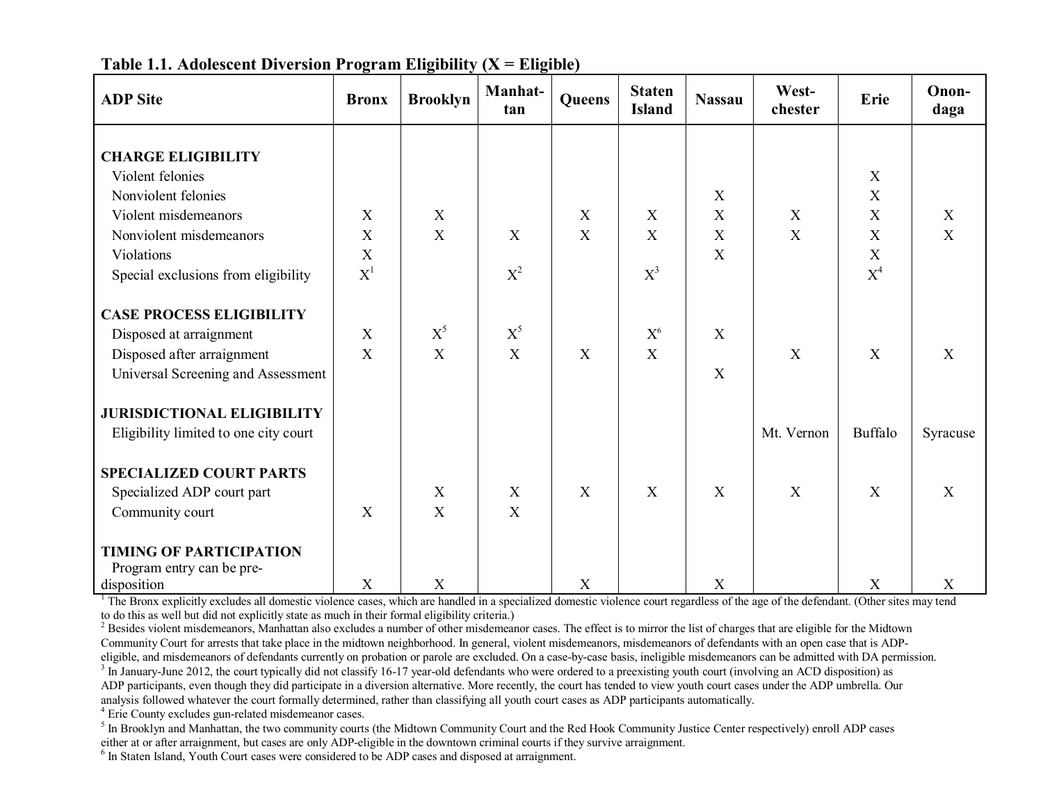**Table 1.1. Adolescent Diversion Program Eligibility (X = Eligible)**

| ADP Site | Bronx | Brooklyn | Manhattan | Queens | Staten Island | Nassau | Westchester | Erie | Onondaga |
|---|---|---|---|---|---|---|---|---|---|
| **CHARGE ELIGIBILITY** | | | | | | | | | |
| Violent felonies | | | | | | | | X | |
| Nonviolent felonies | | | | | | X | | X | |
| Violent misdemeanors | X | X | | X | X | X | X | X | X |
| Nonviolent misdemeanors | X | X | X | X | X | X | X | X | X |
| Violations | X | | | | | X | | X | |
| Special exclusions from eligibility | X[1] | | X[2] | | X[3] | | | X[4] | |
| **CASE PROCESS ELIGIBILITY** | | | | | | | | | |
| Disposed at arraignment | X | X[5] | X[5] | | X[6] | X | | | |
| Disposed after arraignment | X | X | X | X | X | | X | X | X |
| Universal Screening and Assessment | | | | | | X | | | |
| **JURISDICTIONAL ELIGIBILITY** | | | | | | | | | |
| Eligibility limited to one city court | | | | | | | Mt. Vernon | Buffalo | Syracuse |
| **SPECIALIZED COURT PARTS** | | | | | | | | | |
| Specialized ADP court part | | X | X | X | X | X | X | X | X |
| Community court | X | X | X | | | | | | |
| **TIMING OF PARTICIPATION** | | | | | | | | | |
| Program entry can be pre-disposition | X | X | | X | | X | | X | X |

[1] The Bronx explicitly excludes all domestic violence cases, which are handled in a specialized domestic violence court regardless of the age of the defendant. (Other sites may tend to do this as well but did not explicitly state as much in their formal eligibility criteria.)

[2] Besides violent misdemeanors, Manhattan also excludes a number of other misdemeanor cases. The effect is to mirror the list of charges that are eligible for the Midtown Community Court for arrests that take place in the midtown neighborhood. In general, violent misdemeanors, misdemeanors of defendants with an open case that is ADP-eligible, and misdemeanors of defendants currently on probation or parole are excluded. On a case-by-case basis, ineligible misdemeanors can be admitted with DA permission.

[3] In January-June 2012, the court typically did not classify 16-17 year-old defendants who were ordered to a preexisting youth court (involving an ACD disposition) as ADP participants, even though they did participate in a diversion alternative. More recently, the court has tended to view youth court cases under the ADP umbrella. Our analysis followed whatever the court formally determined, rather than classifying all youth court cases as ADP participants automatically.

[4] Erie County excludes gun-related misdemeanor cases.

[5] In Brooklyn and Manhattan, the two community courts (the Midtown Community Court and the Red Hook Community Justice Center respectively) enroll ADP cases either at or after arraignment, but cases are only ADP-eligible in the downtown criminal courts if they survive arraignment.

[6] In Staten Island, Youth Court cases were considered to be ADP cases and disposed at arraignment.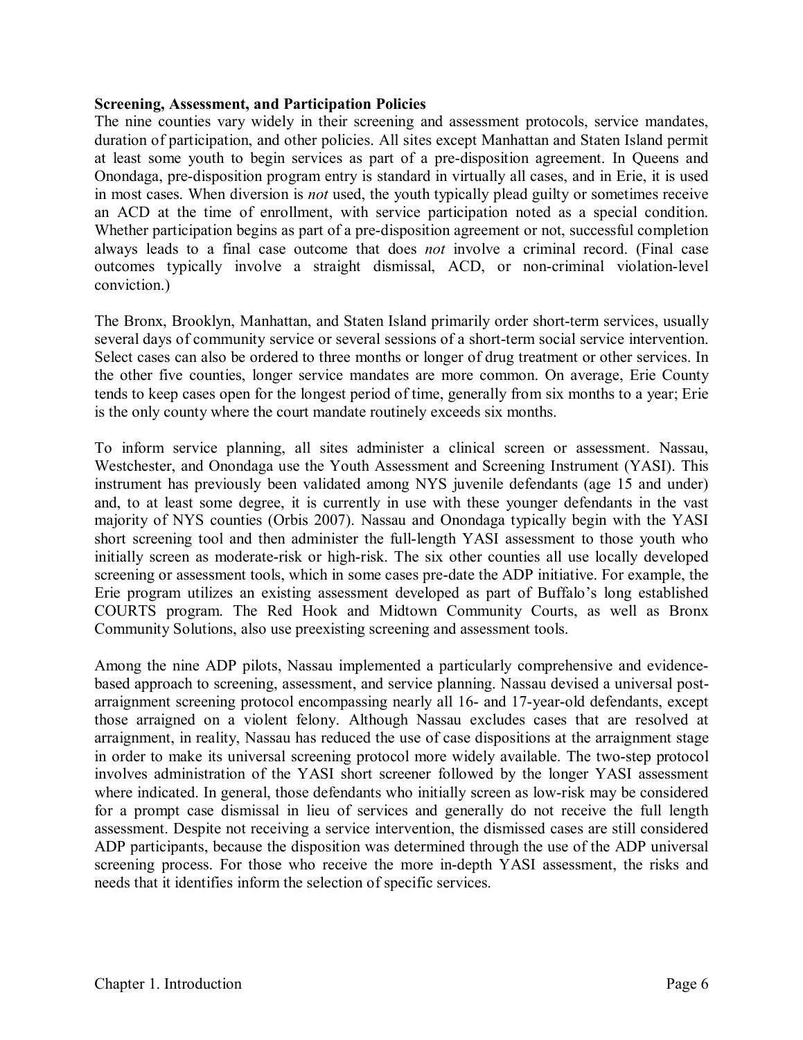**Screening, Assessment, and Participation Policies**

The nine counties vary widely in their screening and assessment protocols, service mandates, duration of participation, and other policies. All sites except Manhattan and Staten Island permit at least some youth to begin services as part of a pre-disposition agreement. In Queens and Onondaga, pre-disposition program entry is standard in virtually all cases, and in Erie, it is used in most cases. When diversion is *not* used, the youth typically plead guilty or sometimes receive an ACD at the time of enrollment, with service participation noted as a special condition. Whether participation begins as part of a pre-disposition agreement or not, successful completion always leads to a final case outcome that does *not* involve a criminal record. (Final case outcomes typically involve a straight dismissal, ACD, or non-criminal violation-level conviction.)

The Bronx, Brooklyn, Manhattan, and Staten Island primarily order short-term services, usually several days of community service or several sessions of a short-term social service intervention. Select cases can also be ordered to three months or longer of drug treatment or other services. In the other five counties, longer service mandates are more common. On average, Erie County tends to keep cases open for the longest period of time, generally from six months to a year; Erie is the only county where the court mandate routinely exceeds six months.

To inform service planning, all sites administer a clinical screen or assessment. Nassau, Westchester, and Onondaga use the Youth Assessment and Screening Instrument (YASI). This instrument has previously been validated among NYS juvenile defendants (age 15 and under) and, to at least some degree, it is currently in use with these younger defendants in the vast majority of NYS counties (Orbis 2007). Nassau and Onondaga typically begin with the YASI short screening tool and then administer the full-length YASI assessment to those youth who initially screen as moderate-risk or high-risk. The six other counties all use locally developed screening or assessment tools, which in some cases pre-date the ADP initiative. For example, the Erie program utilizes an existing assessment developed as part of Buffalo's long established COURTS program. The Red Hook and Midtown Community Courts, as well as Bronx Community Solutions, also use preexisting screening and assessment tools.

Among the nine ADP pilots, Nassau implemented a particularly comprehensive and evidence-based approach to screening, assessment, and service planning. Nassau devised a universal post-arraignment screening protocol encompassing nearly all 16- and 17-year-old defendants, except those arraigned on a violent felony. Although Nassau excludes cases that are resolved at arraignment, in reality, Nassau has reduced the use of case dispositions at the arraignment stage in order to make its universal screening protocol more widely available. The two-step protocol involves administration of the YASI short screener followed by the longer YASI assessment where indicated. In general, those defendants who initially screen as low-risk may be considered for a prompt case dismissal in lieu of services and generally do not receive the full length assessment. Despite not receiving a service intervention, the dismissed cases are still considered ADP participants, because the disposition was determined through the use of the ADP universal screening process. For those who receive the more in-depth YASI assessment, the risks and needs that it identifies inform the selection of specific services.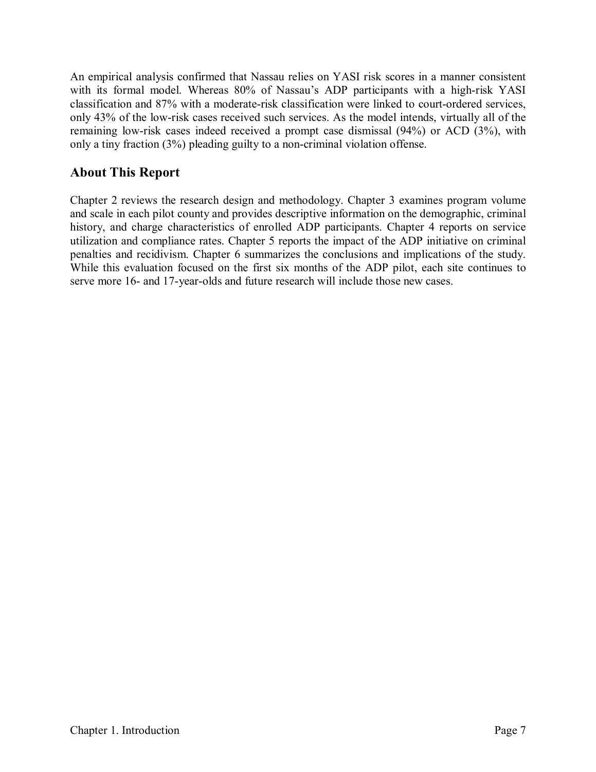An empirical analysis confirmed that Nassau relies on YASI risk scores in a manner consistent with its formal model. Whereas 80% of Nassau's ADP participants with a high-risk YASI classification and 87% with a moderate-risk classification were linked to court-ordered services, only 43% of the low-risk cases received such services. As the model intends, virtually all of the remaining low-risk cases indeed received a prompt case dismissal (94%) or ACD (3%), with only a tiny fraction (3%) pleading guilty to a non-criminal violation offense.

## About This Report

Chapter 2 reviews the research design and methodology. Chapter 3 examines program volume and scale in each pilot county and provides descriptive information on the demographic, criminal history, and charge characteristics of enrolled ADP participants. Chapter 4 reports on service utilization and compliance rates. Chapter 5 reports the impact of the ADP initiative on criminal penalties and recidivism. Chapter 6 summarizes the conclusions and implications of the study. While this evaluation focused on the first six months of the ADP pilot, each site continues to serve more 16- and 17-year-olds and future research will include those new cases.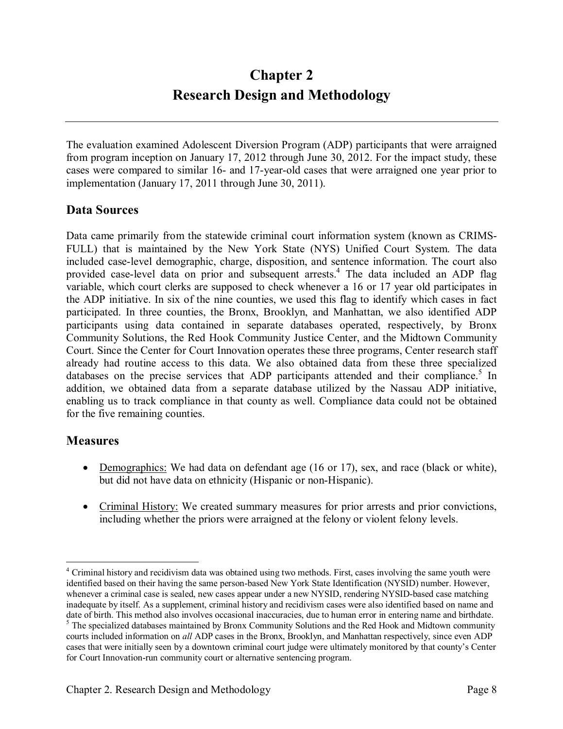# Chapter 2
# Research Design and Methodology

The evaluation examined Adolescent Diversion Program (ADP) participants that were arraigned from program inception on January 17, 2012 through June 30, 2012. For the impact study, these cases were compared to similar 16- and 17-year-old cases that were arraigned one year prior to implementation (January 17, 2011 through June 30, 2011).

## Data Sources

Data came primarily from the statewide criminal court information system (known as CRIMS-FULL) that is maintained by the New York State (NYS) Unified Court System. The data included case-level demographic, charge, disposition, and sentence information. The court also provided case-level data on prior and subsequent arrests.[4] The data included an ADP flag variable, which court clerks are supposed to check whenever a 16 or 17 year old participates in the ADP initiative. In six of the nine counties, we used this flag to identify which cases in fact participated. In three counties, the Bronx, Brooklyn, and Manhattan, we also identified ADP participants using data contained in separate databases operated, respectively, by Bronx Community Solutions, the Red Hook Community Justice Center, and the Midtown Community Court. Since the Center for Court Innovation operates these three programs, Center research staff already had routine access to this data. We also obtained data from these three specialized databases on the precise services that ADP participants attended and their compliance.[5] In addition, we obtained data from a separate database utilized by the Nassau ADP initiative, enabling us to track compliance in that county as well. Compliance data could not be obtained for the five remaining counties.

## Measures

- Demographics: We had data on defendant age (16 or 17), sex, and race (black or white), but did not have data on ethnicity (Hispanic or non-Hispanic).

- Criminal History: We created summary measures for prior arrests and prior convictions, including whether the priors were arraigned at the felony or violent felony levels.

---

[4] Criminal history and recidivism data was obtained using two methods. First, cases involving the same youth were identified based on their having the same person-based New York State Identification (NYSID) number. However, whenever a criminal case is sealed, new cases appear under a new NYSID, rendering NYSID-based case matching inadequate by itself. As a supplement, criminal history and recidivism cases were also identified based on name and date of birth. This method also involves occasional inaccuracies, due to human error in entering name and birthdate.

[5] The specialized databases maintained by Bronx Community Solutions and the Red Hook and Midtown community courts included information on *all* ADP cases in the Bronx, Brooklyn, and Manhattan respectively, since even ADP cases that were initially seen by a downtown criminal court judge were ultimately monitored by that county's Center for Court Innovation-run community court or alternative sentencing program.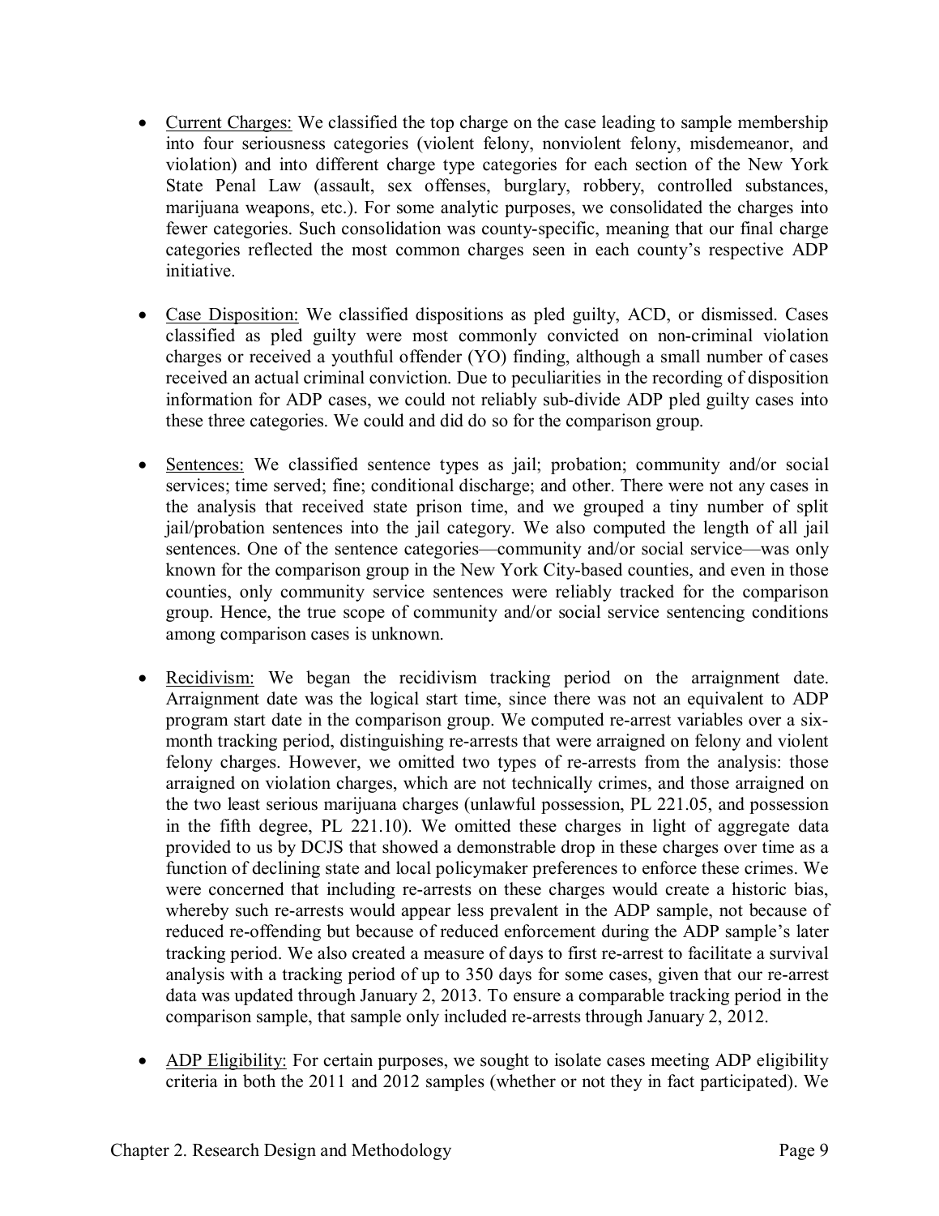- <u>Current Charges:</u> We classified the top charge on the case leading to sample membership into four seriousness categories (violent felony, nonviolent felony, misdemeanor, and violation) and into different charge type categories for each section of the New York State Penal Law (assault, sex offenses, burglary, robbery, controlled substances, marijuana weapons, etc.). For some analytic purposes, we consolidated the charges into fewer categories. Such consolidation was county-specific, meaning that our final charge categories reflected the most common charges seen in each county's respective ADP initiative.

- <u>Case Disposition:</u> We classified dispositions as pled guilty, ACD, or dismissed. Cases classified as pled guilty were most commonly convicted on non-criminal violation charges or received a youthful offender (YO) finding, although a small number of cases received an actual criminal conviction. Due to peculiarities in the recording of disposition information for ADP cases, we could not reliably sub-divide ADP pled guilty cases into these three categories. We could and did do so for the comparison group.

- <u>Sentences:</u> We classified sentence types as jail; probation; community and/or social services; time served; fine; conditional discharge; and other. There were not any cases in the analysis that received state prison time, and we grouped a tiny number of split jail/probation sentences into the jail category. We also computed the length of all jail sentences. One of the sentence categories—community and/or social service—was only known for the comparison group in the New York City-based counties, and even in those counties, only community service sentences were reliably tracked for the comparison group. Hence, the true scope of community and/or social service sentencing conditions among comparison cases is unknown.

- <u>Recidivism:</u> We began the recidivism tracking period on the arraignment date. Arraignment date was the logical start time, since there was not an equivalent to ADP program start date in the comparison group. We computed re-arrest variables over a six-month tracking period, distinguishing re-arrests that were arraigned on felony and violent felony charges. However, we omitted two types of re-arrests from the analysis: those arraigned on violation charges, which are not technically crimes, and those arraigned on the two least serious marijuana charges (unlawful possession, PL 221.05, and possession in the fifth degree, PL 221.10). We omitted these charges in light of aggregate data provided to us by DCJS that showed a demonstrable drop in these charges over time as a function of declining state and local policymaker preferences to enforce these crimes. We were concerned that including re-arrests on these charges would create a historic bias, whereby such re-arrests would appear less prevalent in the ADP sample, not because of reduced re-offending but because of reduced enforcement during the ADP sample's later tracking period. We also created a measure of days to first re-arrest to facilitate a survival analysis with a tracking period of up to 350 days for some cases, given that our re-arrest data was updated through January 2, 2013. To ensure a comparable tracking period in the comparison sample, that sample only included re-arrests through January 2, 2012.

- <u>ADP Eligibility:</u> For certain purposes, we sought to isolate cases meeting ADP eligibility criteria in both the 2011 and 2012 samples (whether or not they in fact participated). We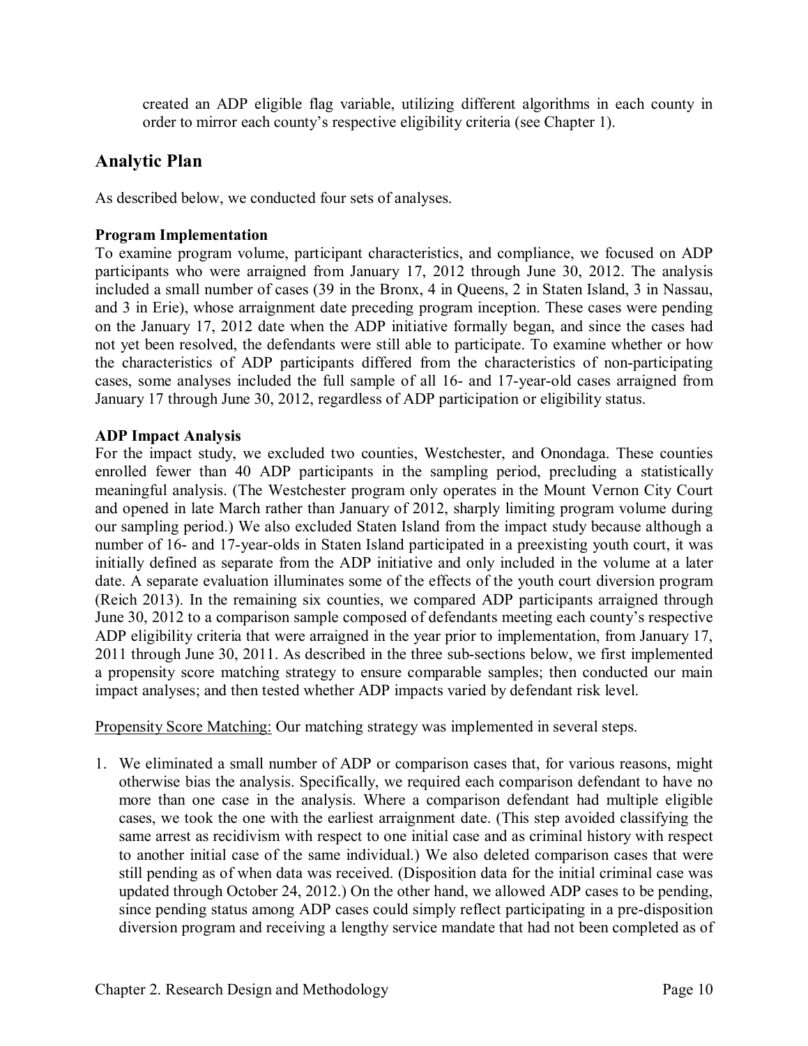created an ADP eligible flag variable, utilizing different algorithms in each county in order to mirror each county's respective eligibility criteria (see Chapter 1).

## Analytic Plan

As described below, we conducted four sets of analyses.

**Program Implementation**

To examine program volume, participant characteristics, and compliance, we focused on ADP participants who were arraigned from January 17, 2012 through June 30, 2012. The analysis included a small number of cases (39 in the Bronx, 4 in Queens, 2 in Staten Island, 3 in Nassau, and 3 in Erie), whose arraignment date preceding program inception. These cases were pending on the January 17, 2012 date when the ADP initiative formally began, and since the cases had not yet been resolved, the defendants were still able to participate. To examine whether or how the characteristics of ADP participants differed from the characteristics of non-participating cases, some analyses included the full sample of all 16- and 17-year-old cases arraigned from January 17 through June 30, 2012, regardless of ADP participation or eligibility status.

**ADP Impact Analysis**

For the impact study, we excluded two counties, Westchester, and Onondaga. These counties enrolled fewer than 40 ADP participants in the sampling period, precluding a statistically meaningful analysis. (The Westchester program only operates in the Mount Vernon City Court and opened in late March rather than January of 2012, sharply limiting program volume during our sampling period.) We also excluded Staten Island from the impact study because although a number of 16- and 17-year-olds in Staten Island participated in a preexisting youth court, it was initially defined as separate from the ADP initiative and only included in the volume at a later date. A separate evaluation illuminates some of the effects of the youth court diversion program (Reich 2013). In the remaining six counties, we compared ADP participants arraigned through June 30, 2012 to a comparison sample composed of defendants meeting each county's respective ADP eligibility criteria that were arraigned in the year prior to implementation, from January 17, 2011 through June 30, 2011. As described in the three sub-sections below, we first implemented a propensity score matching strategy to ensure comparable samples; then conducted our main impact analyses; and then tested whether ADP impacts varied by defendant risk level.

Propensity Score Matching: Our matching strategy was implemented in several steps.

1. We eliminated a small number of ADP or comparison cases that, for various reasons, might otherwise bias the analysis. Specifically, we required each comparison defendant to have no more than one case in the analysis. Where a comparison defendant had multiple eligible cases, we took the one with the earliest arraignment date. (This step avoided classifying the same arrest as recidivism with respect to one initial case and as criminal history with respect to another initial case of the same individual.) We also deleted comparison cases that were still pending as of when data was received. (Disposition data for the initial criminal case was updated through October 24, 2012.) On the other hand, we allowed ADP cases to be pending, since pending status among ADP cases could simply reflect participating in a pre-disposition diversion program and receiving a lengthy service mandate that had not been completed as of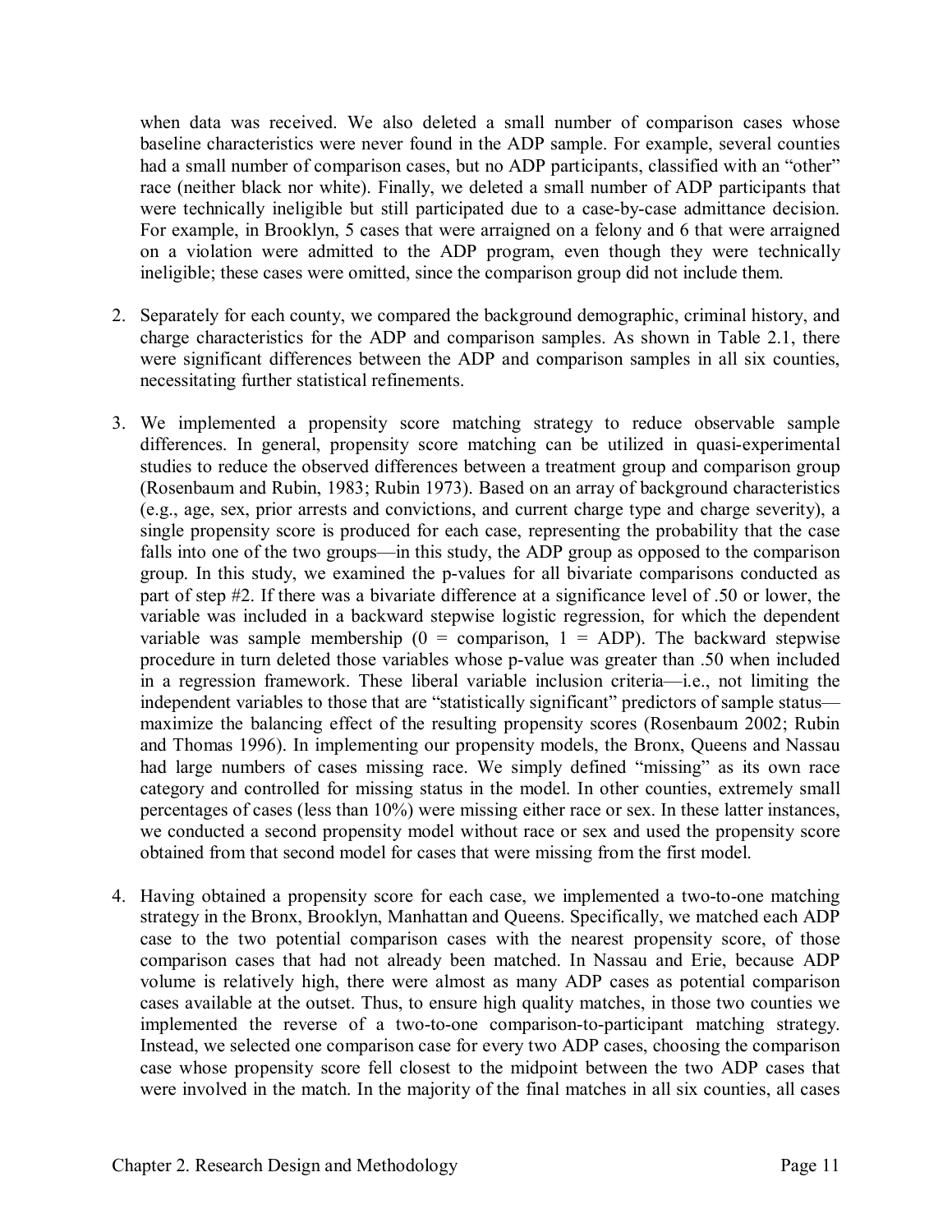when data was received. We also deleted a small number of comparison cases whose baseline characteristics were never found in the ADP sample. For example, several counties had a small number of comparison cases, but no ADP participants, classified with an "other" race (neither black nor white). Finally, we deleted a small number of ADP participants that were technically ineligible but still participated due to a case-by-case admittance decision. For example, in Brooklyn, 5 cases that were arraigned on a felony and 6 that were arraigned on a violation were admitted to the ADP program, even though they were technically ineligible; these cases were omitted, since the comparison group did not include them.

2. Separately for each county, we compared the background demographic, criminal history, and charge characteristics for the ADP and comparison samples. As shown in Table 2.1, there were significant differences between the ADP and comparison samples in all six counties, necessitating further statistical refinements.

3. We implemented a propensity score matching strategy to reduce observable sample differences. In general, propensity score matching can be utilized in quasi-experimental studies to reduce the observed differences between a treatment group and comparison group (Rosenbaum and Rubin, 1983; Rubin 1973). Based on an array of background characteristics (e.g., age, sex, prior arrests and convictions, and current charge type and charge severity), a single propensity score is produced for each case, representing the probability that the case falls into one of the two groups—in this study, the ADP group as opposed to the comparison group. In this study, we examined the p-values for all bivariate comparisons conducted as part of step #2. If there was a bivariate difference at a significance level of .50 or lower, the variable was included in a backward stepwise logistic regression, for which the dependent variable was sample membership (0 = comparison, 1 = ADP). The backward stepwise procedure in turn deleted those variables whose p-value was greater than .50 when included in a regression framework. These liberal variable inclusion criteria—i.e., not limiting the independent variables to those that are "statistically significant" predictors of sample status—maximize the balancing effect of the resulting propensity scores (Rosenbaum 2002; Rubin and Thomas 1996). In implementing our propensity models, the Bronx, Queens and Nassau had large numbers of cases missing race. We simply defined "missing" as its own race category and controlled for missing status in the model. In other counties, extremely small percentages of cases (less than 10%) were missing either race or sex. In these latter instances, we conducted a second propensity model without race or sex and used the propensity score obtained from that second model for cases that were missing from the first model.

4. Having obtained a propensity score for each case, we implemented a two-to-one matching strategy in the Bronx, Brooklyn, Manhattan and Queens. Specifically, we matched each ADP case to the two potential comparison cases with the nearest propensity score, of those comparison cases that had not already been matched. In Nassau and Erie, because ADP volume is relatively high, there were almost as many ADP cases as potential comparison cases available at the outset. Thus, to ensure high quality matches, in those two counties we implemented the reverse of a two-to-one comparison-to-participant matching strategy. Instead, we selected one comparison case for every two ADP cases, choosing the comparison case whose propensity score fell closest to the midpoint between the two ADP cases that were involved in the match. In the majority of the final matches in all six counties, all cases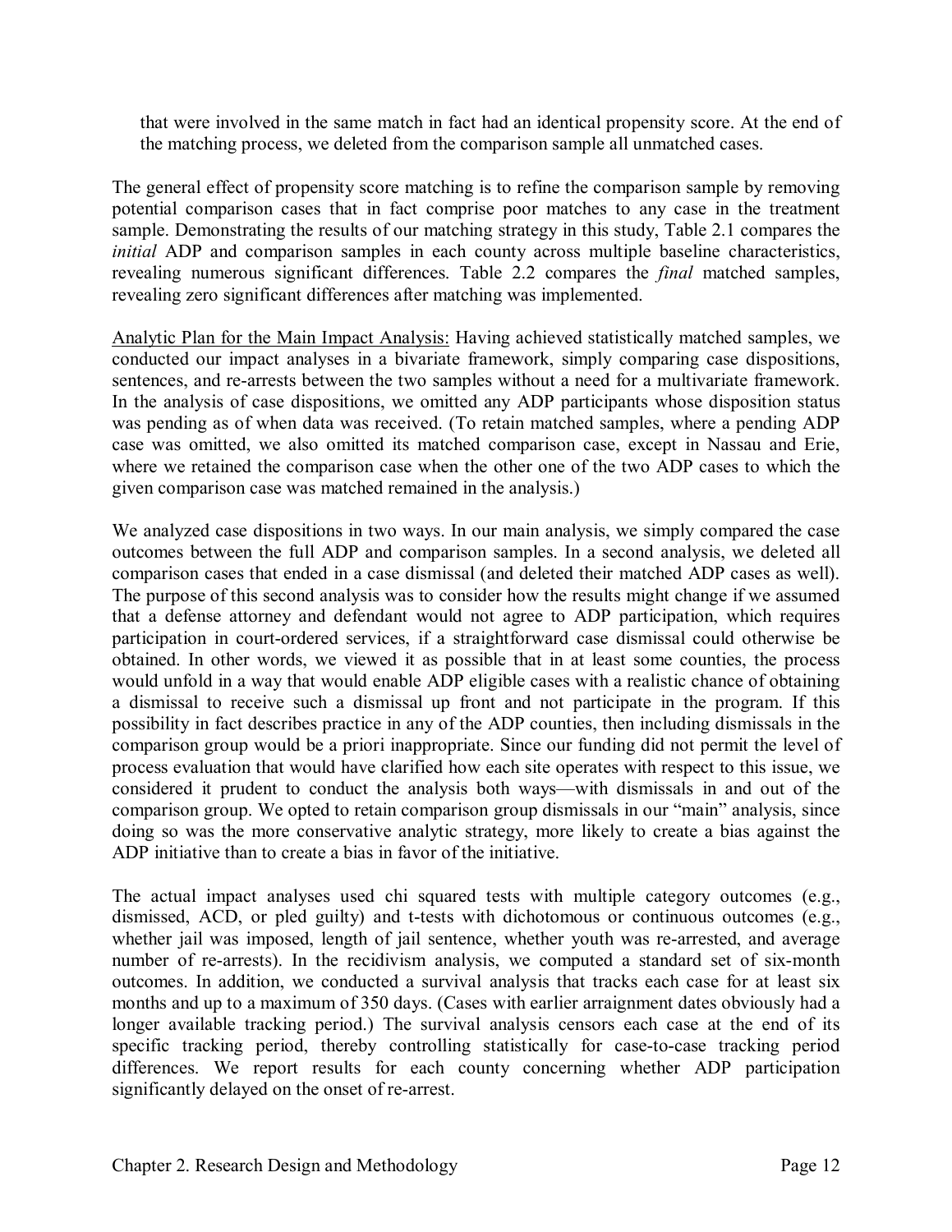that were involved in the same match in fact had an identical propensity score. At the end of the matching process, we deleted from the comparison sample all unmatched cases.

The general effect of propensity score matching is to refine the comparison sample by removing potential comparison cases that in fact comprise poor matches to any case in the treatment sample. Demonstrating the results of our matching strategy in this study, Table 2.1 compares the *initial* ADP and comparison samples in each county across multiple baseline characteristics, revealing numerous significant differences. Table 2.2 compares the *final* matched samples, revealing zero significant differences after matching was implemented.

<u>Analytic Plan for the Main Impact Analysis:</u> Having achieved statistically matched samples, we conducted our impact analyses in a bivariate framework, simply comparing case dispositions, sentences, and re-arrests between the two samples without a need for a multivariate framework. In the analysis of case dispositions, we omitted any ADP participants whose disposition status was pending as of when data was received. (To retain matched samples, where a pending ADP case was omitted, we also omitted its matched comparison case, except in Nassau and Erie, where we retained the comparison case when the other one of the two ADP cases to which the given comparison case was matched remained in the analysis.)

We analyzed case dispositions in two ways. In our main analysis, we simply compared the case outcomes between the full ADP and comparison samples. In a second analysis, we deleted all comparison cases that ended in a case dismissal (and deleted their matched ADP cases as well). The purpose of this second analysis was to consider how the results might change if we assumed that a defense attorney and defendant would not agree to ADP participation, which requires participation in court-ordered services, if a straightforward case dismissal could otherwise be obtained. In other words, we viewed it as possible that in at least some counties, the process would unfold in a way that would enable ADP eligible cases with a realistic chance of obtaining a dismissal to receive such a dismissal up front and not participate in the program. If this possibility in fact describes practice in any of the ADP counties, then including dismissals in the comparison group would be a priori inappropriate. Since our funding did not permit the level of process evaluation that would have clarified how each site operates with respect to this issue, we considered it prudent to conduct the analysis both ways—with dismissals in and out of the comparison group. We opted to retain comparison group dismissals in our "main" analysis, since doing so was the more conservative analytic strategy, more likely to create a bias against the ADP initiative than to create a bias in favor of the initiative.

The actual impact analyses used chi squared tests with multiple category outcomes (e.g., dismissed, ACD, or pled guilty) and t-tests with dichotomous or continuous outcomes (e.g., whether jail was imposed, length of jail sentence, whether youth was re-arrested, and average number of re-arrests). In the recidivism analysis, we computed a standard set of six-month outcomes. In addition, we conducted a survival analysis that tracks each case for at least six months and up to a maximum of 350 days. (Cases with earlier arraignment dates obviously had a longer available tracking period.) The survival analysis censors each case at the end of its specific tracking period, thereby controlling statistically for case-to-case tracking period differences. We report results for each county concerning whether ADP participation significantly delayed on the onset of re-arrest.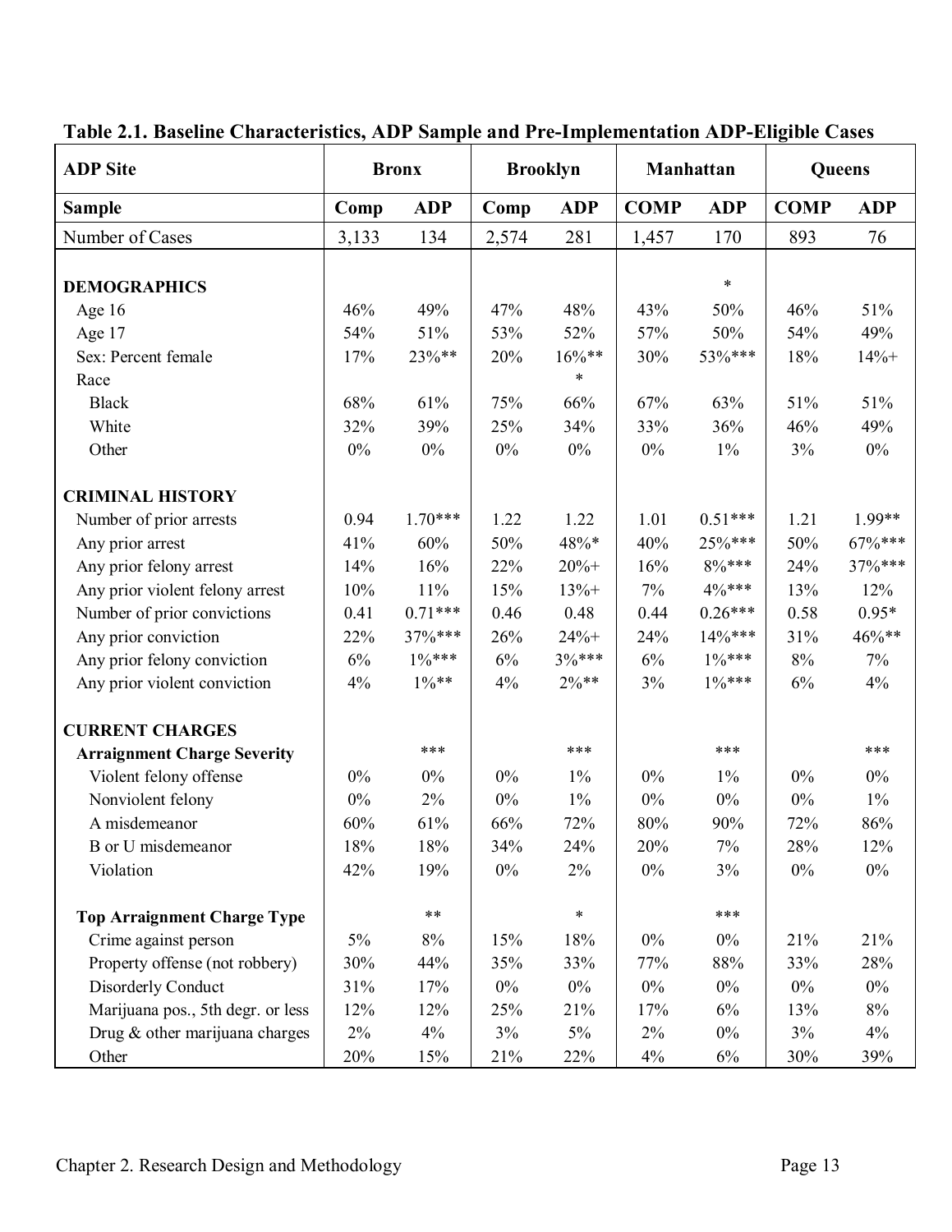**Table 2.1. Baseline Characteristics, ADP Sample and Pre-Implementation ADP-Eligible Cases**

| ADP Site | Bronx | | Brooklyn | | Manhattan | | Queens | |
|---|---|---|---|---|---|---|---|---|
| **Sample** | **Comp** | **ADP** | **Comp** | **ADP** | **COMP** | **ADP** | **COMP** | **ADP** |
| Number of Cases | 3,133 | 134 | 2,574 | 281 | 1,457 | 170 | 893 | 76 |
| **DEMOGRAPHICS** | | | | | | * | | |
| Age 16 | 46% | 49% | 47% | 48% | 43% | 50% | 46% | 51% |
| Age 17 | 54% | 51% | 53% | 52% | 57% | 50% | 54% | 49% |
| Sex: Percent female | 17% | 23%** | 20% | 16%** | 30% | 53%*** | 18% | 14%+ |
| Race | | | | * | | | | |
| Black | 68% | 61% | 75% | 66% | 67% | 63% | 51% | 51% |
| White | 32% | 39% | 25% | 34% | 33% | 36% | 46% | 49% |
| Other | 0% | 0% | 0% | 0% | 0% | 1% | 3% | 0% |
| **CRIMINAL HISTORY** | | | | | | | | |
| Number of prior arrests | 0.94 | 1.70*** | 1.22 | 1.22 | 1.01 | 0.51*** | 1.21 | 1.99** |
| Any prior arrest | 41% | 60% | 50% | 48%* | 40% | 25%*** | 50% | 67%*** |
| Any prior felony arrest | 14% | 16% | 22% | 20%+ | 16% | 8%*** | 24% | 37%*** |
| Any prior violent felony arrest | 10% | 11% | 15% | 13%+ | 7% | 4%*** | 13% | 12% |
| Number of prior convictions | 0.41 | 0.71*** | 0.46 | 0.48 | 0.44 | 0.26*** | 0.58 | 0.95* |
| Any prior conviction | 22% | 37%*** | 26% | 24%+ | 24% | 14%*** | 31% | 46%** |
| Any prior felony conviction | 6% | 1%*** | 6% | 3%*** | 6% | 1%*** | 8% | 7% |
| Any prior violent conviction | 4% | 1%** | 4% | 2%** | 3% | 1%*** | 6% | 4% |
| **CURRENT CHARGES** | | | | | | | | |
| **Arraignment Charge Severity** | | *** | | *** | | *** | | *** |
| Violent felony offense | 0% | 0% | 0% | 1% | 0% | 1% | 0% | 0% |
| Nonviolent felony | 0% | 2% | 0% | 1% | 0% | 0% | 0% | 1% |
| A misdemeanor | 60% | 61% | 66% | 72% | 80% | 90% | 72% | 86% |
| B or U misdemeanor | 18% | 18% | 34% | 24% | 20% | 7% | 28% | 12% |
| Violation | 42% | 19% | 0% | 2% | 0% | 3% | 0% | 0% |
| **Top Arraignment Charge Type** | | ** | | * | | *** | | |
| Crime against person | 5% | 8% | 15% | 18% | 0% | 0% | 21% | 21% |
| Property offense (not robbery) | 30% | 44% | 35% | 33% | 77% | 88% | 33% | 28% |
| Disorderly Conduct | 31% | 17% | 0% | 0% | 0% | 0% | 0% | 0% |
| Marijuana pos., 5th degr. or less | 12% | 12% | 25% | 21% | 17% | 6% | 13% | 8% |
| Drug & other marijuana charges | 2% | 4% | 3% | 5% | 2% | 0% | 3% | 4% |
| Other | 20% | 15% | 21% | 22% | 4% | 6% | 30% | 39% |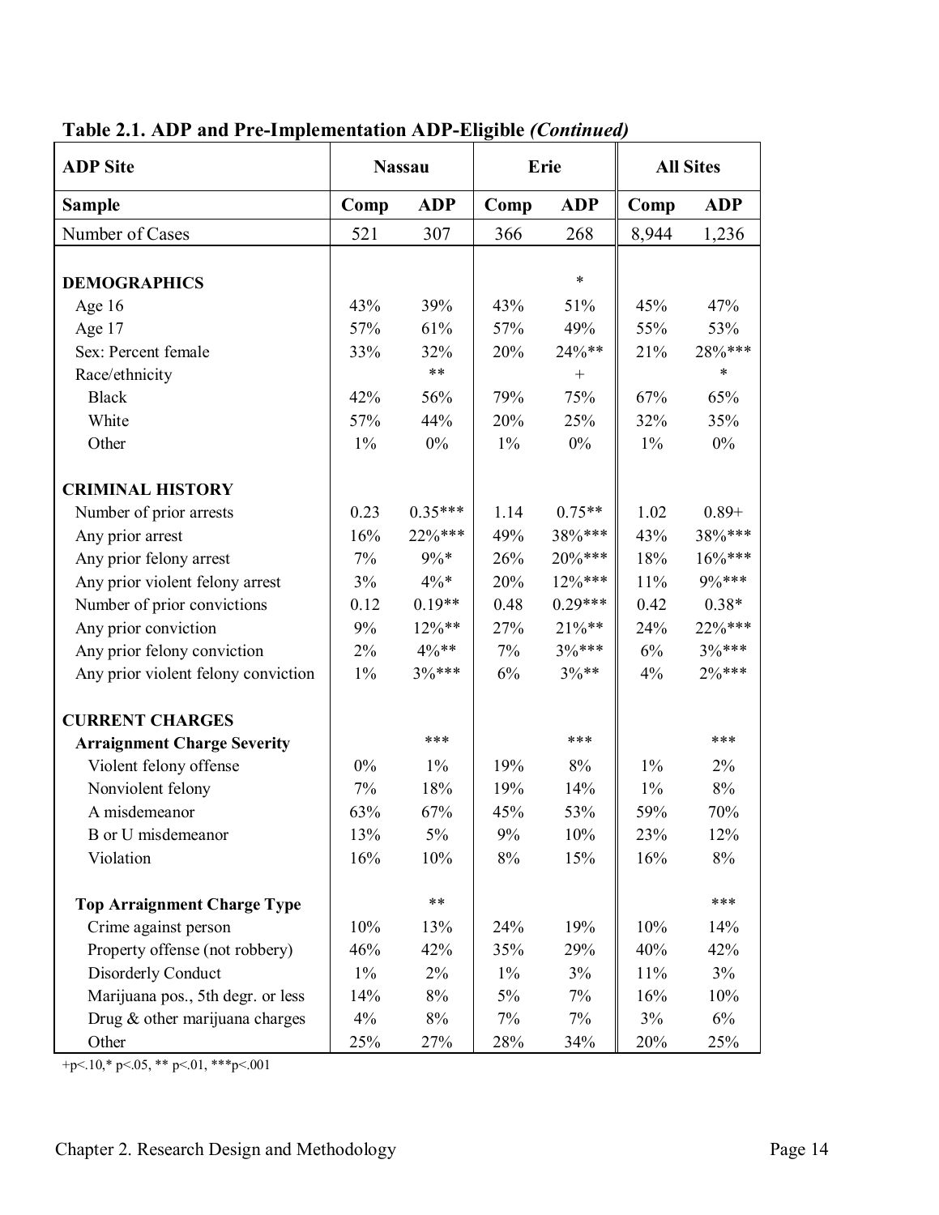**Table 2.1. ADP and Pre-Implementation ADP-Eligible *(Continued)***

| ADP Site | Nassau | | Erie | | All Sites | |
|---|---|---|---|---|---|---|
| **Sample** | **Comp** | **ADP** | **Comp** | **ADP** | **Comp** | **ADP** |
| Number of Cases | 521 | 307 | 366 | 268 | 8,944 | 1,236 |
| **DEMOGRAPHICS** | | | | * | | |
| Age 16 | 43% | 39% | 43% | 51% | 45% | 47% |
| Age 17 | 57% | 61% | 57% | 49% | 55% | 53% |
| Sex: Percent female | 33% | 32% | 20% | 24%** | 21% | 28%*** |
| Race/ethnicity | | ** | | + | | * |
| Black | 42% | 56% | 79% | 75% | 67% | 65% |
| White | 57% | 44% | 20% | 25% | 32% | 35% |
| Other | 1% | 0% | 1% | 0% | 1% | 0% |
| **CRIMINAL HISTORY** | | | | | | |
| Number of prior arrests | 0.23 | 0.35*** | 1.14 | 0.75** | 1.02 | 0.89+ |
| Any prior arrest | 16% | 22%*** | 49% | 38%*** | 43% | 38%*** |
| Any prior felony arrest | 7% | 9%* | 26% | 20%*** | 18% | 16%*** |
| Any prior violent felony arrest | 3% | 4%* | 20% | 12%*** | 11% | 9%*** |
| Number of prior convictions | 0.12 | 0.19** | 0.48 | 0.29*** | 0.42 | 0.38* |
| Any prior conviction | 9% | 12%** | 27% | 21%** | 24% | 22%*** |
| Any prior felony conviction | 2% | 4%** | 7% | 3%*** | 6% | 3%*** |
| Any prior violent felony conviction | 1% | 3%*** | 6% | 3%** | 4% | 2%*** |
| **CURRENT CHARGES** | | | | | | |
| **Arraignment Charge Severity** | | *** | | *** | | *** |
| Violent felony offense | 0% | 1% | 19% | 8% | 1% | 2% |
| Nonviolent felony | 7% | 18% | 19% | 14% | 1% | 8% |
| A misdemeanor | 63% | 67% | 45% | 53% | 59% | 70% |
| B or U misdemeanor | 13% | 5% | 9% | 10% | 23% | 12% |
| Violation | 16% | 10% | 8% | 15% | 16% | 8% |
| **Top Arraignment Charge Type** | | ** | | | | *** |
| Crime against person | 10% | 13% | 24% | 19% | 10% | 14% |
| Property offense (not robbery) | 46% | 42% | 35% | 29% | 40% | 42% |
| Disorderly Conduct | 1% | 2% | 1% | 3% | 11% | 3% |
| Marijuana pos., 5th degr. or less | 14% | 8% | 5% | 7% | 16% | 10% |
| Drug & other marijuana charges | 4% | 8% | 7% | 7% | 3% | 6% |
| Other | 25% | 27% | 28% | 34% | 20% | 25% |

+p<.10,* p<.05, ** p<.01, ***p<.001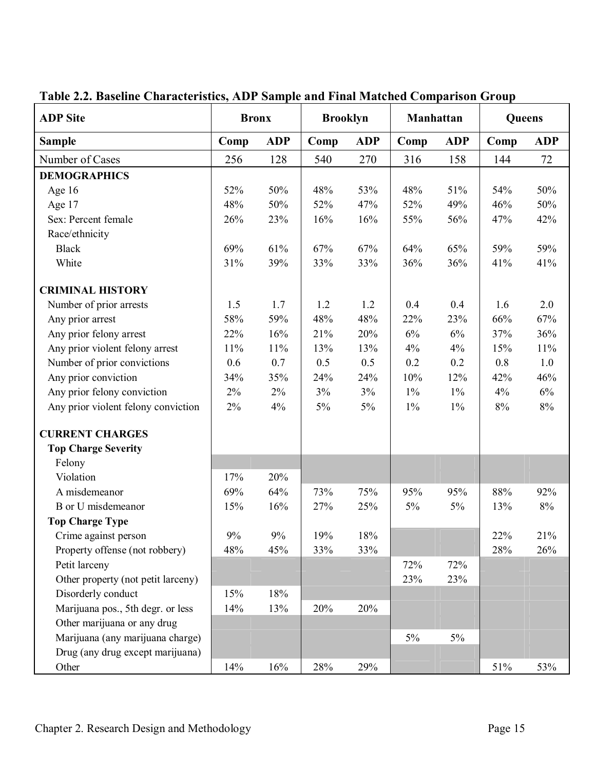**Table 2.2. Baseline Characteristics, ADP Sample and Final Matched Comparison Group**

| ADP Site | Bronx | | Brooklyn | | Manhattan | | Queens | |
|---|---|---|---|---|---|---|---|---|
| **Sample** | **Comp** | **ADP** | **Comp** | **ADP** | **Comp** | **ADP** | **Comp** | **ADP** |
| Number of Cases | 256 | 128 | 540 | 270 | 316 | 158 | 144 | 72 |
| **DEMOGRAPHICS** | | | | | | | | |
| Age 16 | 52% | 50% | 48% | 53% | 48% | 51% | 54% | 50% |
| Age 17 | 48% | 50% | 52% | 47% | 52% | 49% | 46% | 50% |
| Sex: Percent female | 26% | 23% | 16% | 16% | 55% | 56% | 47% | 42% |
| Race/ethnicity | | | | | | | | |
| Black | 69% | 61% | 67% | 67% | 64% | 65% | 59% | 59% |
| White | 31% | 39% | 33% | 33% | 36% | 36% | 41% | 41% |
| **CRIMINAL HISTORY** | | | | | | | | |
| Number of prior arrests | 1.5 | 1.7 | 1.2 | 1.2 | 0.4 | 0.4 | 1.6 | 2.0 |
| Any prior arrest | 58% | 59% | 48% | 48% | 22% | 23% | 66% | 67% |
| Any prior felony arrest | 22% | 16% | 21% | 20% | 6% | 6% | 37% | 36% |
| Any prior violent felony arrest | 11% | 11% | 13% | 13% | 4% | 4% | 15% | 11% |
| Number of prior convictions | 0.6 | 0.7 | 0.5 | 0.5 | 0.2 | 0.2 | 0.8 | 1.0 |
| Any prior conviction | 34% | 35% | 24% | 24% | 10% | 12% | 42% | 46% |
| Any prior felony conviction | 2% | 2% | 3% | 3% | 1% | 1% | 4% | 6% |
| Any prior violent felony conviction | 2% | 4% | 5% | 5% | 1% | 1% | 8% | 8% |
| **CURRENT CHARGES** | | | | | | | | |
| **Top Charge Severity** | | | | | | | | |
| Felony | | | | | | | | |
| Violation | 17% | 20% | | | | | | |
| A misdemeanor | 69% | 64% | 73% | 75% | 95% | 95% | 88% | 92% |
| B or U misdemeanor | 15% | 16% | 27% | 25% | 5% | 5% | 13% | 8% |
| **Top Charge Type** | | | | | | | | |
| Crime against person | 9% | 9% | 19% | 18% | | | 22% | 21% |
| Property offense (not robbery) | 48% | 45% | 33% | 33% | | | 28% | 26% |
| Petit larceny | | | | | 72% | 72% | | |
| Other property (not petit larceny) | | | | | 23% | 23% | | |
| Disorderly conduct | 15% | 18% | | | | | | |
| Marijuana pos., 5th degr. or less | 14% | 13% | 20% | 20% | | | | |
| Other marijuana or any drug | | | | | | | | |
| Marijuana (any marijuana charge) | | | | | 5% | 5% | | |
| Drug (any drug except marijuana) | | | | | | | | |
| Other | 14% | 16% | 28% | 29% | | | 51% | 53% |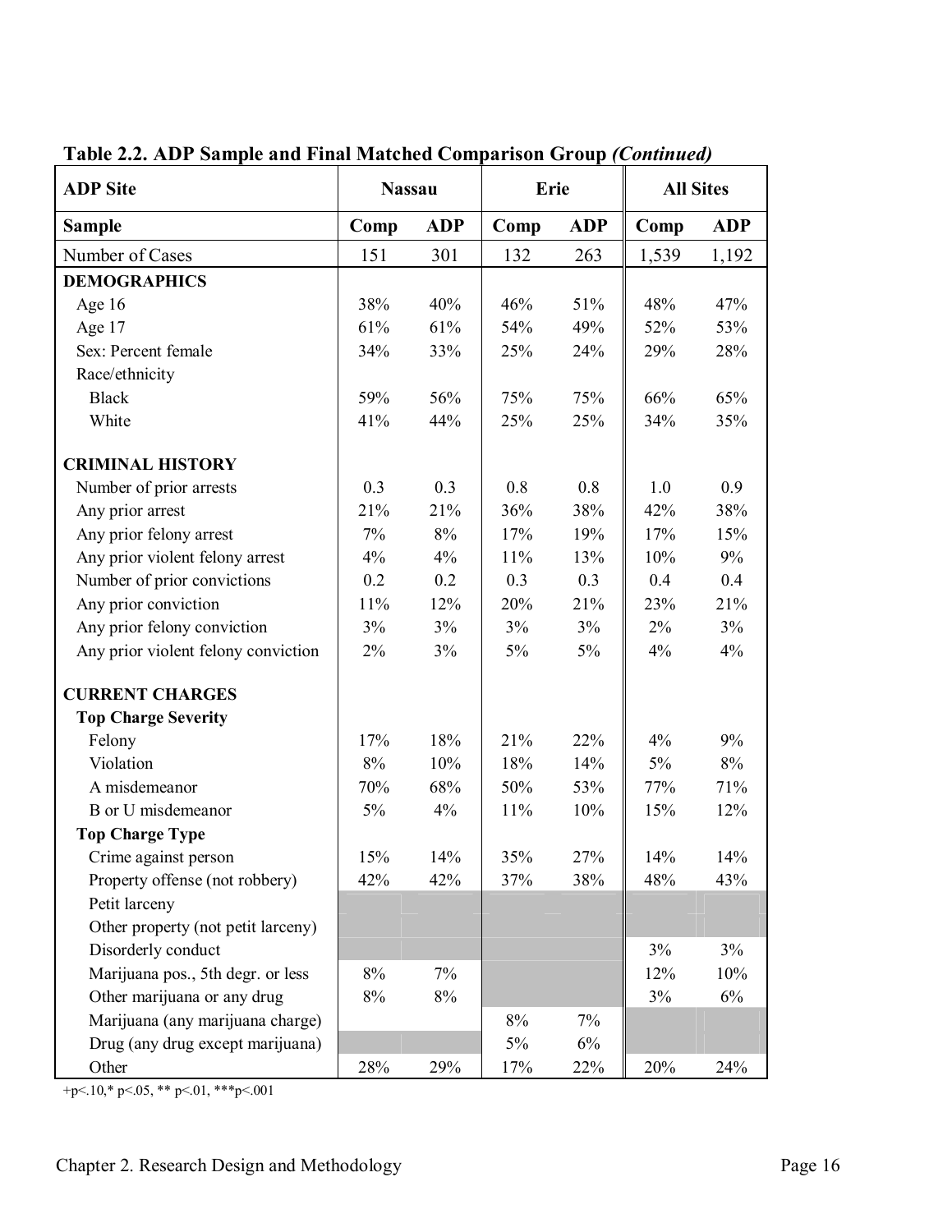**Table 2.2. ADP Sample and Final Matched Comparison Group *(Continued)***

| ADP Site | Nassau | | Erie | | All Sites | |
|---|---|---|---|---|---|---|
| **Sample** | **Comp** | **ADP** | **Comp** | **ADP** | **Comp** | **ADP** |
| Number of Cases | 151 | 301 | 132 | 263 | 1,539 | 1,192 |
| **DEMOGRAPHICS** | | | | | | |
| Age 16 | 38% | 40% | 46% | 51% | 48% | 47% |
| Age 17 | 61% | 61% | 54% | 49% | 52% | 53% |
| Sex: Percent female | 34% | 33% | 25% | 24% | 29% | 28% |
| Race/ethnicity | | | | | | |
| Black | 59% | 56% | 75% | 75% | 66% | 65% |
| White | 41% | 44% | 25% | 25% | 34% | 35% |
| **CRIMINAL HISTORY** | | | | | | |
| Number of prior arrests | 0.3 | 0.3 | 0.8 | 0.8 | 1.0 | 0.9 |
| Any prior arrest | 21% | 21% | 36% | 38% | 42% | 38% |
| Any prior felony arrest | 7% | 8% | 17% | 19% | 17% | 15% |
| Any prior violent felony arrest | 4% | 4% | 11% | 13% | 10% | 9% |
| Number of prior convictions | 0.2 | 0.2 | 0.3 | 0.3 | 0.4 | 0.4 |
| Any prior conviction | 11% | 12% | 20% | 21% | 23% | 21% |
| Any prior felony conviction | 3% | 3% | 3% | 3% | 2% | 3% |
| Any prior violent felony conviction | 2% | 3% | 5% | 5% | 4% | 4% |
| **CURRENT CHARGES** | | | | | | |
| **Top Charge Severity** | | | | | | |
| Felony | 17% | 18% | 21% | 22% | 4% | 9% |
| Violation | 8% | 10% | 18% | 14% | 5% | 8% |
| A misdemeanor | 70% | 68% | 50% | 53% | 77% | 71% |
| B or U misdemeanor | 5% | 4% | 11% | 10% | 15% | 12% |
| **Top Charge Type** | | | | | | |
| Crime against person | 15% | 14% | 35% | 27% | 14% | 14% |
| Property offense (not robbery) | 42% | 42% | 37% | 38% | 48% | 43% |
| Petit larceny | | | | | | |
| Other property (not petit larceny) | | | | | | |
| Disorderly conduct | | | | | 3% | 3% |
| Marijuana pos., 5th degr. or less | 8% | 7% | | | 12% | 10% |
| Other marijuana or any drug | 8% | 8% | | | 3% | 6% |
| Marijuana (any marijuana charge) | | | 8% | 7% | | |
| Drug (any drug except marijuana) | | | 5% | 6% | | |
| Other | 28% | 29% | 17% | 22% | 20% | 24% |

+p<.10,* p<.05, ** p<.01, ***p<.001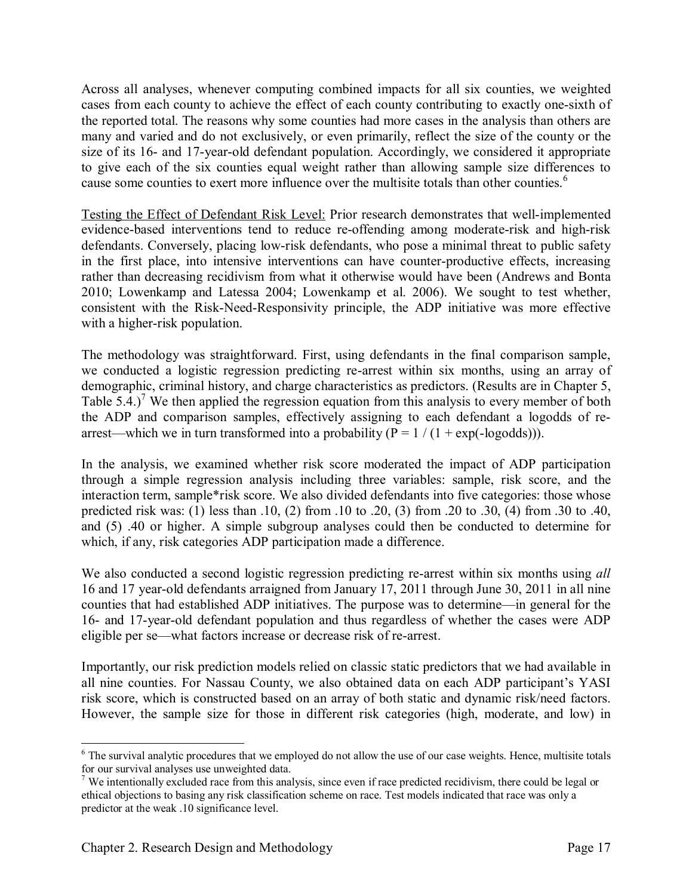Across all analyses, whenever computing combined impacts for all six counties, we weighted cases from each county to achieve the effect of each county contributing to exactly one-sixth of the reported total. The reasons why some counties had more cases in the analysis than others are many and varied and do not exclusively, or even primarily, reflect the size of the county or the size of its 16- and 17-year-old defendant population. Accordingly, we considered it appropriate to give each of the six counties equal weight rather than allowing sample size differences to cause some counties to exert more influence over the multisite totals than other counties.[6]

Testing the Effect of Defendant Risk Level: Prior research demonstrates that well-implemented evidence-based interventions tend to reduce re-offending among moderate-risk and high-risk defendants. Conversely, placing low-risk defendants, who pose a minimal threat to public safety in the first place, into intensive interventions can have counter-productive effects, increasing rather than decreasing recidivism from what it otherwise would have been (Andrews and Bonta 2010; Lowenkamp and Latessa 2004; Lowenkamp et al. 2006). We sought to test whether, consistent with the Risk-Need-Responsivity principle, the ADP initiative was more effective with a higher-risk population.

The methodology was straightforward. First, using defendants in the final comparison sample, we conducted a logistic regression predicting re-arrest within six months, using an array of demographic, criminal history, and charge characteristics as predictors. (Results are in Chapter 5, Table 5.4.)[7] We then applied the regression equation from this analysis to every member of both the ADP and comparison samples, effectively assigning to each defendant a logodds of re-arrest—which we in turn transformed into a probability ($P = 1 / (1 + \exp(-\text{logodds}))$).

In the analysis, we examined whether risk score moderated the impact of ADP participation through a simple regression analysis including three variables: sample, risk score, and the interaction term, sample*risk score. We also divided defendants into five categories: those whose predicted risk was: (1) less than .10, (2) from .10 to .20, (3) from .20 to .30, (4) from .30 to .40, and (5) .40 or higher. A simple subgroup analyses could then be conducted to determine for which, if any, risk categories ADP participation made a difference.

We also conducted a second logistic regression predicting re-arrest within six months using *all* 16 and 17 year-old defendants arraigned from January 17, 2011 through June 30, 2011 in all nine counties that had established ADP initiatives. The purpose was to determine—in general for the 16- and 17-year-old defendant population and thus regardless of whether the cases were ADP eligible per se—what factors increase or decrease risk of re-arrest.

Importantly, our risk prediction models relied on classic static predictors that we had available in all nine counties. For Nassau County, we also obtained data on each ADP participant's YASI risk score, which is constructed based on an array of both static and dynamic risk/need factors. However, the sample size for those in different risk categories (high, moderate, and low) in

---

[6] The survival analytic procedures that we employed do not allow the use of our case weights. Hence, multisite totals for our survival analyses use unweighted data.

[7] We intentionally excluded race from this analysis, since even if race predicted recidivism, there could be legal or ethical objections to basing any risk classification scheme on race. Test models indicated that race was only a predictor at the weak .10 significance level.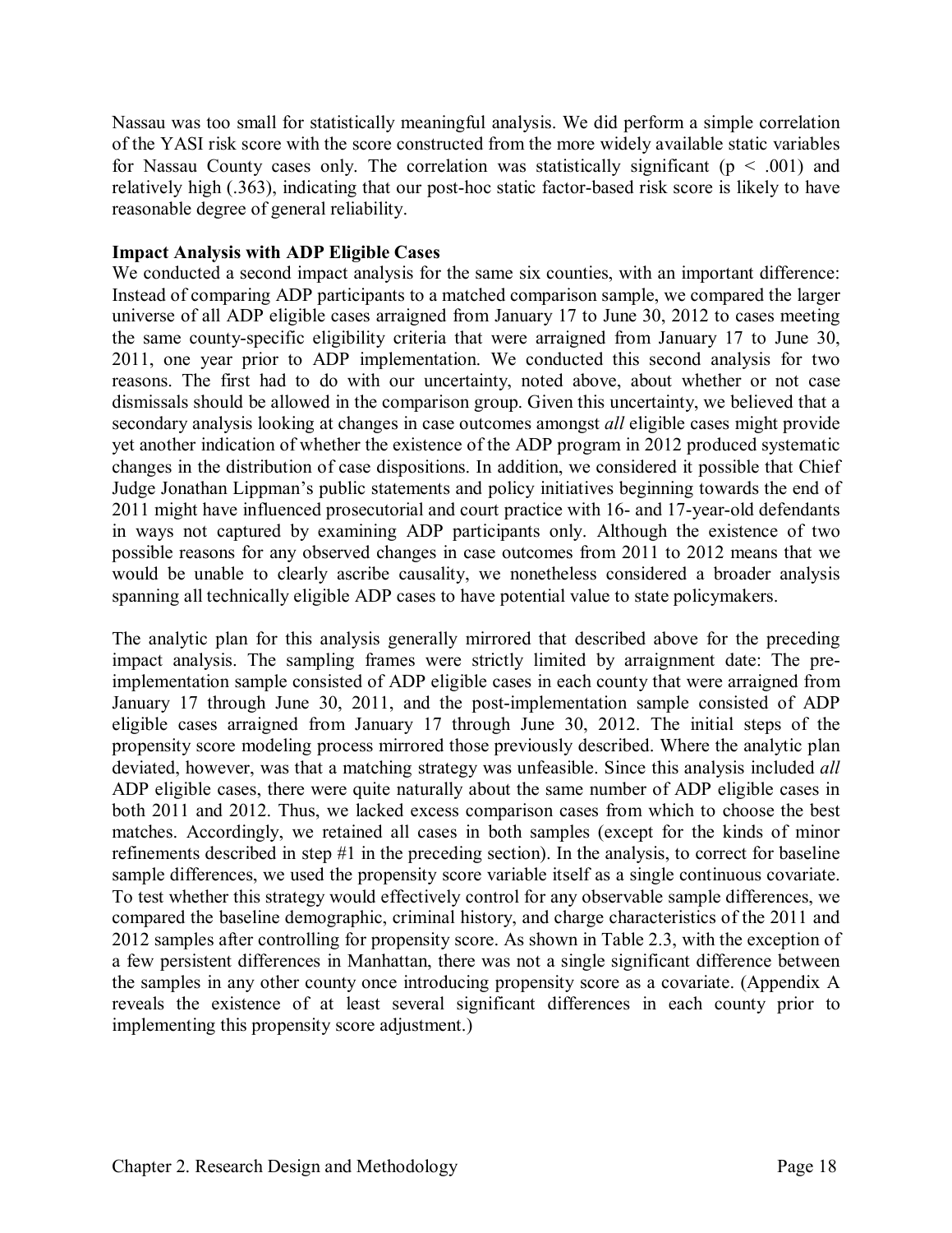Nassau was too small for statistically meaningful analysis. We did perform a simple correlation of the YASI risk score with the score constructed from the more widely available static variables for Nassau County cases only. The correlation was statistically significant ($p < .001$) and relatively high (.363), indicating that our post-hoc static factor-based risk score is likely to have reasonable degree of general reliability.

**Impact Analysis with ADP Eligible Cases**

We conducted a second impact analysis for the same six counties, with an important difference: Instead of comparing ADP participants to a matched comparison sample, we compared the larger universe of all ADP eligible cases arraigned from January 17 to June 30, 2012 to cases meeting the same county-specific eligibility criteria that were arraigned from January 17 to June 30, 2011, one year prior to ADP implementation. We conducted this second analysis for two reasons. The first had to do with our uncertainty, noted above, about whether or not case dismissals should be allowed in the comparison group. Given this uncertainty, we believed that a secondary analysis looking at changes in case outcomes amongst *all* eligible cases might provide yet another indication of whether the existence of the ADP program in 2012 produced systematic changes in the distribution of case dispositions. In addition, we considered it possible that Chief Judge Jonathan Lippman's public statements and policy initiatives beginning towards the end of 2011 might have influenced prosecutorial and court practice with 16- and 17-year-old defendants in ways not captured by examining ADP participants only. Although the existence of two possible reasons for any observed changes in case outcomes from 2011 to 2012 means that we would be unable to clearly ascribe causality, we nonetheless considered a broader analysis spanning all technically eligible ADP cases to have potential value to state policymakers.

The analytic plan for this analysis generally mirrored that described above for the preceding impact analysis. The sampling frames were strictly limited by arraignment date: The pre-implementation sample consisted of ADP eligible cases in each county that were arraigned from January 17 through June 30, 2011, and the post-implementation sample consisted of ADP eligible cases arraigned from January 17 through June 30, 2012. The initial steps of the propensity score modeling process mirrored those previously described. Where the analytic plan deviated, however, was that a matching strategy was unfeasible. Since this analysis included *all* ADP eligible cases, there were quite naturally about the same number of ADP eligible cases in both 2011 and 2012. Thus, we lacked excess comparison cases from which to choose the best matches. Accordingly, we retained all cases in both samples (except for the kinds of minor refinements described in step #1 in the preceding section). In the analysis, to correct for baseline sample differences, we used the propensity score variable itself as a single continuous covariate. To test whether this strategy would effectively control for any observable sample differences, we compared the baseline demographic, criminal history, and charge characteristics of the 2011 and 2012 samples after controlling for propensity score. As shown in Table 2.3, with the exception of a few persistent differences in Manhattan, there was not a single significant difference between the samples in any other county once introducing propensity score as a covariate. (Appendix A reveals the existence of at least several significant differences in each county prior to implementing this propensity score adjustment.)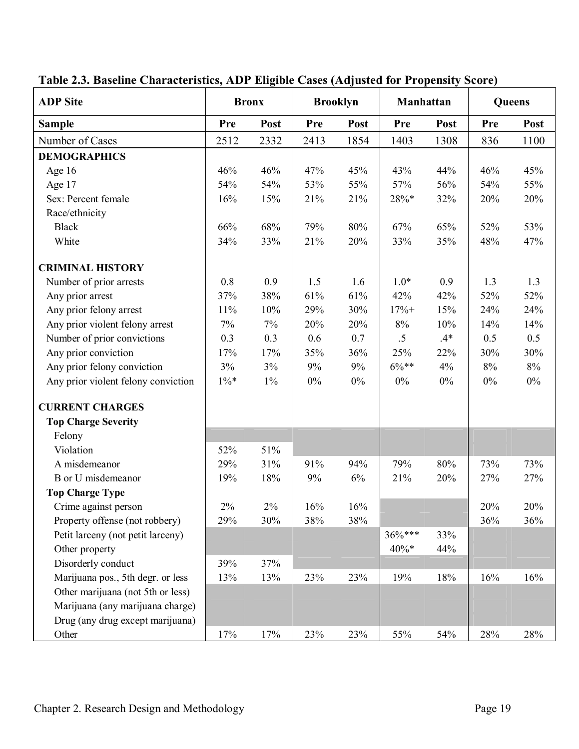**Table 2.3. Baseline Characteristics, ADP Eligible Cases (Adjusted for Propensity Score)**

| ADP Site | Bronx | | Brooklyn | | Manhattan | | Queens | |
|---|---|---|---|---|---|---|---|---|
| **Sample** | **Pre** | **Post** | **Pre** | **Post** | **Pre** | **Post** | **Pre** | **Post** |
| Number of Cases | 2512 | 2332 | 2413 | 1854 | 1403 | 1308 | 836 | 1100 |
| **DEMOGRAPHICS** | | | | | | | | |
| Age 16 | 46% | 46% | 47% | 45% | 43% | 44% | 46% | 45% |
| Age 17 | 54% | 54% | 53% | 55% | 57% | 56% | 54% | 55% |
| Sex: Percent female | 16% | 15% | 21% | 21% | 28%* | 32% | 20% | 20% |
| Race/ethnicity | | | | | | | | |
| Black | 66% | 68% | 79% | 80% | 67% | 65% | 52% | 53% |
| White | 34% | 33% | 21% | 20% | 33% | 35% | 48% | 47% |
| **CRIMINAL HISTORY** | | | | | | | | |
| Number of prior arrests | 0.8 | 0.9 | 1.5 | 1.6 | 1.0* | 0.9 | 1.3 | 1.3 |
| Any prior arrest | 37% | 38% | 61% | 61% | 42% | 42% | 52% | 52% |
| Any prior felony arrest | 11% | 10% | 29% | 30% | 17%+ | 15% | 24% | 24% |
| Any prior violent felony arrest | 7% | 7% | 20% | 20% | 8% | 10% | 14% | 14% |
| Number of prior convictions | 0.3 | 0.3 | 0.6 | 0.7 | .5 | .4* | 0.5 | 0.5 |
| Any prior conviction | 17% | 17% | 35% | 36% | 25% | 22% | 30% | 30% |
| Any prior felony conviction | 3% | 3% | 9% | 9% | 6%** | 4% | 8% | 8% |
| Any prior violent felony conviction | 1%* | 1% | 0% | 0% | 0% | 0% | 0% | 0% |
| **CURRENT CHARGES** | | | | | | | | |
| **Top Charge Severity** | | | | | | | | |
| Felony | | | | | | | | |
| Violation | 52% | 51% | | | | | | |
| A misdemeanor | 29% | 31% | 91% | 94% | 79% | 80% | 73% | 73% |
| B or U misdemeanor | 19% | 18% | 9% | 6% | 21% | 20% | 27% | 27% |
| **Top Charge Type** | | | | | | | | |
| Crime against person | 2% | 2% | 16% | 16% | | | 20% | 20% |
| Property offense (not robbery) | 29% | 30% | 38% | 38% | | | 36% | 36% |
| Petit larceny (not petit larceny) | | | | | 36%*** | 33% | | |
| Other property | | | | | 40%* | 44% | | |
| Disorderly conduct | 39% | 37% | | | | | | |
| Marijuana pos., 5th degr. or less | 13% | 13% | 23% | 23% | 19% | 18% | 16% | 16% |
| Other marijuana (not 5th or less) | | | | | | | | |
| Marijuana (any marijuana charge) | | | | | | | | |
| Drug (any drug except marijuana) | | | | | | | | |
| Other | 17% | 17% | 23% | 23% | 55% | 54% | 28% | 28% |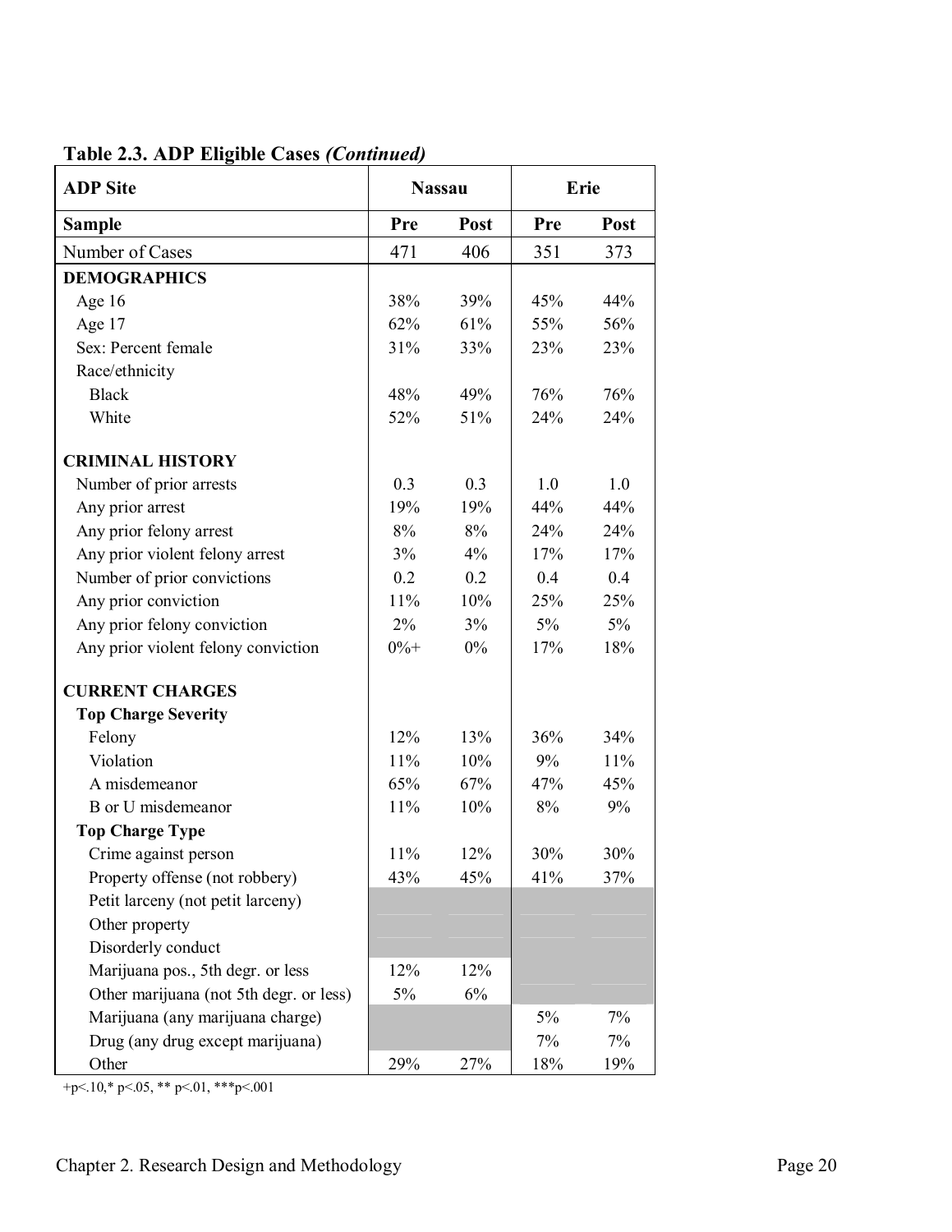**Table 2.3. ADP Eligible Cases *(Continued)***

| ADP Site | Nassau | | Erie | |
|---|---|---|---|---|
| **Sample** | **Pre** | **Post** | **Pre** | **Post** |
| Number of Cases | 471 | 406 | 351 | 373 |
| **DEMOGRAPHICS** | | | | |
| Age 16 | 38% | 39% | 45% | 44% |
| Age 17 | 62% | 61% | 55% | 56% |
| Sex: Percent female | 31% | 33% | 23% | 23% |
| Race/ethnicity | | | | |
| Black | 48% | 49% | 76% | 76% |
| White | 52% | 51% | 24% | 24% |
| **CRIMINAL HISTORY** | | | | |
| Number of prior arrests | 0.3 | 0.3 | 1.0 | 1.0 |
| Any prior arrest | 19% | 19% | 44% | 44% |
| Any prior felony arrest | 8% | 8% | 24% | 24% |
| Any prior violent felony arrest | 3% | 4% | 17% | 17% |
| Number of prior convictions | 0.2 | 0.2 | 0.4 | 0.4 |
| Any prior conviction | 11% | 10% | 25% | 25% |
| Any prior felony conviction | 2% | 3% | 5% | 5% |
| Any prior violent felony conviction | 0%+ | 0% | 17% | 18% |
| **CURRENT CHARGES** | | | | |
| **Top Charge Severity** | | | | |
| Felony | 12% | 13% | 36% | 34% |
| Violation | 11% | 10% | 9% | 11% |
| A misdemeanor | 65% | 67% | 47% | 45% |
| B or U misdemeanor | 11% | 10% | 8% | 9% |
| **Top Charge Type** | | | | |
| Crime against person | 11% | 12% | 30% | 30% |
| Property offense (not robbery) | 43% | 45% | 41% | 37% |
| Petit larceny (not petit larceny) | | | | |
| Other property | | | | |
| Disorderly conduct | | | | |
| Marijuana pos., 5th degr. or less | 12% | 12% | | |
| Other marijuana (not 5th degr. or less) | 5% | 6% | | |
| Marijuana (any marijuana charge) | | | 5% | 7% |
| Drug (any drug except marijuana) | | | 7% | 7% |
| Other | 29% | 27% | 18% | 19% |

+p<.10,* p<.05, ** p<.01, ***p<.001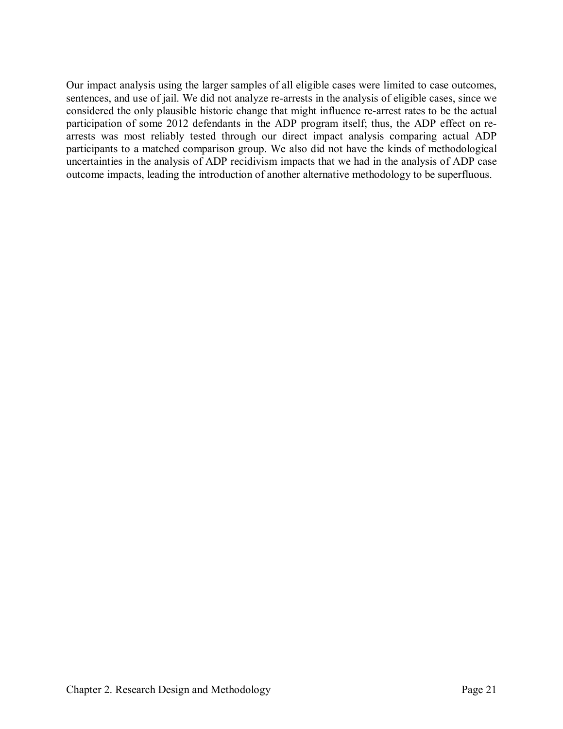Our impact analysis using the larger samples of all eligible cases were limited to case outcomes, sentences, and use of jail. We did not analyze re-arrests in the analysis of eligible cases, since we considered the only plausible historic change that might influence re-arrest rates to be the actual participation of some 2012 defendants in the ADP program itself; thus, the ADP effect on re-arrests was most reliably tested through our direct impact analysis comparing actual ADP participants to a matched comparison group. We also did not have the kinds of methodological uncertainties in the analysis of ADP recidivism impacts that we had in the analysis of ADP case outcome impacts, leading the introduction of another alternative methodology to be superfluous.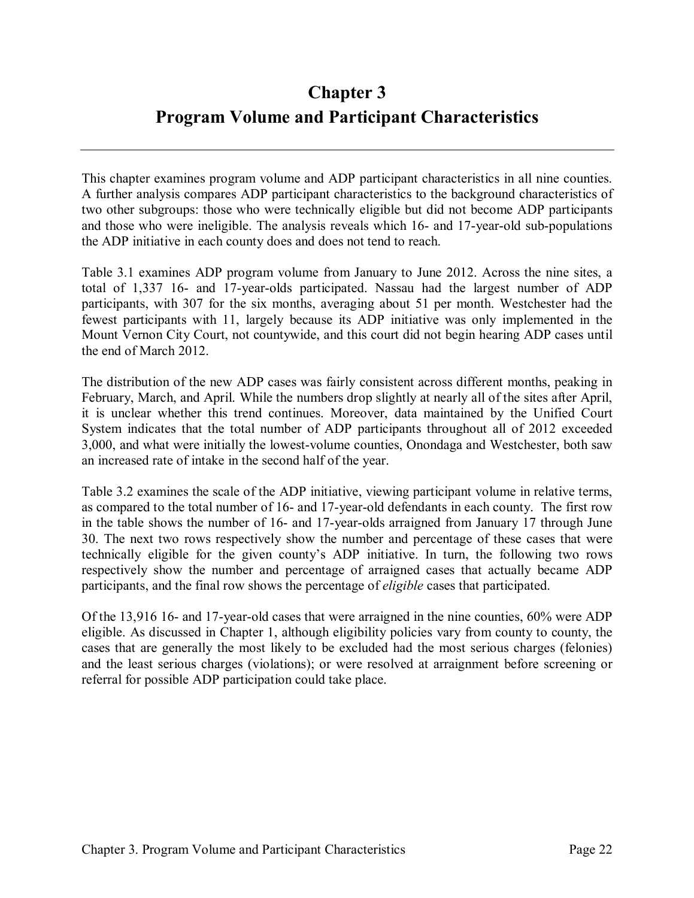# Chapter 3
# Program Volume and Participant Characteristics

This chapter examines program volume and ADP participant characteristics in all nine counties. A further analysis compares ADP participant characteristics to the background characteristics of two other subgroups: those who were technically eligible but did not become ADP participants and those who were ineligible. The analysis reveals which 16- and 17-year-old sub-populations the ADP initiative in each county does and does not tend to reach.

Table 3.1 examines ADP program volume from January to June 2012. Across the nine sites, a total of 1,337 16- and 17-year-olds participated. Nassau had the largest number of ADP participants, with 307 for the six months, averaging about 51 per month. Westchester had the fewest participants with 11, largely because its ADP initiative was only implemented in the Mount Vernon City Court, not countywide, and this court did not begin hearing ADP cases until the end of March 2012.

The distribution of the new ADP cases was fairly consistent across different months, peaking in February, March, and April. While the numbers drop slightly at nearly all of the sites after April, it is unclear whether this trend continues. Moreover, data maintained by the Unified Court System indicates that the total number of ADP participants throughout all of 2012 exceeded 3,000, and what were initially the lowest-volume counties, Onondaga and Westchester, both saw an increased rate of intake in the second half of the year.

Table 3.2 examines the scale of the ADP initiative, viewing participant volume in relative terms, as compared to the total number of 16- and 17-year-old defendants in each county. The first row in the table shows the number of 16- and 17-year-olds arraigned from January 17 through June 30. The next two rows respectively show the number and percentage of these cases that were technically eligible for the given county's ADP initiative. In turn, the following two rows respectively show the number and percentage of arraigned cases that actually became ADP participants, and the final row shows the percentage of *eligible* cases that participated.

Of the 13,916 16- and 17-year-old cases that were arraigned in the nine counties, 60% were ADP eligible. As discussed in Chapter 1, although eligibility policies vary from county to county, the cases that are generally the most likely to be excluded had the most serious charges (felonies) and the least serious charges (violations); or were resolved at arraignment before screening or referral for possible ADP participation could take place.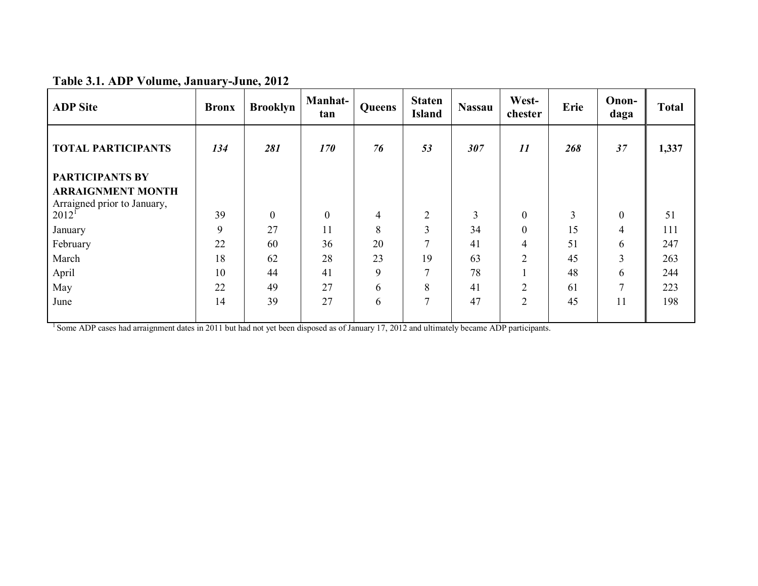**Table 3.1. ADP Volume, January-June, 2012**

| ADP Site | Bronx | Brooklyn | Manhattan | Queens | Staten Island | Nassau | Westchester | Erie | Onondaga | Total |
|---|---|---|---|---|---|---|---|---|---|---|
| **TOTAL PARTICIPANTS** | ***134*** | ***281*** | ***170*** | ***76*** | ***53*** | ***307*** | ***11*** | ***268*** | ***37*** | **1,337** |
| **PARTICIPANTS BY ARRAIGNMENT MONTH** | | | | | | | | | | |
| Arraigned prior to January, 2012[1] | 39 | 0 | 0 | 4 | 2 | 3 | 0 | 3 | 0 | 51 |
| January | 9 | 27 | 11 | 8 | 3 | 34 | 0 | 15 | 4 | 111 |
| February | 22 | 60 | 36 | 20 | 7 | 41 | 4 | 51 | 6 | 247 |
| March | 18 | 62 | 28 | 23 | 19 | 63 | 2 | 45 | 3 | 263 |
| April | 10 | 44 | 41 | 9 | 7 | 78 | 1 | 48 | 6 | 244 |
| May | 22 | 49 | 27 | 6 | 8 | 41 | 2 | 61 | 7 | 223 |
| June | 14 | 39 | 27 | 6 | 7 | 47 | 2 | 45 | 11 | 198 |

[1] Some ADP cases had arraignment dates in 2011 but had not yet been disposed as of January 17, 2012 and ultimately became ADP participants.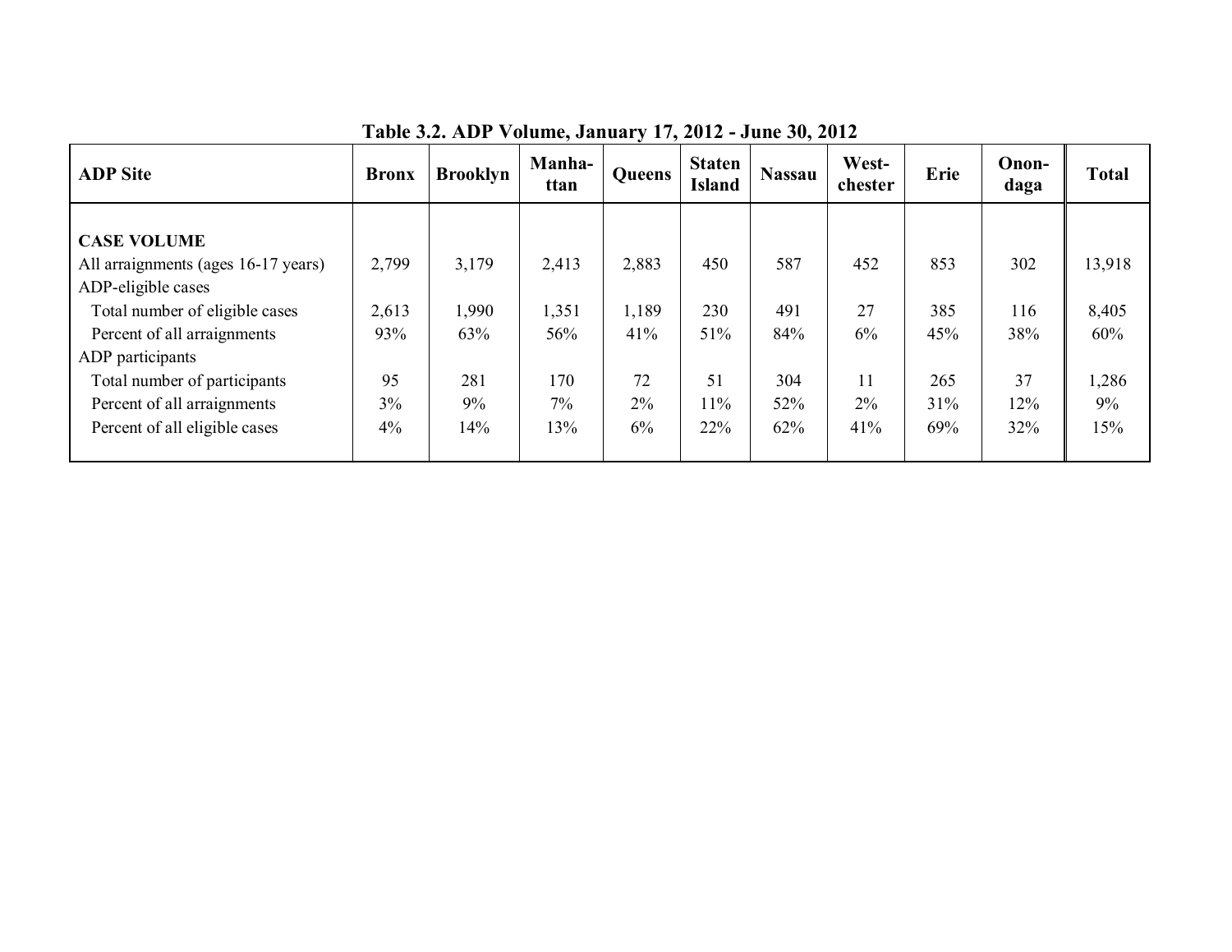**Table 3.2. ADP Volume, January 17, 2012 - June 30, 2012**

| ADP Site | Bronx | Brooklyn | Manhattan | Queens | Staten Island | Nassau | Westchester | Erie | Onondaga | Total |
|---|---|---|---|---|---|---|---|---|---|---|
| **CASE VOLUME** | | | | | | | | | | |
| All arraignments (ages 16-17 years) | 2,799 | 3,179 | 2,413 | 2,883 | 450 | 587 | 452 | 853 | 302 | 13,918 |
| ADP-eligible cases | | | | | | | | | | |
| Total number of eligible cases | 2,613 | 1,990 | 1,351 | 1,189 | 230 | 491 | 27 | 385 | 116 | 8,405 |
| Percent of all arraignments | 93% | 63% | 56% | 41% | 51% | 84% | 6% | 45% | 38% | 60% |
| ADP participants | | | | | | | | | | |
| Total number of participants | 95 | 281 | 170 | 72 | 51 | 304 | 11 | 265 | 37 | 1,286 |
| Percent of all arraignments | 3% | 9% | 7% | 2% | 11% | 52% | 2% | 31% | 12% | 9% |
| Percent of all eligible cases | 4% | 14% | 13% | 6% | 22% | 62% | 41% | 69% | 32% | 15% |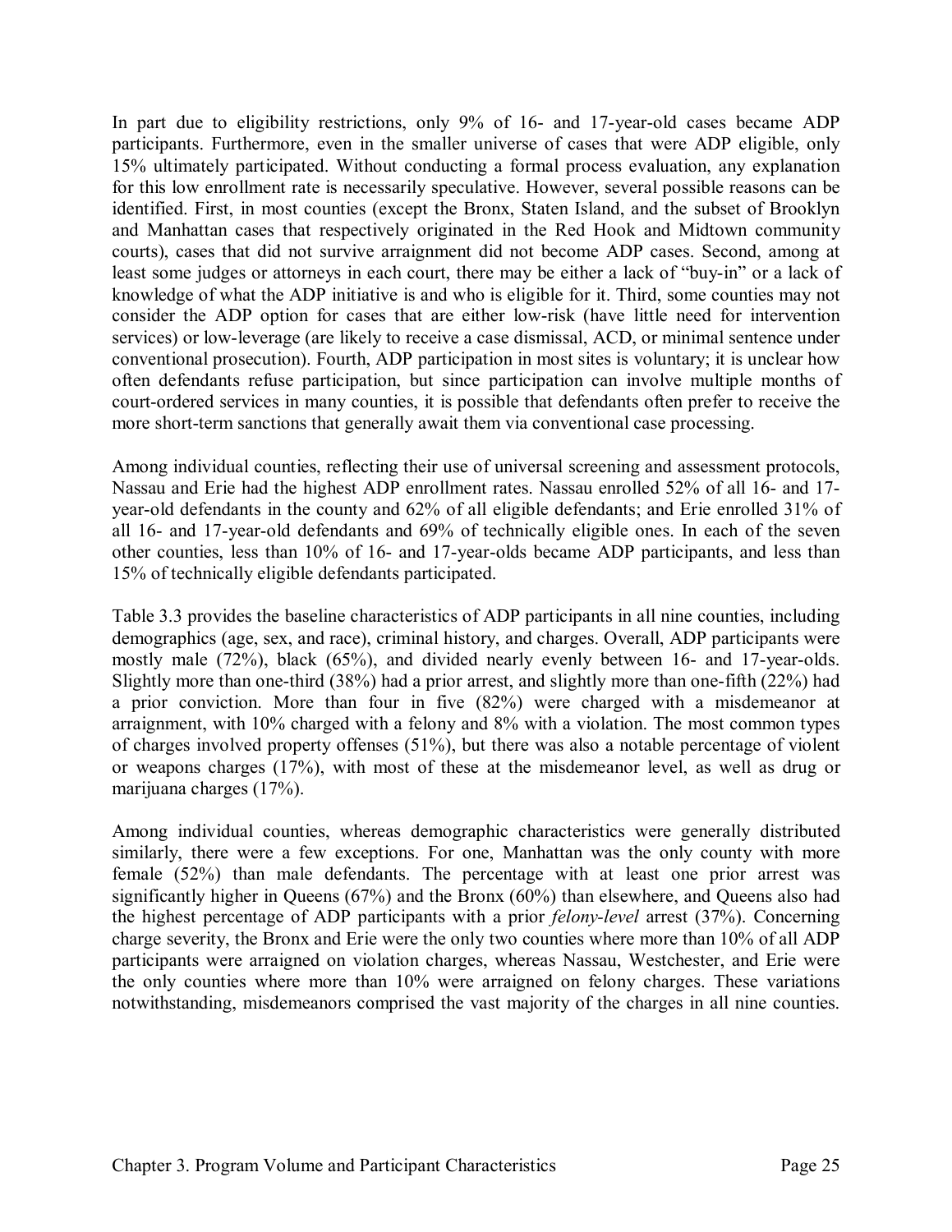In part due to eligibility restrictions, only 9% of 16- and 17-year-old cases became ADP participants. Furthermore, even in the smaller universe of cases that were ADP eligible, only 15% ultimately participated. Without conducting a formal process evaluation, any explanation for this low enrollment rate is necessarily speculative. However, several possible reasons can be identified. First, in most counties (except the Bronx, Staten Island, and the subset of Brooklyn and Manhattan cases that respectively originated in the Red Hook and Midtown community courts), cases that did not survive arraignment did not become ADP cases. Second, among at least some judges or attorneys in each court, there may be either a lack of "buy-in" or a lack of knowledge of what the ADP initiative is and who is eligible for it. Third, some counties may not consider the ADP option for cases that are either low-risk (have little need for intervention services) or low-leverage (are likely to receive a case dismissal, ACD, or minimal sentence under conventional prosecution). Fourth, ADP participation in most sites is voluntary; it is unclear how often defendants refuse participation, but since participation can involve multiple months of court-ordered services in many counties, it is possible that defendants often prefer to receive the more short-term sanctions that generally await them via conventional case processing.

Among individual counties, reflecting their use of universal screening and assessment protocols, Nassau and Erie had the highest ADP enrollment rates. Nassau enrolled 52% of all 16- and 17-year-old defendants in the county and 62% of all eligible defendants; and Erie enrolled 31% of all 16- and 17-year-old defendants and 69% of technically eligible ones. In each of the seven other counties, less than 10% of 16- and 17-year-olds became ADP participants, and less than 15% of technically eligible defendants participated.

Table 3.3 provides the baseline characteristics of ADP participants in all nine counties, including demographics (age, sex, and race), criminal history, and charges. Overall, ADP participants were mostly male (72%), black (65%), and divided nearly evenly between 16- and 17-year-olds. Slightly more than one-third (38%) had a prior arrest, and slightly more than one-fifth (22%) had a prior conviction. More than four in five (82%) were charged with a misdemeanor at arraignment, with 10% charged with a felony and 8% with a violation. The most common types of charges involved property offenses (51%), but there was also a notable percentage of violent or weapons charges (17%), with most of these at the misdemeanor level, as well as drug or marijuana charges (17%).

Among individual counties, whereas demographic characteristics were generally distributed similarly, there were a few exceptions. For one, Manhattan was the only county with more female (52%) than male defendants. The percentage with at least one prior arrest was significantly higher in Queens (67%) and the Bronx (60%) than elsewhere, and Queens also had the highest percentage of ADP participants with a prior *felony-level* arrest (37%). Concerning charge severity, the Bronx and Erie were the only two counties where more than 10% of all ADP participants were arraigned on violation charges, whereas Nassau, Westchester, and Erie were the only counties where more than 10% were arraigned on felony charges. These variations notwithstanding, misdemeanors comprised the vast majority of the charges in all nine counties.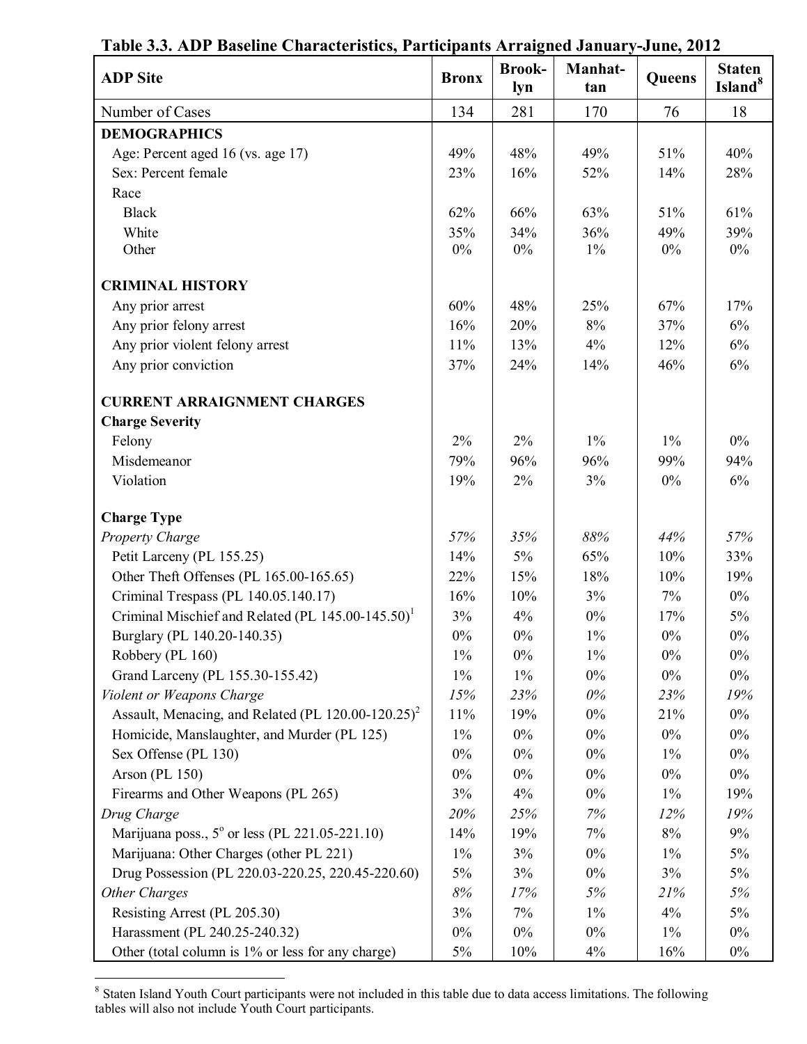**Table 3.3. ADP Baseline Characteristics, Participants Arraigned January-June, 2012**

| ADP Site | Bronx | Brook-lyn | Manhat-tan | Queens | Staten Island[8] |
|---|---|---|---|---|---|
| Number of Cases | 134 | 281 | 170 | 76 | 18 |
| **DEMOGRAPHICS** | | | | | |
| Age: Percent aged 16 (vs. age 17) | 49% | 48% | 49% | 51% | 40% |
| Sex: Percent female | 23% | 16% | 52% | 14% | 28% |
| Race | | | | | |
| Black | 62% | 66% | 63% | 51% | 61% |
| White | 35% | 34% | 36% | 49% | 39% |
| Other | 0% | 0% | 1% | 0% | 0% |
| **CRIMINAL HISTORY** | | | | | |
| Any prior arrest | 60% | 48% | 25% | 67% | 17% |
| Any prior felony arrest | 16% | 20% | 8% | 37% | 6% |
| Any prior violent felony arrest | 11% | 13% | 4% | 12% | 6% |
| Any prior conviction | 37% | 24% | 14% | 46% | 6% |
| **CURRENT ARRAIGNMENT CHARGES** | | | | | |
| **Charge Severity** | | | | | |
| Felony | 2% | 2% | 1% | 1% | 0% |
| Misdemeanor | 79% | 96% | 96% | 99% | 94% |
| Violation | 19% | 2% | 3% | 0% | 6% |
| **Charge Type** | | | | | |
| *Property Charge* | *57%* | *35%* | *88%* | *44%* | *57%* |
| Petit Larceny (PL 155.25) | 14% | 5% | 65% | 10% | 33% |
| Other Theft Offenses (PL 165.00-165.65) | 22% | 15% | 18% | 10% | 19% |
| Criminal Trespass (PL 140.05.140.17) | 16% | 10% | 3% | 7% | 0% |
| Criminal Mischief and Related (PL 145.00-145.50)[1] | 3% | 4% | 0% | 17% | 5% |
| Burglary (PL 140.20-140.35) | 0% | 0% | 1% | 0% | 0% |
| Robbery (PL 160) | 1% | 0% | 1% | 0% | 0% |
| Grand Larceny (PL 155.30-155.42) | 1% | 1% | 0% | 0% | 0% |
| *Violent or Weapons Charge* | *15%* | *23%* | *0%* | *23%* | *19%* |
| Assault, Menacing, and Related (PL 120.00-120.25)[2] | 11% | 19% | 0% | 21% | 0% |
| Homicide, Manslaughter, and Murder (PL 125) | 1% | 0% | 0% | 0% | 0% |
| Sex Offense (PL 130) | 0% | 0% | 0% | 1% | 0% |
| Arson (PL 150) | 0% | 0% | 0% | 0% | 0% |
| Firearms and Other Weapons (PL 265) | 3% | 4% | 0% | 1% | 19% |
| *Drug Charge* | *20%* | *25%* | *7%* | *12%* | *19%* |
| Marijuana poss., 5° or less (PL 221.05-221.10) | 14% | 19% | 7% | 8% | 9% |
| Marijuana: Other Charges (other PL 221) | 1% | 3% | 0% | 1% | 5% |
| Drug Possession (PL 220.03-220.25, 220.45-220.60) | 5% | 3% | 0% | 3% | 5% |
| *Other Charges* | *8%* | *17%* | *5%* | *21%* | *5%* |
| Resisting Arrest (PL 205.30) | 3% | 7% | 1% | 4% | 5% |
| Harassment (PL 240.25-240.32) | 0% | 0% | 0% | 1% | 0% |
| Other (total column is 1% or less for any charge) | 5% | 10% | 4% | 16% | 0% |

[8] Staten Island Youth Court participants were not included in this table due to data access limitations. The following tables will also not include Youth Court participants.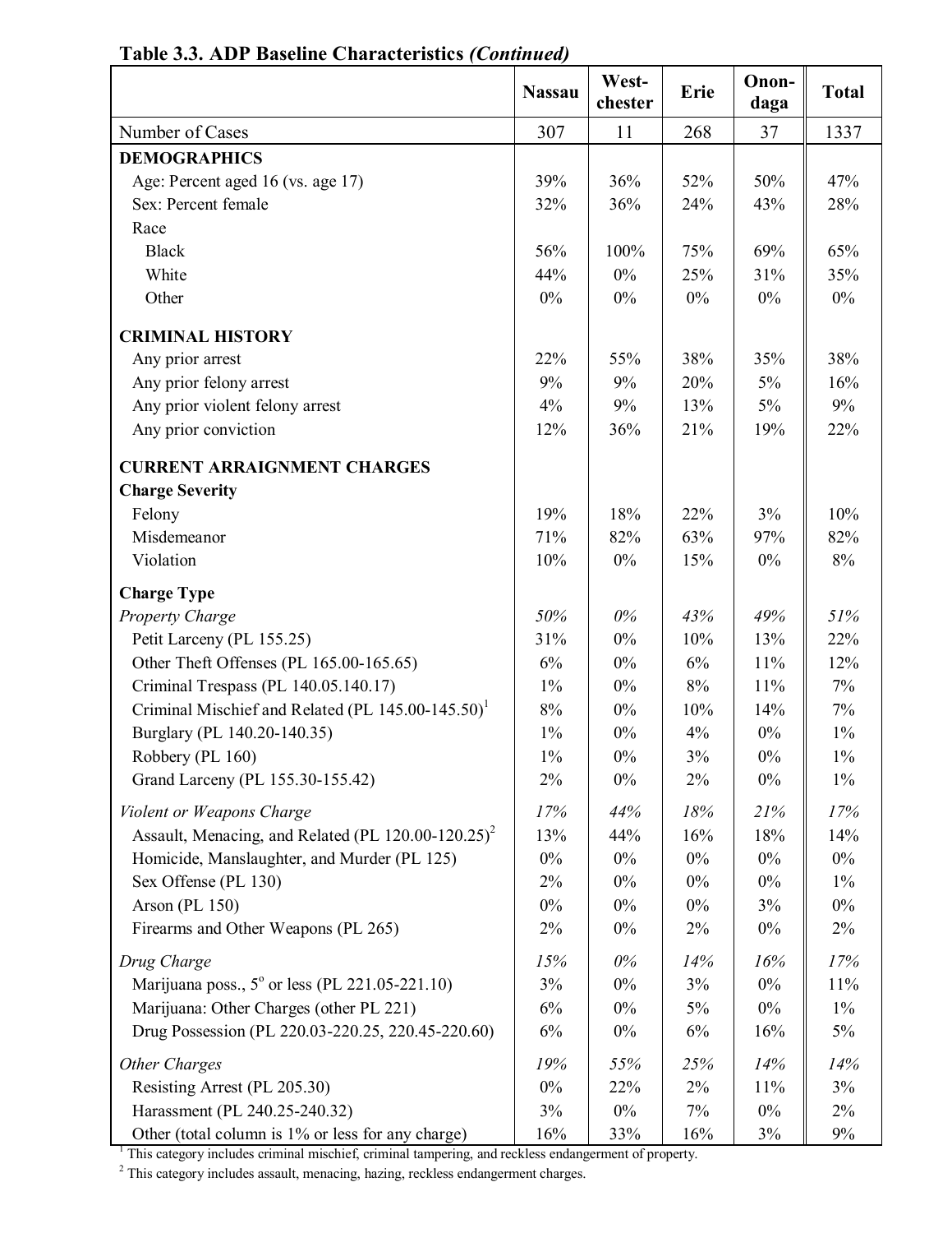**Table 3.3. ADP Baseline Characteristics *(Continued)***

| | Nassau | West-chester | Erie | Onon-daga | Total |
|---|---|---|---|---|---|
| Number of Cases | 307 | 11 | 268 | 37 | 1337 |
| **DEMOGRAPHICS** | | | | | |
| Age: Percent aged 16 (vs. age 17) | 39% | 36% | 52% | 50% | 47% |
| Sex: Percent female | 32% | 36% | 24% | 43% | 28% |
| Race | | | | | |
| Black | 56% | 100% | 75% | 69% | 65% |
| White | 44% | 0% | 25% | 31% | 35% |
| Other | 0% | 0% | 0% | 0% | 0% |
| **CRIMINAL HISTORY** | | | | | |
| Any prior arrest | 22% | 55% | 38% | 35% | 38% |
| Any prior felony arrest | 9% | 9% | 20% | 5% | 16% |
| Any prior violent felony arrest | 4% | 9% | 13% | 5% | 9% |
| Any prior conviction | 12% | 36% | 21% | 19% | 22% |
| **CURRENT ARRAIGNMENT CHARGES** | | | | | |
| **Charge Severity** | | | | | |
| Felony | 19% | 18% | 22% | 3% | 10% |
| Misdemeanor | 71% | 82% | 63% | 97% | 82% |
| Violation | 10% | 0% | 15% | 0% | 8% |
| **Charge Type** | | | | | |
| *Property Charge* | *50%* | *0%* | *43%* | *49%* | *51%* |
| Petit Larceny (PL 155.25) | 31% | 0% | 10% | 13% | 22% |
| Other Theft Offenses (PL 165.00-165.65) | 6% | 0% | 6% | 11% | 12% |
| Criminal Trespass (PL 140.05.140.17) | 1% | 0% | 8% | 11% | 7% |
| Criminal Mischief and Related (PL 145.00-145.50)[1] | 8% | 0% | 10% | 14% | 7% |
| Burglary (PL 140.20-140.35) | 1% | 0% | 4% | 0% | 1% |
| Robbery (PL 160) | 1% | 0% | 3% | 0% | 1% |
| Grand Larceny (PL 155.30-155.42) | 2% | 0% | 2% | 0% | 1% |
| *Violent or Weapons Charge* | *17%* | *44%* | *18%* | *21%* | *17%* |
| Assault, Menacing, and Related (PL 120.00-120.25)[2] | 13% | 44% | 16% | 18% | 14% |
| Homicide, Manslaughter, and Murder (PL 125) | 0% | 0% | 0% | 0% | 0% |
| Sex Offense (PL 130) | 2% | 0% | 0% | 0% | 1% |
| Arson (PL 150) | 0% | 0% | 0% | 3% | 0% |
| Firearms and Other Weapons (PL 265) | 2% | 0% | 2% | 0% | 2% |
| *Drug Charge* | *15%* | *0%* | *14%* | *16%* | *17%* |
| Marijuana poss., 5° or less (PL 221.05-221.10) | 3% | 0% | 3% | 0% | 11% |
| Marijuana: Other Charges (other PL 221) | 6% | 0% | 5% | 0% | 1% |
| Drug Possession (PL 220.03-220.25, 220.45-220.60) | 6% | 0% | 6% | 16% | 5% |
| *Other Charges* | *19%* | *55%* | *25%* | *14%* | *14%* |
| Resisting Arrest (PL 205.30) | 0% | 22% | 2% | 11% | 3% |
| Harassment (PL 240.25-240.32) | 3% | 0% | 7% | 0% | 2% |
| Other (total column is 1% or less for any charge) | 16% | 33% | 16% | 3% | 9% |

[1] This category includes criminal mischief, criminal tampering, and reckless endangerment of property.

[2] This category includes assault, menacing, hazing, reckless endangerment charges.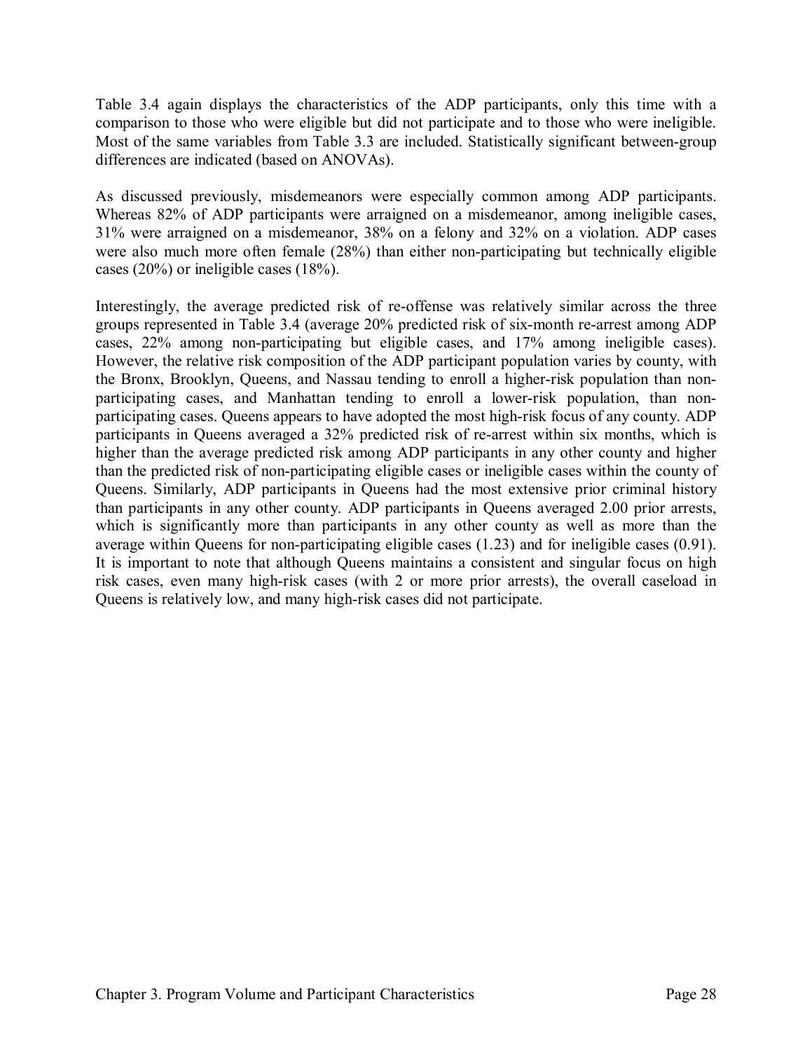Table 3.4 again displays the characteristics of the ADP participants, only this time with a comparison to those who were eligible but did not participate and to those who were ineligible. Most of the same variables from Table 3.3 are included. Statistically significant between-group differences are indicated (based on ANOVAs).

As discussed previously, misdemeanors were especially common among ADP participants. Whereas 82% of ADP participants were arraigned on a misdemeanor, among ineligible cases, 31% were arraigned on a misdemeanor, 38% on a felony and 32% on a violation. ADP cases were also much more often female (28%) than either non-participating but technically eligible cases (20%) or ineligible cases (18%).

Interestingly, the average predicted risk of re-offense was relatively similar across the three groups represented in Table 3.4 (average 20% predicted risk of six-month re-arrest among ADP cases, 22% among non-participating but eligible cases, and 17% among ineligible cases). However, the relative risk composition of the ADP participant population varies by county, with the Bronx, Brooklyn, Queens, and Nassau tending to enroll a higher-risk population than non-participating cases, and Manhattan tending to enroll a lower-risk population, than non-participating cases. Queens appears to have adopted the most high-risk focus of any county. ADP participants in Queens averaged a 32% predicted risk of re-arrest within six months, which is higher than the average predicted risk among ADP participants in any other county and higher than the predicted risk of non-participating eligible cases or ineligible cases within the county of Queens. Similarly, ADP participants in Queens had the most extensive prior criminal history than participants in any other county. ADP participants in Queens averaged 2.00 prior arrests, which is significantly more than participants in any other county as well as more than the average within Queens for non-participating eligible cases (1.23) and for ineligible cases (0.91). It is important to note that although Queens maintains a consistent and singular focus on high risk cases, even many high-risk cases (with 2 or more prior arrests), the overall caseload in Queens is relatively low, and many high-risk cases did not participate.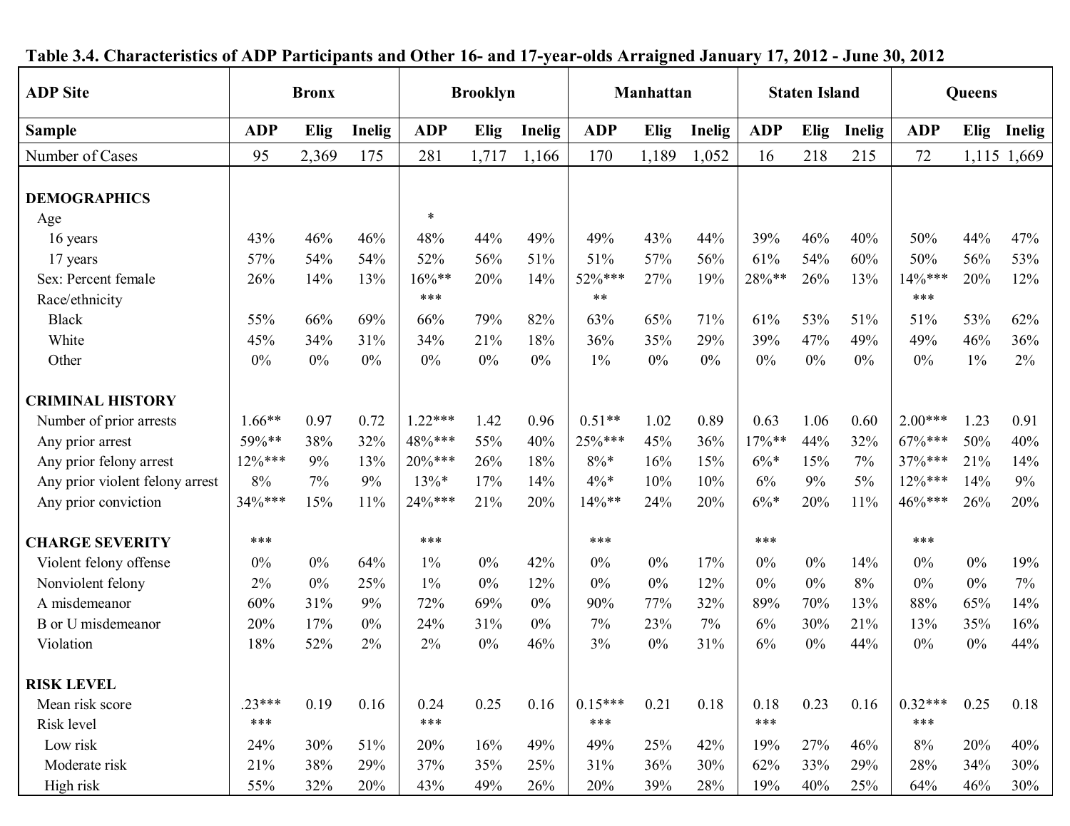**Table 3.4. Characteristics of ADP Participants and Other 16- and 17-year-olds Arraigned January 17, 2012 - June 30, 2012**

| ADP Site | Bronx | | | Brooklyn | | | Manhattan | | | Staten Island | | | Queens | | |
|---|---|---|---|---|---|---|---|---|---|---|---|---|---|---|---|
| **Sample** | **ADP** | **Elig** | **Inelig** | **ADP** | **Elig** | **Inelig** | **ADP** | **Elig** | **Inelig** | **ADP** | **Elig** | **Inelig** | **ADP** | **Elig** | **Inelig** |
| Number of Cases | 95 | 2,369 | 175 | 281 | 1,717 | 1,166 | 170 | 1,189 | 1,052 | 16 | 218 | 215 | 72 | 1,115 | 1,669 |
| **DEMOGRAPHICS** | | | | | | | | | | | | | | | |
| Age | | | | * | | | | | | | | | | | |
| 16 years | 43% | 46% | 46% | 48% | 44% | 49% | 49% | 43% | 44% | 39% | 46% | 40% | 50% | 44% | 47% |
| 17 years | 57% | 54% | 54% | 52% | 56% | 51% | 51% | 57% | 56% | 61% | 54% | 60% | 50% | 56% | 53% |
| Sex: Percent female | 26% | 14% | 13% | 16%** | 20% | 14% | 52%*** | 27% | 19% | 28%** | 26% | 13% | 14%*** | 20% | 12% |
| Race/ethnicity | | | | *** | | | ** | | | | | | *** | | |
| Black | 55% | 66% | 69% | 66% | 79% | 82% | 63% | 65% | 71% | 61% | 53% | 51% | 51% | 53% | 62% |
| White | 45% | 34% | 31% | 34% | 21% | 18% | 36% | 35% | 29% | 39% | 47% | 49% | 49% | 46% | 36% |
| Other | 0% | 0% | 0% | 0% | 0% | 0% | 1% | 0% | 0% | 0% | 0% | 0% | 0% | 1% | 2% |
| **CRIMINAL HISTORY** | | | | | | | | | | | | | | | |
| Number of prior arrests | 1.66** | 0.97 | 0.72 | 1.22*** | 1.42 | 0.96 | 0.51** | 1.02 | 0.89 | 0.63 | 1.06 | 0.60 | 2.00*** | 1.23 | 0.91 |
| Any prior arrest | 59%** | 38% | 32% | 48%*** | 55% | 40% | 25%*** | 45% | 36% | 17%** | 44% | 32% | 67%*** | 50% | 40% |
| Any prior felony arrest | 12%*** | 9% | 13% | 20%*** | 26% | 18% | 8%* | 16% | 15% | 6%* | 15% | 7% | 37%*** | 21% | 14% |
| Any prior violent felony arrest | 8% | 7% | 9% | 13%* | 17% | 14% | 4%* | 10% | 10% | 6% | 9% | 5% | 12%*** | 14% | 9% |
| Any prior conviction | 34%*** | 15% | 11% | 24%*** | 21% | 20% | 14%** | 24% | 20% | 6%* | 20% | 11% | 46%*** | 26% | 20% |
| **CHARGE SEVERITY** | *** | | | *** | | | *** | | | *** | | | *** | | |
| Violent felony offense | 0% | 0% | 64% | 1% | 0% | 42% | 0% | 0% | 17% | 0% | 0% | 14% | 0% | 0% | 19% |
| Nonviolent felony | 2% | 0% | 25% | 1% | 0% | 12% | 0% | 0% | 12% | 0% | 0% | 8% | 0% | 0% | 7% |
| A misdemeanor | 60% | 31% | 9% | 72% | 69% | 0% | 90% | 77% | 32% | 89% | 70% | 13% | 88% | 65% | 14% |
| B or U misdemeanor | 20% | 17% | 0% | 24% | 31% | 0% | 7% | 23% | 7% | 6% | 30% | 21% | 13% | 35% | 16% |
| Violation | 18% | 52% | 2% | 2% | 0% | 46% | 3% | 0% | 31% | 6% | 0% | 44% | 0% | 0% | 44% |
| **RISK LEVEL** | | | | | | | | | | | | | | | |
| Mean risk score | .23*** | 0.19 | 0.16 | 0.24 | 0.25 | 0.16 | 0.15*** | 0.21 | 0.18 | 0.18 | 0.23 | 0.16 | 0.32*** | 0.25 | 0.18 |
| Risk level | *** | | | *** | | | *** | | | *** | | | *** | | |
| Low risk | 24% | 30% | 51% | 20% | 16% | 49% | 49% | 25% | 42% | 19% | 27% | 46% | 8% | 20% | 40% |
| Moderate risk | 21% | 38% | 29% | 37% | 35% | 25% | 31% | 36% | 30% | 62% | 33% | 29% | 28% | 34% | 30% |
| High risk | 55% | 32% | 20% | 43% | 49% | 26% | 20% | 39% | 28% | 19% | 40% | 25% | 64% | 46% | 30% |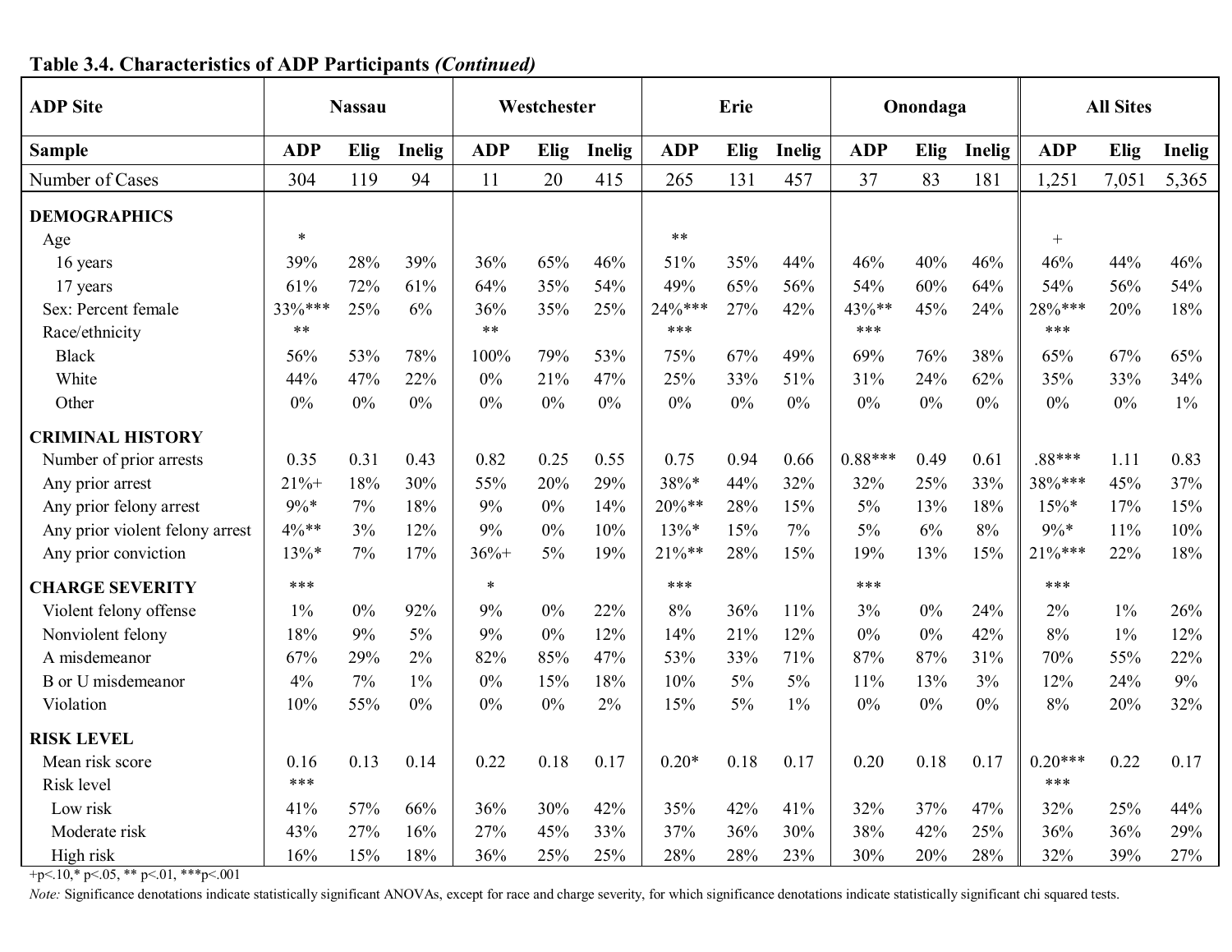**Table 3.4. Characteristics of ADP Participants *(Continued)***

| ADP Site | Nassau | | | Westchester | | | Erie | | | Onondaga | | | All Sites | | |
|---|---|---|---|---|---|---|---|---|---|---|---|---|---|---|---|
| Sample | ADP | Elig | Inelig | ADP | Elig | Inelig | ADP | Elig | Inelig | ADP | Elig | Inelig | ADP | Elig | Inelig |
| Number of Cases | 304 | 119 | 94 | 11 | 20 | 415 | 265 | 131 | 457 | 37 | 83 | 181 | 1,251 | 7,051 | 5,365 |
| **DEMOGRAPHICS** | | | | | | | | | | | | | | | |
| Age | * | | | | | | ** | | | | | | + | | |
| 16 years | 39% | 28% | 39% | 36% | 65% | 46% | 51% | 35% | 44% | 46% | 40% | 46% | 46% | 44% | 46% |
| 17 years | 61% | 72% | 61% | 64% | 35% | 54% | 49% | 65% | 56% | 54% | 60% | 64% | 54% | 56% | 54% |
| Sex: Percent female | 33%*** | 25% | 6% | 36% | 35% | 25% | 24%*** | 27% | 42% | 43%** | 45% | 24% | 28%*** | 20% | 18% |
| Race/ethnicity | ** | | | ** | | | *** | | | *** | | | *** | | |
| Black | 56% | 53% | 78% | 100% | 79% | 53% | 75% | 67% | 49% | 69% | 76% | 38% | 65% | 67% | 65% |
| White | 44% | 47% | 22% | 0% | 21% | 47% | 25% | 33% | 51% | 31% | 24% | 62% | 35% | 33% | 34% |
| Other | 0% | 0% | 0% | 0% | 0% | 0% | 0% | 0% | 0% | 0% | 0% | 0% | 0% | 0% | 1% |
| **CRIMINAL HISTORY** | | | | | | | | | | | | | | | |
| Number of prior arrests | 0.35 | 0.31 | 0.43 | 0.82 | 0.25 | 0.55 | 0.75 | 0.94 | 0.66 | 0.88*** | 0.49 | 0.61 | .88*** | 1.11 | 0.83 |
| Any prior arrest | 21%+ | 18% | 30% | 55% | 20% | 29% | 38%* | 44% | 32% | 32% | 25% | 33% | 38%*** | 45% | 37% |
| Any prior felony arrest | 9%* | 7% | 18% | 9% | 0% | 14% | 20%** | 28% | 15% | 5% | 13% | 18% | 15%* | 17% | 15% |
| Any prior violent felony arrest | 4%** | 3% | 12% | 9% | 0% | 10% | 13%* | 15% | 7% | 5% | 6% | 8% | 9%* | 11% | 10% |
| Any prior conviction | 13%* | 7% | 17% | 36%+ | 5% | 19% | 21%** | 28% | 15% | 19% | 13% | 15% | 21%*** | 22% | 18% |
| **CHARGE SEVERITY** | *** | | | * | | | *** | | | *** | | | *** | | |
| Violent felony offense | 1% | 0% | 92% | 9% | 0% | 22% | 8% | 36% | 11% | 3% | 0% | 24% | 2% | 1% | 26% |
| Nonviolent felony | 18% | 9% | 5% | 9% | 0% | 12% | 14% | 21% | 12% | 0% | 0% | 42% | 8% | 1% | 12% |
| A misdemeanor | 67% | 29% | 2% | 82% | 85% | 47% | 53% | 33% | 71% | 87% | 87% | 31% | 70% | 55% | 22% |
| B or U misdemeanor | 4% | 7% | 1% | 0% | 15% | 18% | 10% | 5% | 5% | 11% | 13% | 3% | 12% | 24% | 9% |
| Violation | 10% | 55% | 0% | 0% | 0% | 2% | 15% | 5% | 1% | 0% | 0% | 0% | 8% | 20% | 32% |
| **RISK LEVEL** | | | | | | | | | | | | | | | |
| Mean risk score | 0.16 | 0.13 | 0.14 | 0.22 | 0.18 | 0.17 | 0.20* | 0.18 | 0.17 | 0.20 | 0.18 | 0.17 | 0.20*** | 0.22 | 0.17 |
| Risk level | *** | | | | | | | | | | | | *** | | |
| Low risk | 41% | 57% | 66% | 36% | 30% | 42% | 35% | 42% | 41% | 32% | 37% | 47% | 32% | 25% | 44% |
| Moderate risk | 43% | 27% | 16% | 27% | 45% | 33% | 37% | 36% | 30% | 38% | 42% | 25% | 36% | 36% | 29% |
| High risk | 16% | 15% | 18% | 36% | 25% | 25% | 28% | 28% | 23% | 30% | 20% | 28% | 32% | 39% | 27% |

+p<.10,* p<.05, ** p<.01, ***p<.001

*Note:* Significance denotations indicate statistically significant ANOVAs, except for race and charge severity, for which significance denotations indicate statistically significant chi squared tests.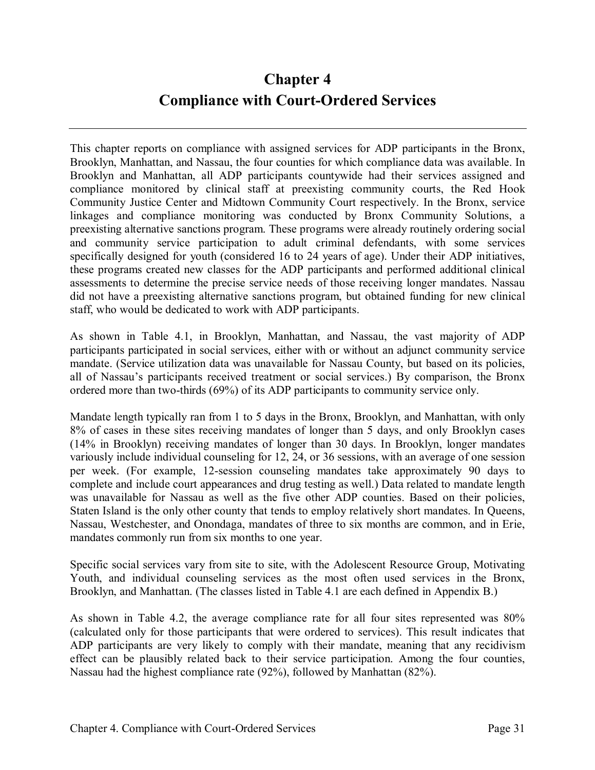# Chapter 4
# Compliance with Court-Ordered Services

This chapter reports on compliance with assigned services for ADP participants in the Bronx, Brooklyn, Manhattan, and Nassau, the four counties for which compliance data was available. In Brooklyn and Manhattan, all ADP participants countywide had their services assigned and compliance monitored by clinical staff at preexisting community courts, the Red Hook Community Justice Center and Midtown Community Court respectively. In the Bronx, service linkages and compliance monitoring was conducted by Bronx Community Solutions, a preexisting alternative sanctions program. These programs were already routinely ordering social and community service participation to adult criminal defendants, with some services specifically designed for youth (considered 16 to 24 years of age). Under their ADP initiatives, these programs created new classes for the ADP participants and performed additional clinical assessments to determine the precise service needs of those receiving longer mandates. Nassau did not have a preexisting alternative sanctions program, but obtained funding for new clinical staff, who would be dedicated to work with ADP participants.

As shown in Table 4.1, in Brooklyn, Manhattan, and Nassau, the vast majority of ADP participants participated in social services, either with or without an adjunct community service mandate. (Service utilization data was unavailable for Nassau County, but based on its policies, all of Nassau's participants received treatment or social services.) By comparison, the Bronx ordered more than two-thirds (69%) of its ADP participants to community service only.

Mandate length typically ran from 1 to 5 days in the Bronx, Brooklyn, and Manhattan, with only 8% of cases in these sites receiving mandates of longer than 5 days, and only Brooklyn cases (14% in Brooklyn) receiving mandates of longer than 30 days. In Brooklyn, longer mandates variously include individual counseling for 12, 24, or 36 sessions, with an average of one session per week. (For example, 12-session counseling mandates take approximately 90 days to complete and include court appearances and drug testing as well.) Data related to mandate length was unavailable for Nassau as well as the five other ADP counties. Based on their policies, Staten Island is the only other county that tends to employ relatively short mandates. In Queens, Nassau, Westchester, and Onondaga, mandates of three to six months are common, and in Erie, mandates commonly run from six months to one year.

Specific social services vary from site to site, with the Adolescent Resource Group, Motivating Youth, and individual counseling services as the most often used services in the Bronx, Brooklyn, and Manhattan. (The classes listed in Table 4.1 are each defined in Appendix B.)

As shown in Table 4.2, the average compliance rate for all four sites represented was 80% (calculated only for those participants that were ordered to services). This result indicates that ADP participants are very likely to comply with their mandate, meaning that any recidivism effect can be plausibly related back to their service participation. Among the four counties, Nassau had the highest compliance rate (92%), followed by Manhattan (82%).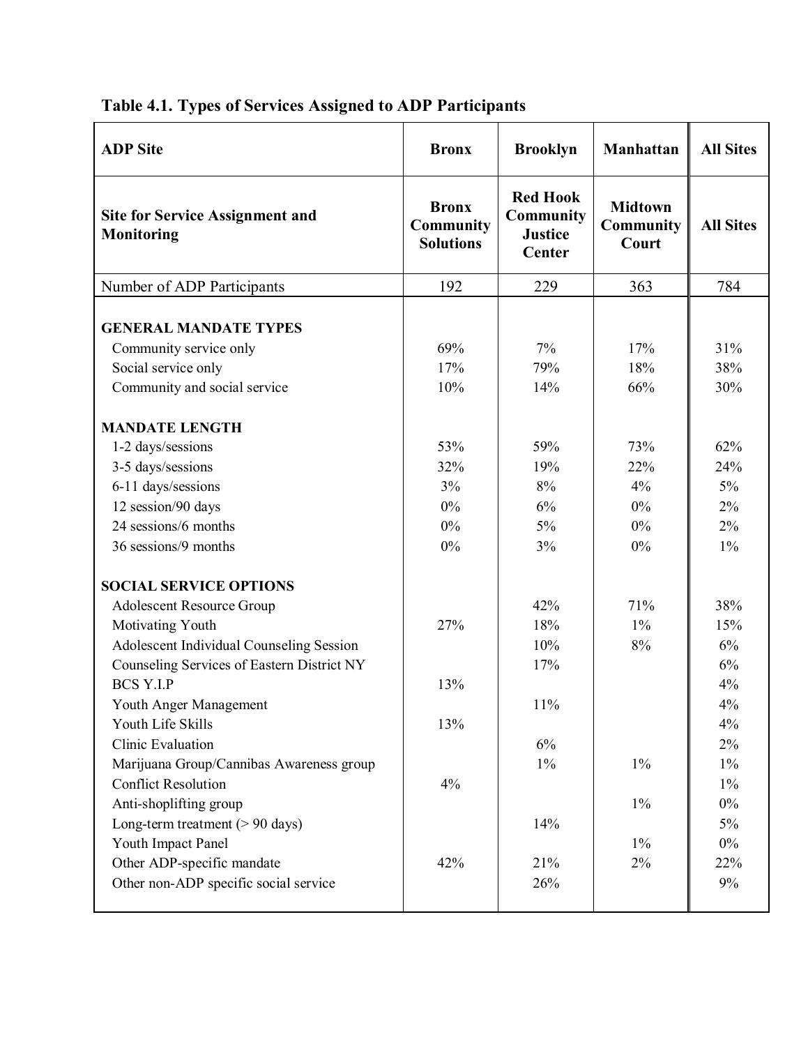**Table 4.1. Types of Services Assigned to ADP Participants**

| ADP Site | Bronx | Brooklyn | Manhattan | All Sites |
|---|---|---|---|---|
| **Site for Service Assignment and Monitoring** | **Bronx Community Solutions** | **Red Hook Community Justice Center** | **Midtown Community Court** | **All Sites** |
| Number of ADP Participants | 192 | 229 | 363 | 784 |
| **GENERAL MANDATE TYPES** | | | | |
| Community service only | 69% | 7% | 17% | 31% |
| Social service only | 17% | 79% | 18% | 38% |
| Community and social service | 10% | 14% | 66% | 30% |
| **MANDATE LENGTH** | | | | |
| 1-2 days/sessions | 53% | 59% | 73% | 62% |
| 3-5 days/sessions | 32% | 19% | 22% | 24% |
| 6-11 days/sessions | 3% | 8% | 4% | 5% |
| 12 session/90 days | 0% | 6% | 0% | 2% |
| 24 sessions/6 months | 0% | 5% | 0% | 2% |
| 36 sessions/9 months | 0% | 3% | 0% | 1% |
| **SOCIAL SERVICE OPTIONS** | | | | |
| Adolescent Resource Group | | 42% | 71% | 38% |
| Motivating Youth | 27% | 18% | 1% | 15% |
| Adolescent Individual Counseling Session | | 10% | 8% | 6% |
| Counseling Services of Eastern District NY | | 17% | | 6% |
| BCS Y.I.P | 13% | | | 4% |
| Youth Anger Management | | 11% | | 4% |
| Youth Life Skills | 13% | | | 4% |
| Clinic Evaluation | | 6% | | 2% |
| Marijuana Group/Cannibas Awareness group | | 1% | 1% | 1% |
| Conflict Resolution | 4% | | | 1% |
| Anti-shoplifting group | | | 1% | 0% |
| Long-term treatment (> 90 days) | | 14% | | 5% |
| Youth Impact Panel | | | 1% | 0% |
| Other ADP-specific mandate | 42% | 21% | 2% | 22% |
| Other non-ADP specific social service | | 26% | | 9% |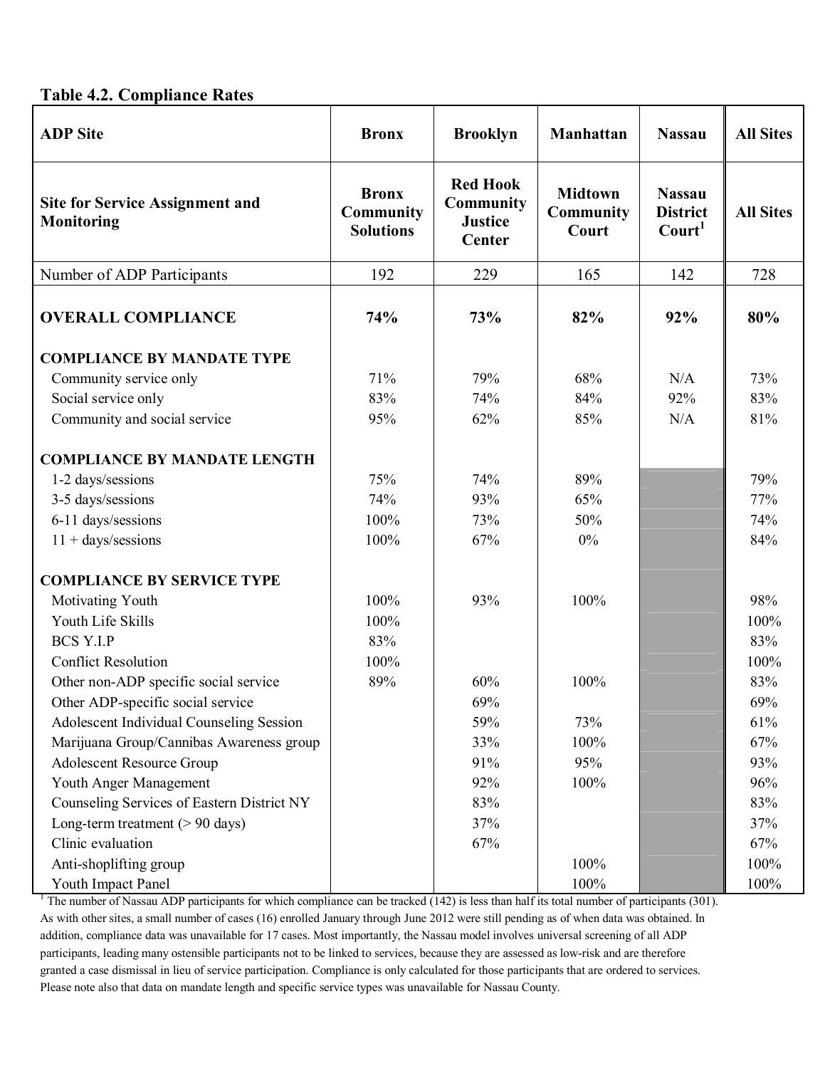**Table 4.2. Compliance Rates**

| ADP Site | Bronx | Brooklyn | Manhattan | Nassau | All Sites |
|---|---|---|---|---|---|
| **Site for Service Assignment and Monitoring** | **Bronx Community Solutions** | **Red Hook Community Justice Center** | **Midtown Community Court** | **Nassau District Court[1]** | **All Sites** |
| Number of ADP Participants | 192 | 229 | 165 | 142 | 728 |
| **OVERALL COMPLIANCE** | **74%** | **73%** | **82%** | **92%** | **80%** |
| **COMPLIANCE BY MANDATE TYPE** | | | | | |
| Community service only | 71% | 79% | 68% | N/A | 73% |
| Social service only | 83% | 74% | 84% | 92% | 83% |
| Community and social service | 95% | 62% | 85% | N/A | 81% |
| **COMPLIANCE BY MANDATE LENGTH** | | | | | |
| 1-2 days/sessions | 75% | 74% | 89% | | 79% |
| 3-5 days/sessions | 74% | 93% | 65% | | 77% |
| 6-11 days/sessions | 100% | 73% | 50% | | 74% |
| 11 + days/sessions | 100% | 67% | 0% | | 84% |
| **COMPLIANCE BY SERVICE TYPE** | | | | | |
| Motivating Youth | 100% | 93% | 100% | | 98% |
| Youth Life Skills | 100% | | | | 100% |
| BCS Y.I.P | 83% | | | | 83% |
| Conflict Resolution | 100% | | | | 100% |
| Other non-ADP specific social service | 89% | 60% | 100% | | 83% |
| Other ADP-specific social service | | 69% | | | 69% |
| Adolescent Individual Counseling Session | | 59% | 73% | | 61% |
| Marijuana Group/Cannibas Awareness group | | 33% | 100% | | 67% |
| Adolescent Resource Group | | 91% | 95% | | 93% |
| Youth Anger Management | | 92% | 100% | | 96% |
| Counseling Services of Eastern District NY | | 83% | | | 83% |
| Long-term treatment (> 90 days) | | 37% | | | 37% |
| Clinic evaluation | | 67% | | | 67% |
| Anti-shoplifting group | | | 100% | | 100% |
| Youth Impact Panel | | | 100% | | 100% |

[1] The number of Nassau ADP participants for which compliance can be tracked (142) is less than half its total number of participants (301). As with other sites, a small number of cases (16) enrolled January through June 2012 were still pending as of when data was obtained. In addition, compliance data was unavailable for 17 cases. Most importantly, the Nassau model involves universal screening of all ADP participants, leading many ostensible participants not to be linked to services, because they are assessed as low-risk and are therefore granted a case dismissal in lieu of service participation. Compliance is only calculated for those participants that are ordered to services. Please note also that data on mandate length and specific service types was unavailable for Nassau County.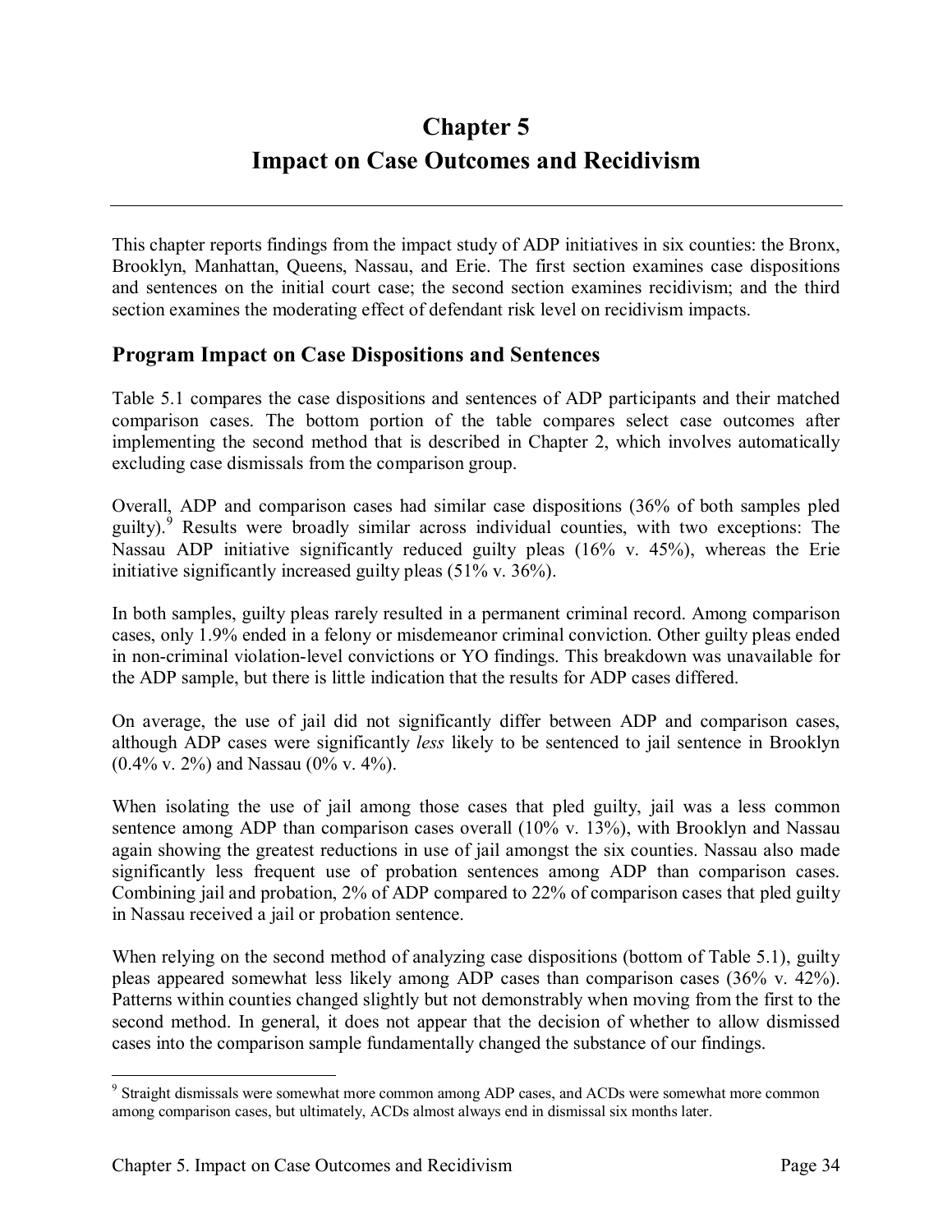# Chapter 5
# Impact on Case Outcomes and Recidivism

This chapter reports findings from the impact study of ADP initiatives in six counties: the Bronx, Brooklyn, Manhattan, Queens, Nassau, and Erie. The first section examines case dispositions and sentences on the initial court case; the second section examines recidivism; and the third section examines the moderating effect of defendant risk level on recidivism impacts.

## Program Impact on Case Dispositions and Sentences

Table 5.1 compares the case dispositions and sentences of ADP participants and their matched comparison cases. The bottom portion of the table compares select case outcomes after implementing the second method that is described in Chapter 2, which involves automatically excluding case dismissals from the comparison group.

Overall, ADP and comparison cases had similar case dispositions (36% of both samples pled guilty).[9] Results were broadly similar across individual counties, with two exceptions: The Nassau ADP initiative significantly reduced guilty pleas (16% v. 45%), whereas the Erie initiative significantly increased guilty pleas (51% v. 36%).

In both samples, guilty pleas rarely resulted in a permanent criminal record. Among comparison cases, only 1.9% ended in a felony or misdemeanor criminal conviction. Other guilty pleas ended in non-criminal violation-level convictions or YO findings. This breakdown was unavailable for the ADP sample, but there is little indication that the results for ADP cases differed.

On average, the use of jail did not significantly differ between ADP and comparison cases, although ADP cases were significantly *less* likely to be sentenced to jail sentence in Brooklyn (0.4% v. 2%) and Nassau (0% v. 4%).

When isolating the use of jail among those cases that pled guilty, jail was a less common sentence among ADP than comparison cases overall (10% v. 13%), with Brooklyn and Nassau again showing the greatest reductions in use of jail amongst the six counties. Nassau also made significantly less frequent use of probation sentences among ADP than comparison cases. Combining jail and probation, 2% of ADP compared to 22% of comparison cases that pled guilty in Nassau received a jail or probation sentence.

When relying on the second method of analyzing case dispositions (bottom of Table 5.1), guilty pleas appeared somewhat less likely among ADP cases than comparison cases (36% v. 42%). Patterns within counties changed slightly but not demonstrably when moving from the first to the second method. In general, it does not appear that the decision of whether to allow dismissed cases into the comparison sample fundamentally changed the substance of our findings.

[9] Straight dismissals were somewhat more common among ADP cases, and ACDs were somewhat more common among comparison cases, but ultimately, ACDs almost always end in dismissal six months later.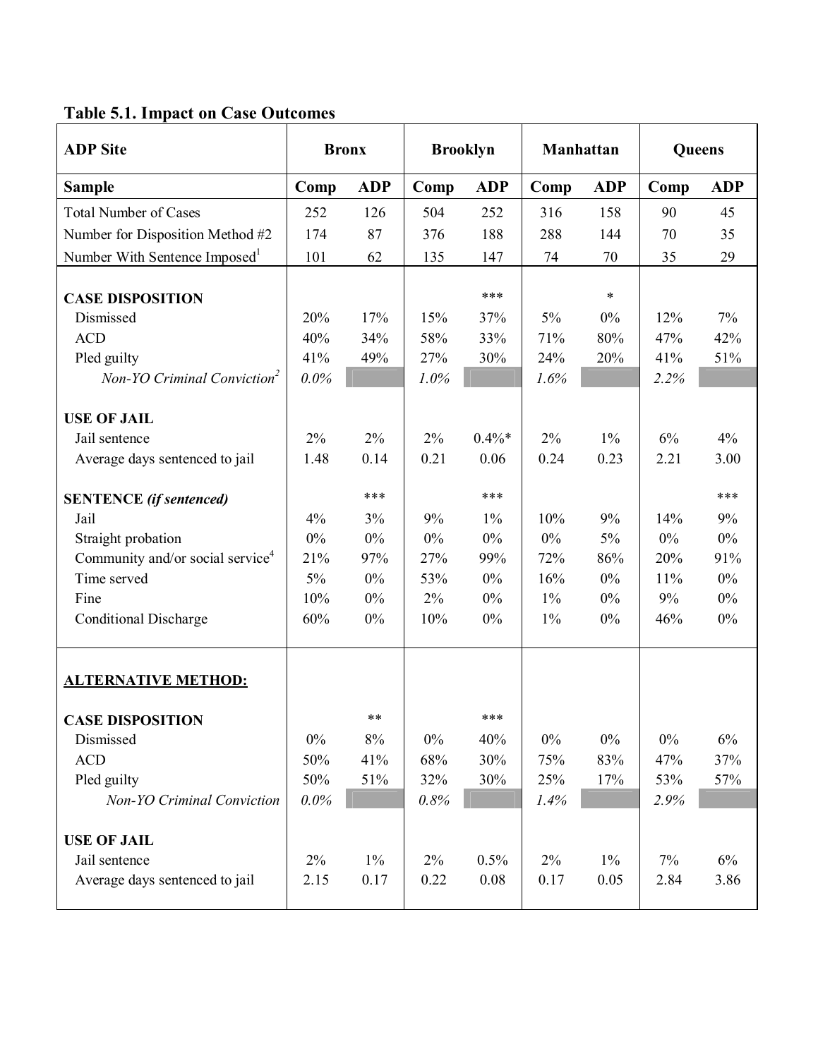**Table 5.1. Impact on Case Outcomes**

| ADP Site | Bronx | | Brooklyn | | Manhattan | | Queens | |
|---|---|---|---|---|---|---|---|---|
| **Sample** | **Comp** | **ADP** | **Comp** | **ADP** | **Comp** | **ADP** | **Comp** | **ADP** |
| Total Number of Cases | 252 | 126 | 504 | 252 | 316 | 158 | 90 | 45 |
| Number for Disposition Method #2 | 174 | 87 | 376 | 188 | 288 | 144 | 70 | 35 |
| Number With Sentence Imposed[1] | 101 | 62 | 135 | 147 | 74 | 70 | 35 | 29 |
| **CASE DISPOSITION** | | | | *** | | * | | |
| Dismissed | 20% | 17% | 15% | 37% | 5% | 0% | 12% | 7% |
| ACD | 40% | 34% | 58% | 33% | 71% | 80% | 47% | 42% |
| Pled guilty | 41% | 49% | 27% | 30% | 24% | 20% | 41% | 51% |
| *Non-YO Criminal Conviction[2]* | *0.0%* | | *1.0%* | | *1.6%* | | *2.2%* | |
| **USE OF JAIL** | | | | | | | | |
| Jail sentence | 2% | 2% | 2% | 0.4%* | 2% | 1% | 6% | 4% |
| Average days sentenced to jail | 1.48 | 0.14 | 0.21 | 0.06 | 0.24 | 0.23 | 2.21 | 3.00 |
| **SENTENCE *(if sentenced)*** | | *** | | *** | | | | *** |
| Jail | 4% | 3% | 9% | 1% | 10% | 9% | 14% | 9% |
| Straight probation | 0% | 0% | 0% | 0% | 0% | 5% | 0% | 0% |
| Community and/or social service[4] | 21% | 97% | 27% | 99% | 72% | 86% | 20% | 91% |
| Time served | 5% | 0% | 53% | 0% | 16% | 0% | 11% | 0% |
| Fine | 10% | 0% | 2% | 0% | 1% | 0% | 9% | 0% |
| Conditional Discharge | 60% | 0% | 10% | 0% | 1% | 0% | 46% | 0% |
| **ALTERNATIVE METHOD:** | | | | | | | | |
| **CASE DISPOSITION** | | ** | | *** | | | | |
| Dismissed | 0% | 8% | 0% | 40% | 0% | 0% | 0% | 6% |
| ACD | 50% | 41% | 68% | 30% | 75% | 83% | 47% | 37% |
| Pled guilty | 50% | 51% | 32% | 30% | 25% | 17% | 53% | 57% |
| *Non-YO Criminal Conviction* | *0.0%* | | *0.8%* | | *1.4%* | | *2.9%* | |
| **USE OF JAIL** | | | | | | | | |
| Jail sentence | 2% | 1% | 2% | 0.5% | 2% | 1% | 7% | 6% |
| Average days sentenced to jail | 2.15 | 0.17 | 0.22 | 0.08 | 0.17 | 0.05 | 2.84 | 3.86 |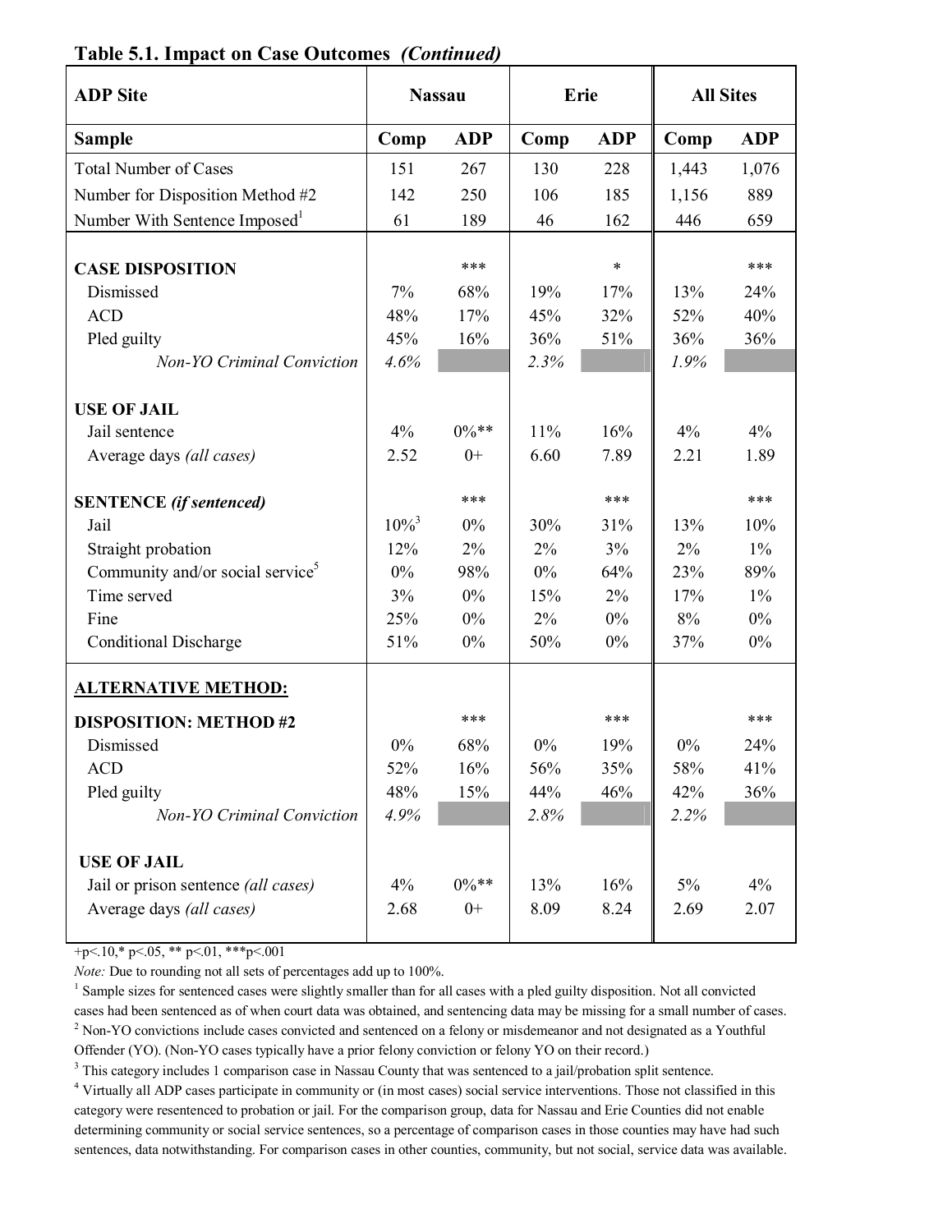**Table 5.1. Impact on Case Outcomes** *(Continued)*

| ADP Site | Nassau | | Erie | | All Sites | |
|---|---|---|---|---|---|---|
| **Sample** | **Comp** | **ADP** | **Comp** | **ADP** | **Comp** | **ADP** |
| Total Number of Cases | 151 | 267 | 130 | 228 | 1,443 | 1,076 |
| Number for Disposition Method #2 | 142 | 250 | 106 | 185 | 1,156 | 889 |
| Number With Sentence Imposed[1] | 61 | 189 | 46 | 162 | 446 | 659 |
| | | | | | | |
| **CASE DISPOSITION** | | *** | | * | | *** |
| Dismissed | 7% | 68% | 19% | 17% | 13% | 24% |
| ACD | 48% | 17% | 45% | 32% | 52% | 40% |
| Pled guilty | 45% | 16% | 36% | 51% | 36% | 36% |
| *Non-YO Criminal Conviction* | *4.6%* | | *2.3%* | | *1.9%* | |
| | | | | | | |
| **USE OF JAIL** | | | | | | |
| Jail sentence | 4% | 0%** | 11% | 16% | 4% | 4% |
| Average days *(all cases)* | 2.52 | 0+ | 6.60 | 7.89 | 2.21 | 1.89 |
| | | | | | | |
| **SENTENCE** *(if sentenced)* | | *** | | *** | | *** |
| Jail | 10%[3] | 0% | 30% | 31% | 13% | 10% |
| Straight probation | 12% | 2% | 2% | 3% | 2% | 1% |
| Community and/or social service[5] | 0% | 98% | 0% | 64% | 23% | 89% |
| Time served | 3% | 0% | 15% | 2% | 17% | 1% |
| Fine | 25% | 0% | 2% | 0% | 8% | 0% |
| Conditional Discharge | 51% | 0% | 50% | 0% | 37% | 0% |
| | | | | | | |
| **ALTERNATIVE METHOD:** | | | | | | |
| **DISPOSITION: METHOD #2** | | *** | | *** | | *** |
| Dismissed | 0% | 68% | 0% | 19% | 0% | 24% |
| ACD | 52% | 16% | 56% | 35% | 58% | 41% |
| Pled guilty | 48% | 15% | 44% | 46% | 42% | 36% |
| *Non-YO Criminal Conviction* | *4.9%* | | *2.8%* | | *2.2%* | |
| | | | | | | |
| **USE OF JAIL** | | | | | | |
| Jail or prison sentence *(all cases)* | 4% | 0%** | 13% | 16% | 5% | 4% |
| Average days *(all cases)* | 2.68 | 0+ | 8.09 | 8.24 | 2.69 | 2.07 |

+p<.10,* p<.05, ** p<.01, ***p<.001

*Note:* Due to rounding not all sets of percentages add up to 100%.

[1] Sample sizes for sentenced cases were slightly smaller than for all cases with a pled guilty disposition. Not all convicted cases had been sentenced as of when court data was obtained, and sentencing data may be missing for a small number of cases.

[2] Non-YO convictions include cases convicted and sentenced on a felony or misdemeanor and not designated as a Youthful Offender (YO). (Non-YO cases typically have a prior felony conviction or felony YO on their record.)

[3] This category includes 1 comparison case in Nassau County that was sentenced to a jail/probation split sentence.

[4] Virtually all ADP cases participate in community or (in most cases) social service interventions. Those not classified in this category were resentenced to probation or jail. For the comparison group, data for Nassau and Erie Counties did not enable determining community or social service sentences, so a percentage of comparison cases in those counties may have had such sentences, data notwithstanding. For comparison cases in other counties, community, but not social, service data was available.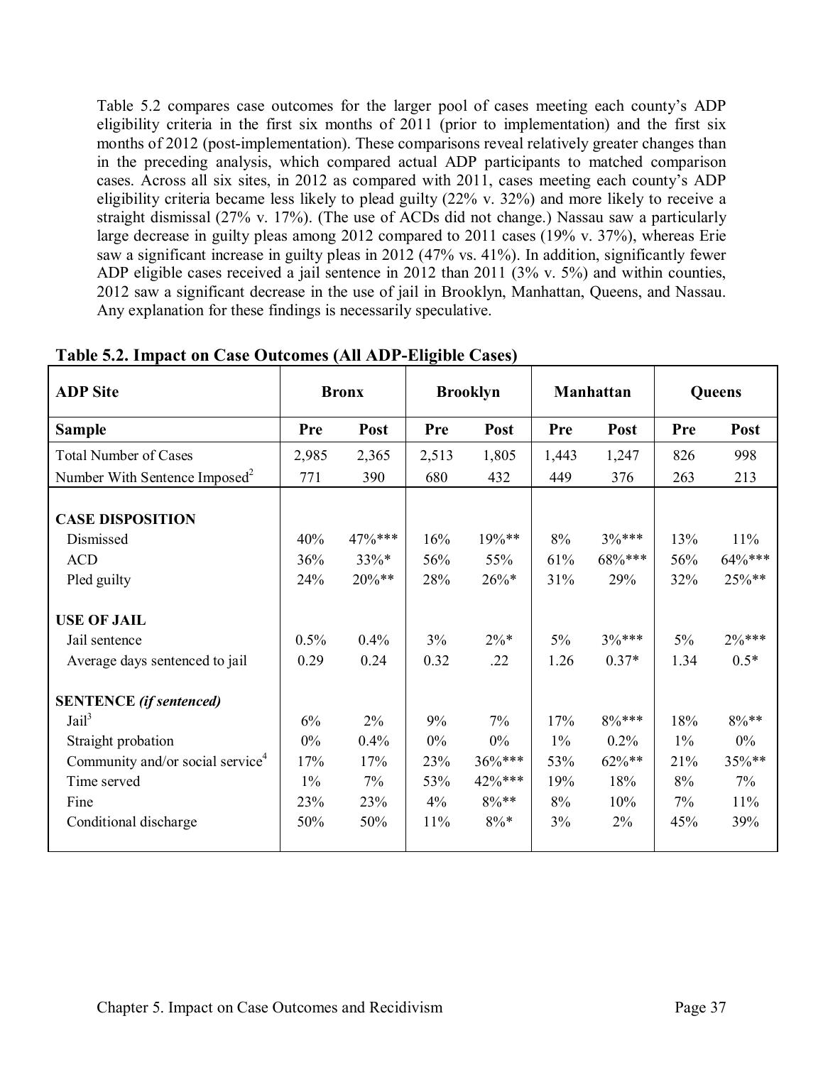Table 5.2 compares case outcomes for the larger pool of cases meeting each county's ADP eligibility criteria in the first six months of 2011 (prior to implementation) and the first six months of 2012 (post-implementation). These comparisons reveal relatively greater changes than in the preceding analysis, which compared actual ADP participants to matched comparison cases. Across all six sites, in 2012 as compared with 2011, cases meeting each county's ADP eligibility criteria became less likely to plead guilty (22% v. 32%) and more likely to receive a straight dismissal (27% v. 17%). (The use of ACDs did not change.) Nassau saw a particularly large decrease in guilty pleas among 2012 compared to 2011 cases (19% v. 37%), whereas Erie saw a significant increase in guilty pleas in 2012 (47% vs. 41%). In addition, significantly fewer ADP eligible cases received a jail sentence in 2012 than 2011 (3% v. 5%) and within counties, 2012 saw a significant decrease in the use of jail in Brooklyn, Manhattan, Queens, and Nassau. Any explanation for these findings is necessarily speculative.

**Table 5.2. Impact on Case Outcomes (All ADP-Eligible Cases)**

| ADP Site | Bronx | | Brooklyn | | Manhattan | | Queens | |
|---|---|---|---|---|---|---|---|---|
| **Sample** | **Pre** | **Post** | **Pre** | **Post** | **Pre** | **Post** | **Pre** | **Post** |
| Total Number of Cases | 2,985 | 2,365 | 2,513 | 1,805 | 1,443 | 1,247 | 826 | 998 |
| Number With Sentence Imposed[2] | 771 | 390 | 680 | 432 | 449 | 376 | 263 | 213 |
| **CASE DISPOSITION** | | | | | | | | |
| Dismissed | 40% | 47%*** | 16% | 19%** | 8% | 3%*** | 13% | 11% |
| ACD | 36% | 33%* | 56% | 55% | 61% | 68%*** | 56% | 64%*** |
| Pled guilty | 24% | 20%** | 28% | 26%* | 31% | 29% | 32% | 25%** |
| **USE OF JAIL** | | | | | | | | |
| Jail sentence | 0.5% | 0.4% | 3% | 2%* | 5% | 3%*** | 5% | 2%*** |
| Average days sentenced to jail | 0.29 | 0.24 | 0.32 | .22 | 1.26 | 0.37* | 1.34 | 0.5* |
| **SENTENCE** ***(if sentenced)*** | | | | | | | | |
| Jail[3] | 6% | 2% | 9% | 7% | 17% | 8%*** | 18% | 8%** |
| Straight probation | 0% | 0.4% | 0% | 0% | 1% | 0.2% | 1% | 0% |
| Community and/or social service[4] | 17% | 17% | 23% | 36%*** | 53% | 62%** | 21% | 35%** |
| Time served | 1% | 7% | 53% | 42%*** | 19% | 18% | 8% | 7% |
| Fine | 23% | 23% | 4% | 8%** | 8% | 10% | 7% | 11% |
| Conditional discharge | 50% | 50% | 11% | 8%* | 3% | 2% | 45% | 39% |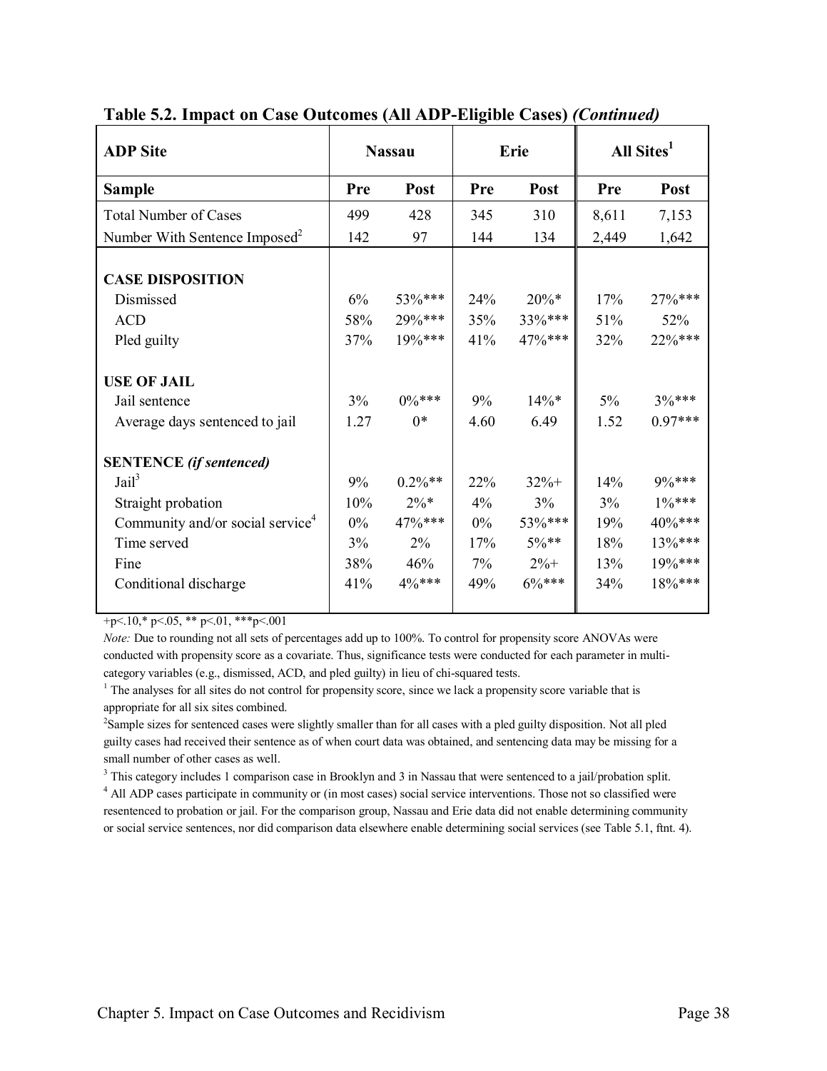**Table 5.2. Impact on Case Outcomes (All ADP-Eligible Cases) *(Continued)***

| ADP Site | Nassau | | Erie | | All Sites[1] | |
|---|---|---|---|---|---|---|
| **Sample** | **Pre** | **Post** | **Pre** | **Post** | **Pre** | **Post** |
| Total Number of Cases | 499 | 428 | 345 | 310 | 8,611 | 7,153 |
| Number With Sentence Imposed[2] | 142 | 97 | 144 | 134 | 2,449 | 1,642 |
| **CASE DISPOSITION** | | | | | | |
| Dismissed | 6% | 53%*** | 24% | 20%* | 17% | 27%*** |
| ACD | 58% | 29%*** | 35% | 33%*** | 51% | 52% |
| Pled guilty | 37% | 19%*** | 41% | 47%*** | 32% | 22%*** |
| **USE OF JAIL** | | | | | | |
| Jail sentence | 3% | 0%*** | 9% | 14%* | 5% | 3%*** |
| Average days sentenced to jail | 1.27 | 0* | 4.60 | 6.49 | 1.52 | 0.97*** |
| **SENTENCE *(if sentenced)*** | | | | | | |
| Jail[3] | 9% | 0.2%** | 22% | 32%+ | 14% | 9%*** |
| Straight probation | 10% | 2%* | 4% | 3% | 3% | 1%*** |
| Community and/or social service[4] | 0% | 47%*** | 0% | 53%*** | 19% | 40%*** |
| Time served | 3% | 2% | 17% | 5%** | 18% | 13%*** |
| Fine | 38% | 46% | 7% | 2%+ | 13% | 19%*** |
| Conditional discharge | 41% | 4%*** | 49% | 6%*** | 34% | 18%*** |

+p<.10,* p<.05, ** p<.01, ***p<.001

*Note:* Due to rounding not all sets of percentages add up to 100%. To control for propensity score ANOVAs were conducted with propensity score as a covariate. Thus, significance tests were conducted for each parameter in multi-category variables (e.g., dismissed, ACD, and pled guilty) in lieu of chi-squared tests.

[1] The analyses for all sites do not control for propensity score, since we lack a propensity score variable that is appropriate for all six sites combined.

[2] Sample sizes for sentenced cases were slightly smaller than for all cases with a pled guilty disposition. Not all pled guilty cases had received their sentence as of when court data was obtained, and sentencing data may be missing for a small number of other cases as well.

[3] This category includes 1 comparison case in Brooklyn and 3 in Nassau that were sentenced to a jail/probation split.

[4] All ADP cases participate in community or (in most cases) social service interventions. Those not so classified were resentenced to probation or jail. For the comparison group, Nassau and Erie data did not enable determining community or social service sentences, nor did comparison data elsewhere enable determining social services (see Table 5.1, ftnt. 4).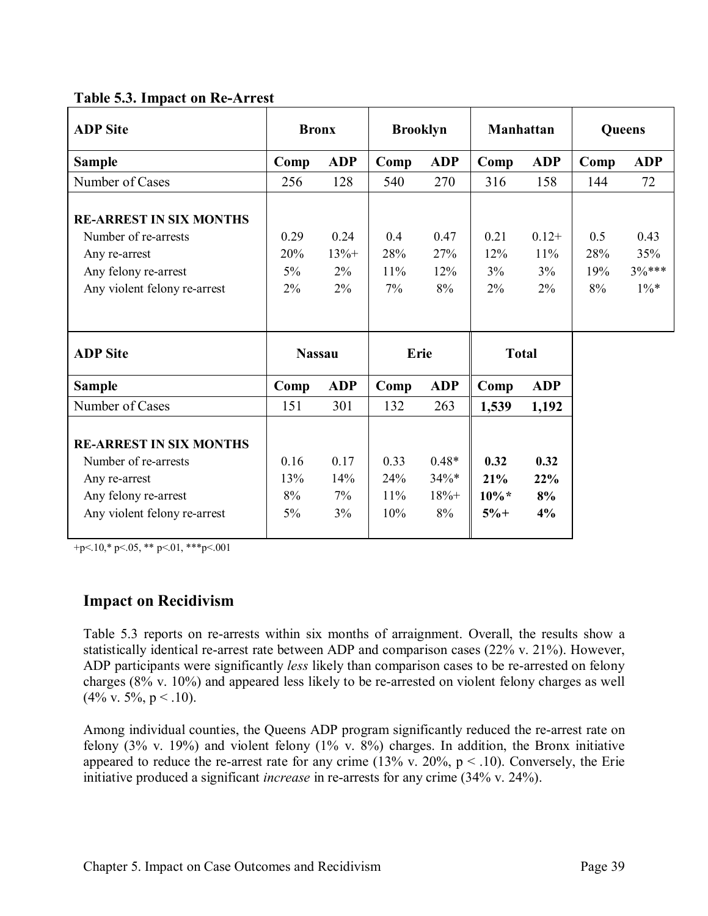**Table 5.3. Impact on Re-Arrest**

| ADP Site | Bronx | | Brooklyn | | Manhattan | | Queens | |
|---|---|---|---|---|---|---|---|---|
| **Sample** | **Comp** | **ADP** | **Comp** | **ADP** | **Comp** | **ADP** | **Comp** | **ADP** |
| Number of Cases | 256 | 128 | 540 | 270 | 316 | 158 | 144 | 72 |
| **RE-ARREST IN SIX MONTHS** | | | | | | | | |
| Number of re-arrests | 0.29 | 0.24 | 0.4 | 0.47 | 0.21 | 0.12+ | 0.5 | 0.43 |
| Any re-arrest | 20% | 13%+ | 28% | 27% | 12% | 11% | 28% | 35% |
| Any felony re-arrest | 5% | 2% | 11% | 12% | 3% | 3% | 19% | 3%*** |
| Any violent felony re-arrest | 2% | 2% | 7% | 8% | 2% | 2% | 8% | 1%* |

| ADP Site | Nassau | | Erie | | Total | |
|---|---|---|---|---|---|---|
| **Sample** | **Comp** | **ADP** | **Comp** | **ADP** | **Comp** | **ADP** |
| Number of Cases | 151 | 301 | 132 | 263 | **1,539** | **1,192** |
| **RE-ARREST IN SIX MONTHS** | | | | | | |
| Number of re-arrests | 0.16 | 0.17 | 0.33 | 0.48* | **0.32** | **0.32** |
| Any re-arrest | 13% | 14% | 24% | 34%* | **21%** | **22%** |
| Any felony re-arrest | 8% | 7% | 11% | 18%+ | **10%*** | **8%** |
| Any violent felony re-arrest | 5% | 3% | 10% | 8% | **5%+** | **4%** |

+p<.10,* p<.05, ** p<.01, ***p<.001

## Impact on Recidivism

Table 5.3 reports on re-arrests within six months of arraignment. Overall, the results show a statistically identical re-arrest rate between ADP and comparison cases (22% v. 21%). However, ADP participants were significantly *less* likely than comparison cases to be re-arrested on felony charges (8% v. 10%) and appeared less likely to be re-arrested on violent felony charges as well (4% v. 5%, $p < .10$).

Among individual counties, the Queens ADP program significantly reduced the re-arrest rate on felony (3% v. 19%) and violent felony (1% v. 8%) charges. In addition, the Bronx initiative appeared to reduce the re-arrest rate for any crime (13% v. 20%, $p < .10$). Conversely, the Erie initiative produced a significant *increase* in re-arrests for any crime (34% v. 24%).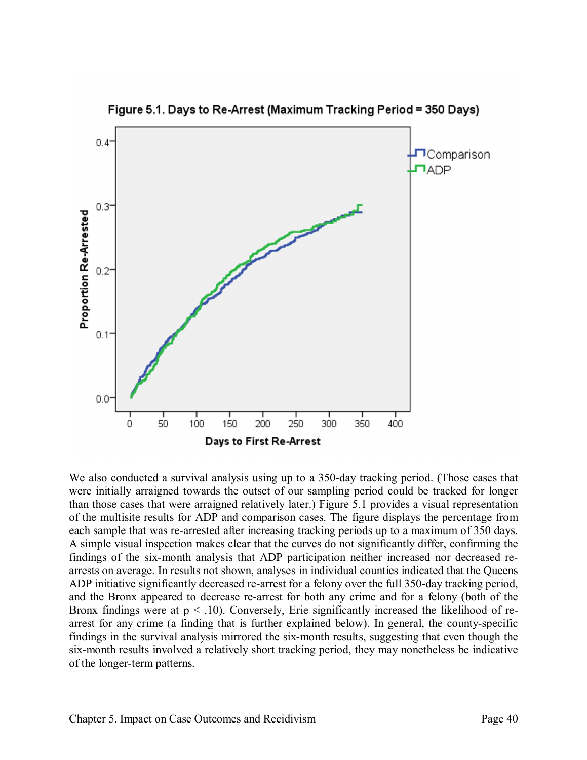Figure 5.1. Days to Re-Arrest (Maximum Tracking Period = 350 Days)

We also conducted a survival analysis using up to a 350-day tracking period. (Those cases that were initially arraigned towards the outset of our sampling period could be tracked for longer than those cases that were arraigned relatively later.) Figure 5.1 provides a visual representation of the multisite results for ADP and comparison cases. The figure displays the percentage from each sample that was re-arrested after increasing tracking periods up to a maximum of 350 days. A simple visual inspection makes clear that the curves do not significantly differ, confirming the findings of the six-month analysis that ADP participation neither increased nor decreased re-arrests on average. In results not shown, analyses in individual counties indicated that the Queens ADP initiative significantly decreased re-arrest for a felony over the full 350-day tracking period, and the Bronx appeared to decrease re-arrest for both any crime and for a felony (both of the Bronx findings were at $p < .10$). Conversely, Erie significantly increased the likelihood of re-arrest for any crime (a finding that is further explained below). In general, the county-specific findings in the survival analysis mirrored the six-month results, suggesting that even though the six-month results involved a relatively short tracking period, they may nonetheless be indicative of the longer-term patterns.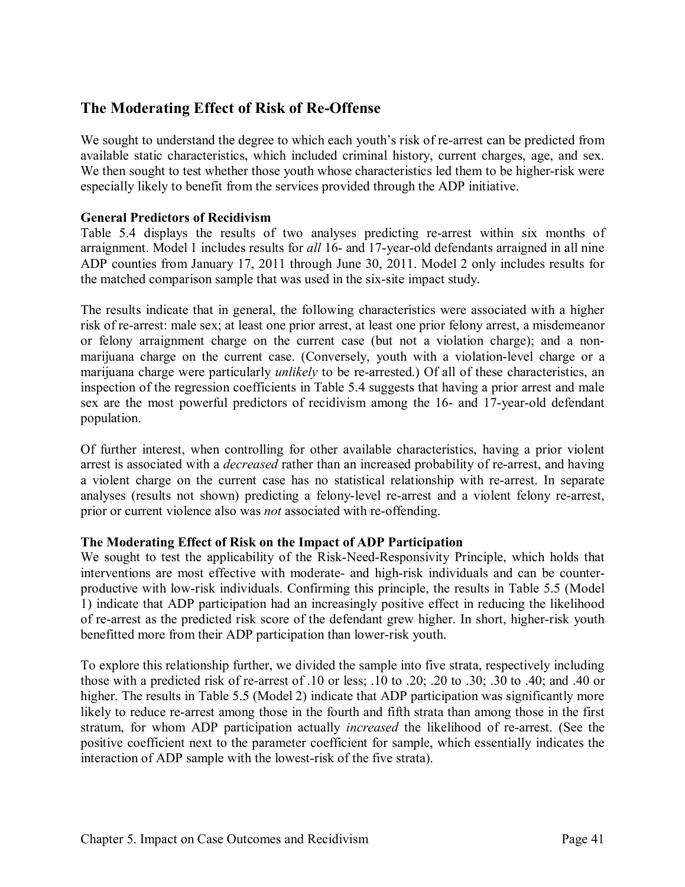## The Moderating Effect of Risk of Re-Offense

We sought to understand the degree to which each youth's risk of re-arrest can be predicted from available static characteristics, which included criminal history, current charges, age, and sex. We then sought to test whether those youth whose characteristics led them to be higher-risk were especially likely to benefit from the services provided through the ADP initiative.

**General Predictors of Recidivism**

Table 5.4 displays the results of two analyses predicting re-arrest within six months of arraignment. Model 1 includes results for *all* 16- and 17-year-old defendants arraigned in all nine ADP counties from January 17, 2011 through June 30, 2011. Model 2 only includes results for the matched comparison sample that was used in the six-site impact study.

The results indicate that in general, the following characteristics were associated with a higher risk of re-arrest: male sex; at least one prior arrest, at least one prior felony arrest, a misdemeanor or felony arraignment charge on the current case (but not a violation charge); and a non-marijuana charge on the current case. (Conversely, youth with a violation-level charge or a marijuana charge were particularly *unlikely* to be re-arrested.) Of all of these characteristics, an inspection of the regression coefficients in Table 5.4 suggests that having a prior arrest and male sex are the most powerful predictors of recidivism among the 16- and 17-year-old defendant population.

Of further interest, when controlling for other available characteristics, having a prior violent arrest is associated with a *decreased* rather than an increased probability of re-arrest, and having a violent charge on the current case has no statistical relationship with re-arrest. In separate analyses (results not shown) predicting a felony-level re-arrest and a violent felony re-arrest, prior or current violence also was *not* associated with re-offending.

**The Moderating Effect of Risk on the Impact of ADP Participation**

We sought to test the applicability of the Risk-Need-Responsivity Principle, which holds that interventions are most effective with moderate- and high-risk individuals and can be counter-productive with low-risk individuals. Confirming this principle, the results in Table 5.5 (Model 1) indicate that ADP participation had an increasingly positive effect in reducing the likelihood of re-arrest as the predicted risk score of the defendant grew higher. In short, higher-risk youth benefitted more from their ADP participation than lower-risk youth.

To explore this relationship further, we divided the sample into five strata, respectively including those with a predicted risk of re-arrest of .10 or less; .10 to .20; .20 to .30; .30 to .40; and .40 or higher. The results in Table 5.5 (Model 2) indicate that ADP participation was significantly more likely to reduce re-arrest among those in the fourth and fifth strata than among those in the first stratum, for whom ADP participation actually *increased* the likelihood of re-arrest. (See the positive coefficient next to the parameter coefficient for sample, which essentially indicates the interaction of ADP sample with the lowest-risk of the five strata).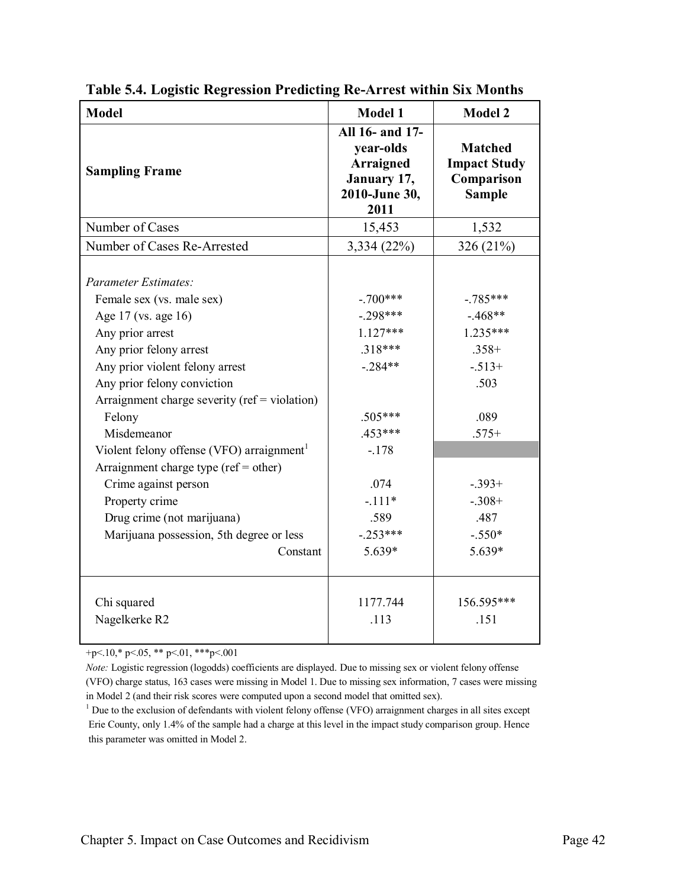**Table 5.4. Logistic Regression Predicting Re-Arrest within Six Months**

| Model | Model 1 | Model 2 |
|---|---|---|
| **Sampling Frame** | **All 16- and 17-year-olds Arraigned January 17, 2010-June 30, 2011** | **Matched Impact Study Comparison Sample** |
| Number of Cases | 15,453 | 1,532 |
| Number of Cases Re-Arrested | 3,334 (22%) | 326 (21%) |
| *Parameter Estimates:* | | |
| Female sex (vs. male sex) | -.700*** | -.785*** |
| Age 17 (vs. age 16) | -.298*** | -.468** |
| Any prior arrest | 1.127*** | 1.235*** |
| Any prior felony arrest | .318*** | .358+ |
| Any prior violent felony arrest | -.284** | -.513+ |
| Any prior felony conviction | | .503 |
| Arraignment charge severity (ref = violation) | | |
| Felony | .505*** | .089 |
| Misdemeanor | .453*** | .575+ |
| Violent felony offense (VFO) arraignment[1] | -.178 | |
| Arraignment charge type (ref = other) | | |
| Crime against person | .074 | -.393+ |
| Property crime | -.111* | -.308+ |
| Drug crime (not marijuana) | .589 | .487 |
| Marijuana possession, 5th degree or less | -.253*** | -.550* |
| Constant | 5.639* | 5.639* |
| Chi squared | 1177.744 | 156.595*** |
| Nagelkerke R2 | .113 | .151 |

+p<.10,* p<.05, ** p<.01, ***p<.001

*Note:* Logistic regression (logodds) coefficients are displayed. Due to missing sex or violent felony offense (VFO) charge status, 163 cases were missing in Model 1. Due to missing sex information, 7 cases were missing in Model 2 (and their risk scores were computed upon a second model that omitted sex).

[1] Due to the exclusion of defendants with violent felony offense (VFO) arraignment charges in all sites except Erie County, only 1.4% of the sample had a charge at this level in the impact study comparison group. Hence this parameter was omitted in Model 2.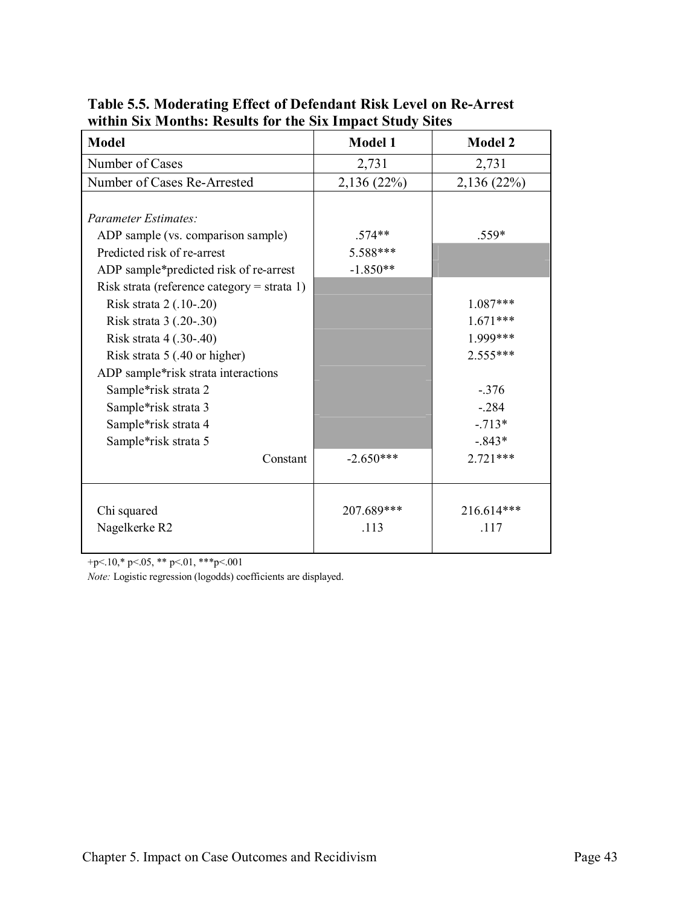**Table 5.5. Moderating Effect of Defendant Risk Level on Re-Arrest within Six Months: Results for the Six Impact Study Sites**

| Model | Model 1 | Model 2 |
|---|---|---|
| Number of Cases | 2,731 | 2,731 |
| Number of Cases Re-Arrested | 2,136 (22%) | 2,136 (22%) |
| *Parameter Estimates:* | | |
| ADP sample (vs. comparison sample) | .574** | .559* |
| Predicted risk of re-arrest | 5.588*** | |
| ADP sample*predicted risk of re-arrest | -1.850** | |
| Risk strata (reference category = strata 1) | | |
| Risk strata 2 (.10-.20) | | 1.087*** |
| Risk strata 3 (.20-.30) | | 1.671*** |
| Risk strata 4 (.30-.40) | | 1.999*** |
| Risk strata 5 (.40 or higher) | | 2.555*** |
| ADP sample*risk strata interactions | | |
| Sample*risk strata 2 | | -.376 |
| Sample*risk strata 3 | | -.284 |
| Sample*risk strata 4 | | -.713* |
| Sample*risk strata 5 | | -.843* |
| Constant | -2.650*** | 2.721*** |
| Chi squared | 207.689*** | 216.614*** |
| Nagelkerke R2 | .113 | .117 |

+p<.10,* p<.05, ** p<.01, ***p<.001

*Note:* Logistic regression (logodds) coefficients are displayed.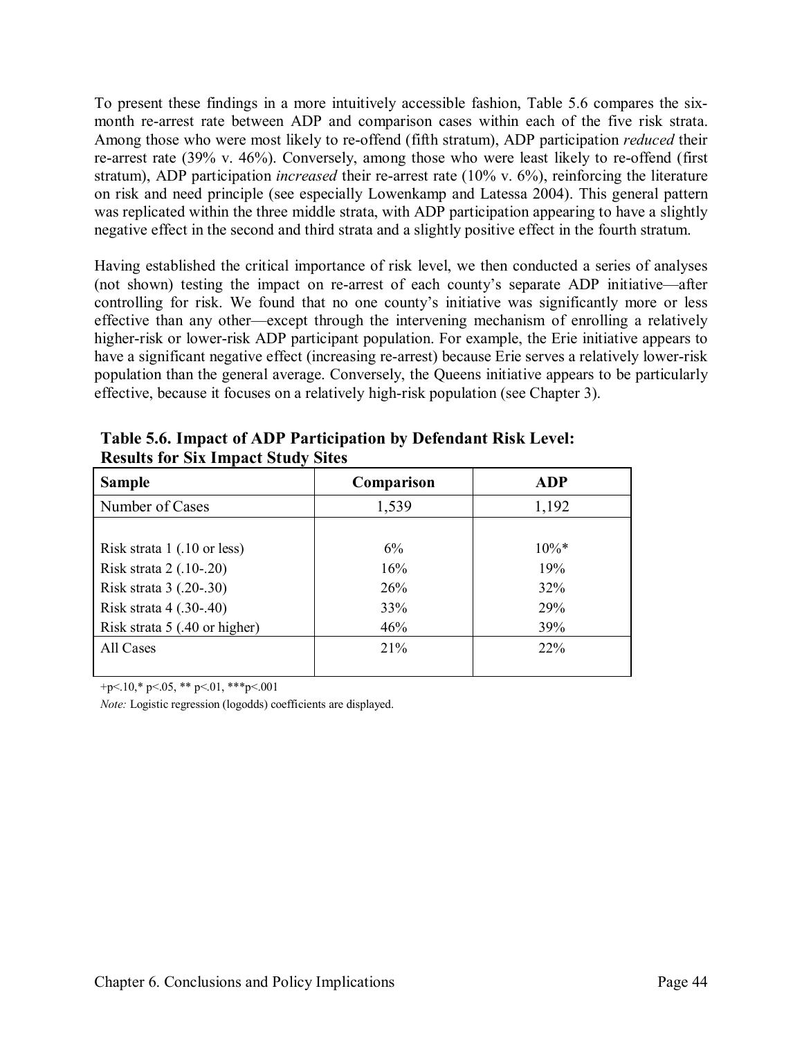To present these findings in a more intuitively accessible fashion, Table 5.6 compares the six-month re-arrest rate between ADP and comparison cases within each of the five risk strata. Among those who were most likely to re-offend (fifth stratum), ADP participation *reduced* their re-arrest rate (39% v. 46%). Conversely, among those who were least likely to re-offend (first stratum), ADP participation *increased* their re-arrest rate (10% v. 6%), reinforcing the literature on risk and need principle (see especially Lowenkamp and Latessa 2004). This general pattern was replicated within the three middle strata, with ADP participation appearing to have a slightly negative effect in the second and third strata and a slightly positive effect in the fourth stratum.

Having established the critical importance of risk level, we then conducted a series of analyses (not shown) testing the impact on re-arrest of each county's separate ADP initiative—after controlling for risk. We found that no one county's initiative was significantly more or less effective than any other—except through the intervening mechanism of enrolling a relatively higher-risk or lower-risk ADP participant population. For example, the Erie initiative appears to have a significant negative effect (increasing re-arrest) because Erie serves a relatively lower-risk population than the general average. Conversely, the Queens initiative appears to be particularly effective, because it focuses on a relatively high-risk population (see Chapter 3).

**Table 5.6. Impact of ADP Participation by Defendant Risk Level: Results for Six Impact Study Sites**

| Sample | Comparison | ADP |
|---|---|---|
| Number of Cases | 1,539 | 1,192 |
| | | |
| Risk strata 1 (.10 or less) | 6% | 10%* |
| Risk strata 2 (.10-.20) | 16% | 19% |
| Risk strata 3 (.20-.30) | 26% | 32% |
| Risk strata 4 (.30-.40) | 33% | 29% |
| Risk strata 5 (.40 or higher) | 46% | 39% |
| All Cases | 21% | 22% |

+p<.10,* p<.05, ** p<.01, ***p<.001

*Note:* Logistic regression (logodds) coefficients are displayed.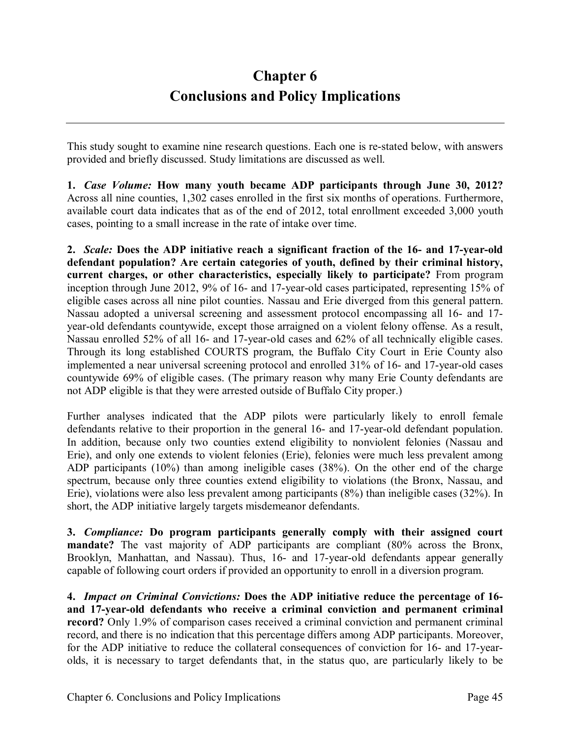# Chapter 6
# Conclusions and Policy Implications

---

This study sought to examine nine research questions. Each one is re-stated below, with answers provided and briefly discussed. Study limitations are discussed as well.

**1.** ***Case Volume:*** **How many youth became ADP participants through June 30, 2012?** Across all nine counties, 1,302 cases enrolled in the first six months of operations. Furthermore, available court data indicates that as of the end of 2012, total enrollment exceeded 3,000 youth cases, pointing to a small increase in the rate of intake over time.

**2.** ***Scale:*** **Does the ADP initiative reach a significant fraction of the 16- and 17-year-old defendant population? Are certain categories of youth, defined by their criminal history, current charges, or other characteristics, especially likely to participate?** From program inception through June 2012, 9% of 16- and 17-year-old cases participated, representing 15% of eligible cases across all nine pilot counties. Nassau and Erie diverged from this general pattern. Nassau adopted a universal screening and assessment protocol encompassing all 16- and 17-year-old defendants countywide, except those arraigned on a violent felony offense. As a result, Nassau enrolled 52% of all 16- and 17-year-old cases and 62% of all technically eligible cases. Through its long established COURTS program, the Buffalo City Court in Erie County also implemented a near universal screening protocol and enrolled 31% of 16- and 17-year-old cases countywide 69% of eligible cases. (The primary reason why many Erie County defendants are not ADP eligible is that they were arrested outside of Buffalo City proper.)

Further analyses indicated that the ADP pilots were particularly likely to enroll female defendants relative to their proportion in the general 16- and 17-year-old defendant population. In addition, because only two counties extend eligibility to nonviolent felonies (Nassau and Erie), and only one extends to violent felonies (Erie), felonies were much less prevalent among ADP participants (10%) than among ineligible cases (38%). On the other end of the charge spectrum, because only three counties extend eligibility to violations (the Bronx, Nassau, and Erie), violations were also less prevalent among participants (8%) than ineligible cases (32%). In short, the ADP initiative largely targets misdemeanor defendants.

**3.** ***Compliance:*** **Do program participants generally comply with their assigned court mandate?** The vast majority of ADP participants are compliant (80% across the Bronx, Brooklyn, Manhattan, and Nassau). Thus, 16- and 17-year-old defendants appear generally capable of following court orders if provided an opportunity to enroll in a diversion program.

**4.** ***Impact on Criminal Convictions:*** **Does the ADP initiative reduce the percentage of 16- and 17-year-old defendants who receive a criminal conviction and permanent criminal record?** Only 1.9% of comparison cases received a criminal conviction and permanent criminal record, and there is no indication that this percentage differs among ADP participants. Moreover, for the ADP initiative to reduce the collateral consequences of conviction for 16- and 17-year-olds, it is necessary to target defendants that, in the status quo, are particularly likely to be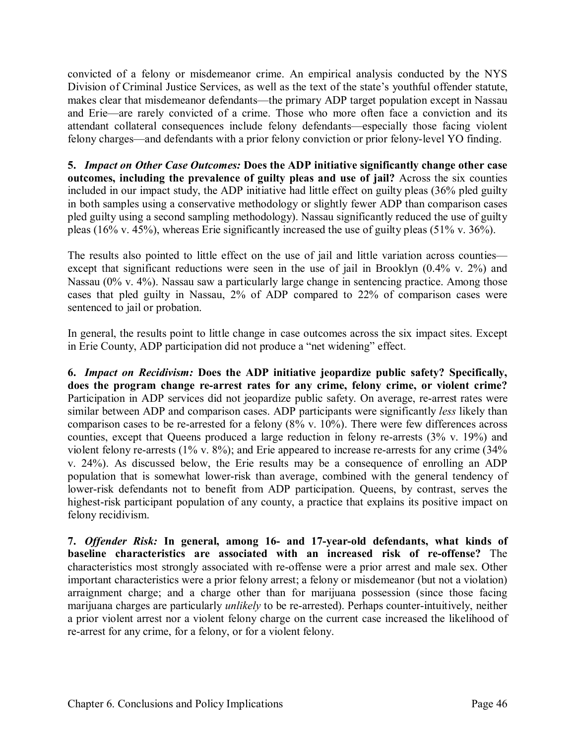convicted of a felony or misdemeanor crime. An empirical analysis conducted by the NYS Division of Criminal Justice Services, as well as the text of the state's youthful offender statute, makes clear that misdemeanor defendants—the primary ADP target population except in Nassau and Erie—are rarely convicted of a crime. Those who more often face a conviction and its attendant collateral consequences include felony defendants—especially those facing violent felony charges—and defendants with a prior felony conviction or prior felony-level YO finding.

**5.** ***Impact on Other Case Outcomes:*** **Does the ADP initiative significantly change other case outcomes, including the prevalence of guilty pleas and use of jail?** Across the six counties included in our impact study, the ADP initiative had little effect on guilty pleas (36% pled guilty in both samples using a conservative methodology or slightly fewer ADP than comparison cases pled guilty using a second sampling methodology). Nassau significantly reduced the use of guilty pleas (16% v. 45%), whereas Erie significantly increased the use of guilty pleas (51% v. 36%).

The results also pointed to little effect on the use of jail and little variation across counties—except that significant reductions were seen in the use of jail in Brooklyn (0.4% v. 2%) and Nassau (0% v. 4%). Nassau saw a particularly large change in sentencing practice. Among those cases that pled guilty in Nassau, 2% of ADP compared to 22% of comparison cases were sentenced to jail or probation.

In general, the results point to little change in case outcomes across the six impact sites. Except in Erie County, ADP participation did not produce a "net widening" effect.

**6.** ***Impact on Recidivism:*** **Does the ADP initiative jeopardize public safety? Specifically, does the program change re-arrest rates for any crime, felony crime, or violent crime?** Participation in ADP services did not jeopardize public safety. On average, re-arrest rates were similar between ADP and comparison cases. ADP participants were significantly *less* likely than comparison cases to be re-arrested for a felony (8% v. 10%). There were few differences across counties, except that Queens produced a large reduction in felony re-arrests (3% v. 19%) and violent felony re-arrests (1% v. 8%); and Erie appeared to increase re-arrests for any crime (34% v. 24%). As discussed below, the Erie results may be a consequence of enrolling an ADP population that is somewhat lower-risk than average, combined with the general tendency of lower-risk defendants not to benefit from ADP participation. Queens, by contrast, serves the highest-risk participant population of any county, a practice that explains its positive impact on felony recidivism.

**7.** ***Offender Risk:*** **In general, among 16- and 17-year-old defendants, what kinds of baseline characteristics are associated with an increased risk of re-offense?** The characteristics most strongly associated with re-offense were a prior arrest and male sex. Other important characteristics were a prior felony arrest; a felony or misdemeanor (but not a violation) arraignment charge; and a charge other than for marijuana possession (since those facing marijuana charges are particularly *unlikely* to be re-arrested). Perhaps counter-intuitively, neither a prior violent arrest nor a violent felony charge on the current case increased the likelihood of re-arrest for any crime, for a felony, or for a violent felony.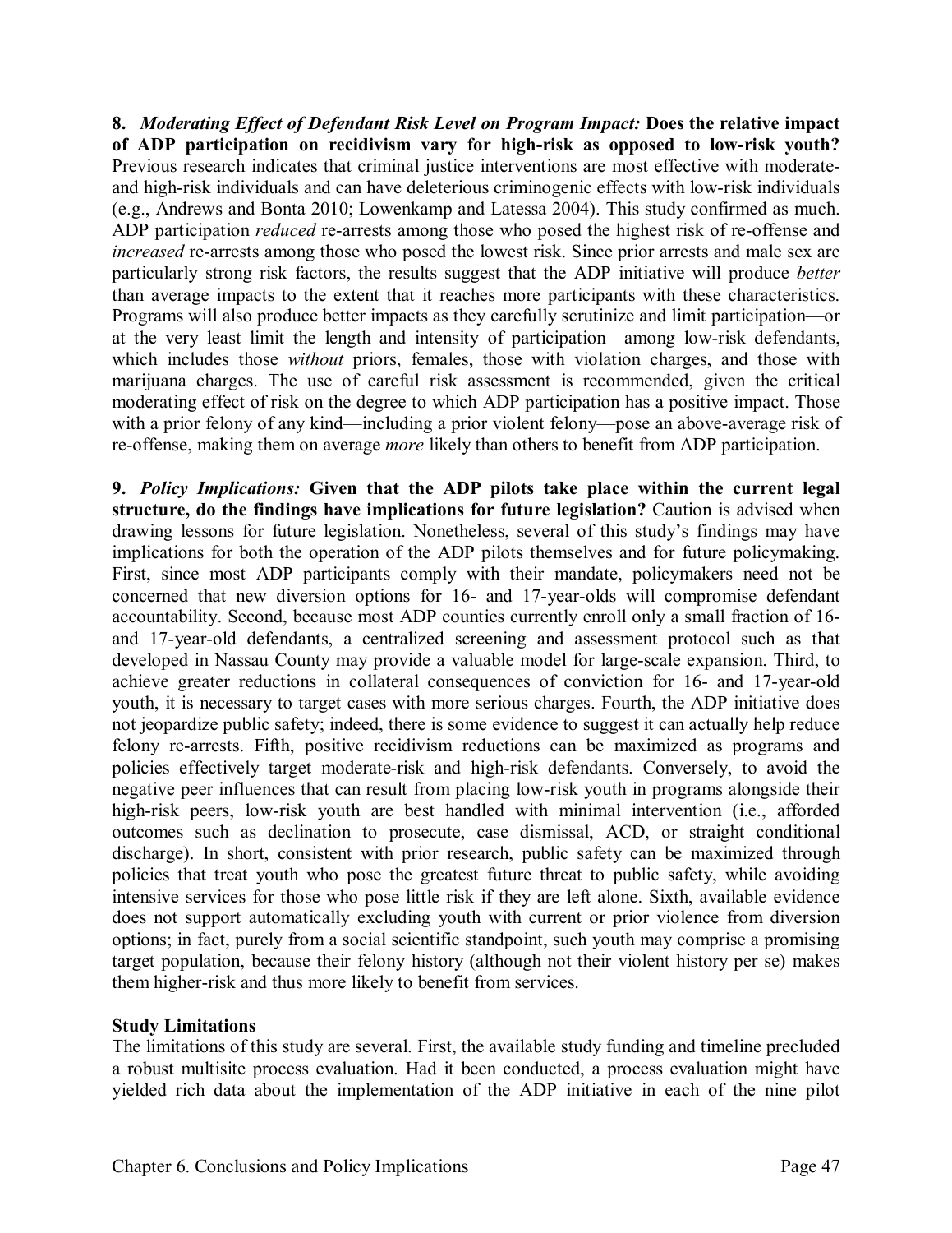**8.** ***Moderating Effect of Defendant Risk Level on Program Impact:*** **Does the relative impact of ADP participation on recidivism vary for high-risk as opposed to low-risk youth?** Previous research indicates that criminal justice interventions are most effective with moderate- and high-risk individuals and can have deleterious criminogenic effects with low-risk individuals (e.g., Andrews and Bonta 2010; Lowenkamp and Latessa 2004). This study confirmed as much. ADP participation *reduced* re-arrests among those who posed the highest risk of re-offense and *increased* re-arrests among those who posed the lowest risk. Since prior arrests and male sex are particularly strong risk factors, the results suggest that the ADP initiative will produce *better* than average impacts to the extent that it reaches more participants with these characteristics. Programs will also produce better impacts as they carefully scrutinize and limit participation—or at the very least limit the length and intensity of participation—among low-risk defendants, which includes those *without* priors, females, those with violation charges, and those with marijuana charges. The use of careful risk assessment is recommended, given the critical moderating effect of risk on the degree to which ADP participation has a positive impact. Those with a prior felony of any kind—including a prior violent felony—pose an above-average risk of re-offense, making them on average *more* likely than others to benefit from ADP participation.

**9.** ***Policy Implications:*** **Given that the ADP pilots take place within the current legal structure, do the findings have implications for future legislation?** Caution is advised when drawing lessons for future legislation. Nonetheless, several of this study's findings may have implications for both the operation of the ADP pilots themselves and for future policymaking. First, since most ADP participants comply with their mandate, policymakers need not be concerned that new diversion options for 16- and 17-year-olds will compromise defendant accountability. Second, because most ADP counties currently enroll only a small fraction of 16- and 17-year-old defendants, a centralized screening and assessment protocol such as that developed in Nassau County may provide a valuable model for large-scale expansion. Third, to achieve greater reductions in collateral consequences of conviction for 16- and 17-year-old youth, it is necessary to target cases with more serious charges. Fourth, the ADP initiative does not jeopardize public safety; indeed, there is some evidence to suggest it can actually help reduce felony re-arrests. Fifth, positive recidivism reductions can be maximized as programs and policies effectively target moderate-risk and high-risk defendants. Conversely, to avoid the negative peer influences that can result from placing low-risk youth in programs alongside their high-risk peers, low-risk youth are best handled with minimal intervention (i.e., afforded outcomes such as declination to prosecute, case dismissal, ACD, or straight conditional discharge). In short, consistent with prior research, public safety can be maximized through policies that treat youth who pose the greatest future threat to public safety, while avoiding intensive services for those who pose little risk if they are left alone. Sixth, available evidence does not support automatically excluding youth with current or prior violence from diversion options; in fact, purely from a social scientific standpoint, such youth may comprise a promising target population, because their felony history (although not their violent history per se) makes them higher-risk and thus more likely to benefit from services.

**Study Limitations**

The limitations of this study are several. First, the available study funding and timeline precluded a robust multisite process evaluation. Had it been conducted, a process evaluation might have yielded rich data about the implementation of the ADP initiative in each of the nine pilot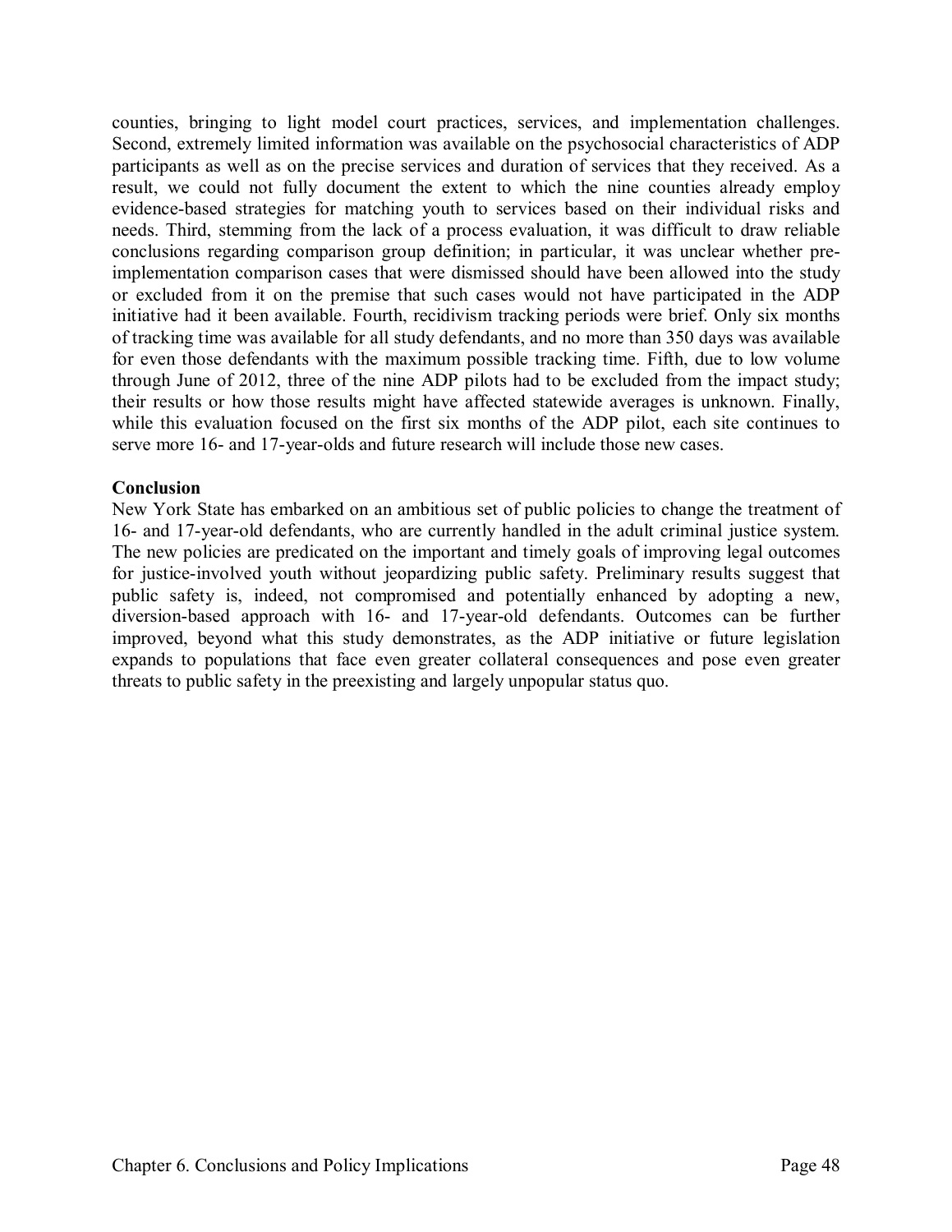counties, bringing to light model court practices, services, and implementation challenges. Second, extremely limited information was available on the psychosocial characteristics of ADP participants as well as on the precise services and duration of services that they received. As a result, we could not fully document the extent to which the nine counties already employ evidence-based strategies for matching youth to services based on their individual risks and needs. Third, stemming from the lack of a process evaluation, it was difficult to draw reliable conclusions regarding comparison group definition; in particular, it was unclear whether pre-implementation comparison cases that were dismissed should have been allowed into the study or excluded from it on the premise that such cases would not have participated in the ADP initiative had it been available. Fourth, recidivism tracking periods were brief. Only six months of tracking time was available for all study defendants, and no more than 350 days was available for even those defendants with the maximum possible tracking time. Fifth, due to low volume through June of 2012, three of the nine ADP pilots had to be excluded from the impact study; their results or how those results might have affected statewide averages is unknown. Finally, while this evaluation focused on the first six months of the ADP pilot, each site continues to serve more 16- and 17-year-olds and future research will include those new cases.

**Conclusion**

New York State has embarked on an ambitious set of public policies to change the treatment of 16- and 17-year-old defendants, who are currently handled in the adult criminal justice system. The new policies are predicated on the important and timely goals of improving legal outcomes for justice-involved youth without jeopardizing public safety. Preliminary results suggest that public safety is, indeed, not compromised and potentially enhanced by adopting a new, diversion-based approach with 16- and 17-year-old defendants. Outcomes can be further improved, beyond what this study demonstrates, as the ADP initiative or future legislation expands to populations that face even greater collateral consequences and pose even greater threats to public safety in the preexisting and largely unpopular status quo.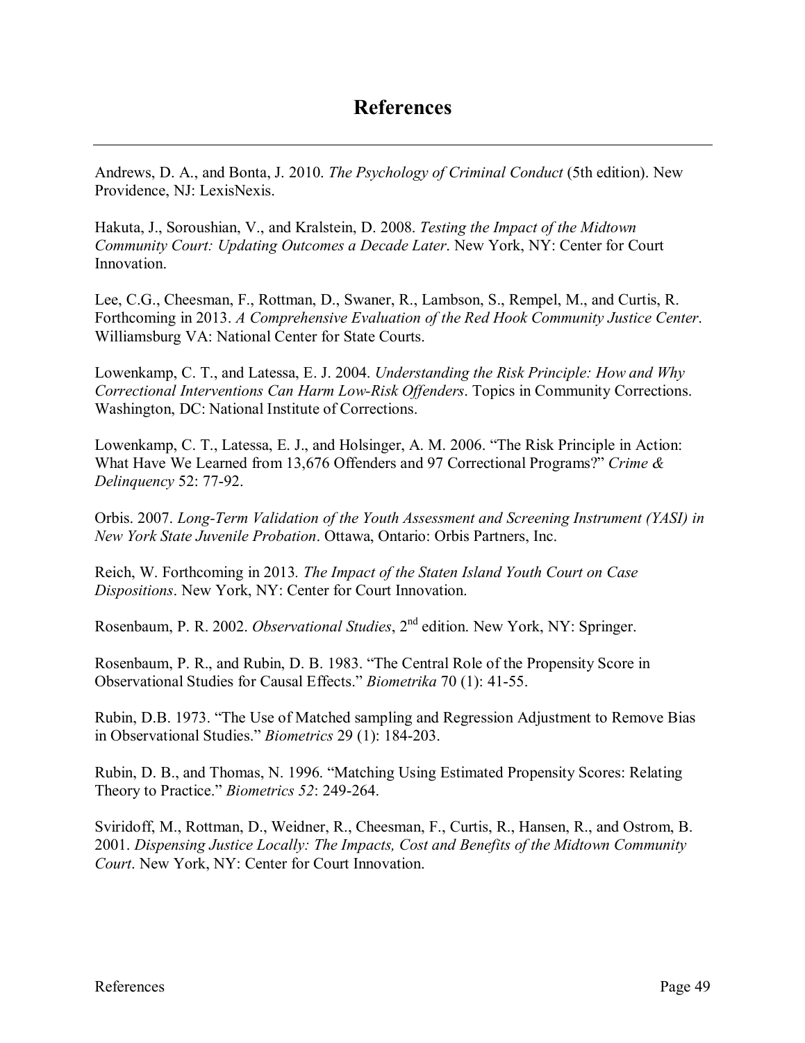# References

Andrews, D. A., and Bonta, J. 2010. *The Psychology of Criminal Conduct* (5th edition). New Providence, NJ: LexisNexis.

Hakuta, J., Soroushian, V., and Kralstein, D. 2008. *Testing the Impact of the Midtown Community Court: Updating Outcomes a Decade Later*. New York, NY: Center for Court Innovation.

Lee, C.G., Cheesman, F., Rottman, D., Swaner, R., Lambson, S., Rempel, M., and Curtis, R. Forthcoming in 2013. *A Comprehensive Evaluation of the Red Hook Community Justice Center*. Williamsburg VA: National Center for State Courts.

Lowenkamp, C. T., and Latessa, E. J. 2004. *Understanding the Risk Principle: How and Why Correctional Interventions Can Harm Low-Risk Offenders*. Topics in Community Corrections. Washington, DC: National Institute of Corrections.

Lowenkamp, C. T., Latessa, E. J., and Holsinger, A. M. 2006. "The Risk Principle in Action: What Have We Learned from 13,676 Offenders and 97 Correctional Programs?" *Crime & Delinquency* 52: 77-92.

Orbis. 2007. *Long-Term Validation of the Youth Assessment and Screening Instrument (YASI) in New York State Juvenile Probation*. Ottawa, Ontario: Orbis Partners, Inc.

Reich, W. Forthcoming in 2013. *The Impact of the Staten Island Youth Court on Case Dispositions*. New York, NY: Center for Court Innovation.

Rosenbaum, P. R. 2002. *Observational Studies*, 2nd edition. New York, NY: Springer.

Rosenbaum, P. R., and Rubin, D. B. 1983. "The Central Role of the Propensity Score in Observational Studies for Causal Effects." *Biometrika* 70 (1): 41-55.

Rubin, D.B. 1973. "The Use of Matched sampling and Regression Adjustment to Remove Bias in Observational Studies." *Biometrics* 29 (1): 184-203.

Rubin, D. B., and Thomas, N. 1996. "Matching Using Estimated Propensity Scores: Relating Theory to Practice." *Biometrics 52*: 249-264.

Sviridoff, M., Rottman, D., Weidner, R., Cheesman, F., Curtis, R., Hansen, R., and Ostrom, B. 2001. *Dispensing Justice Locally: The Impacts, Cost and Benefits of the Midtown Community Court*. New York, NY: Center for Court Innovation.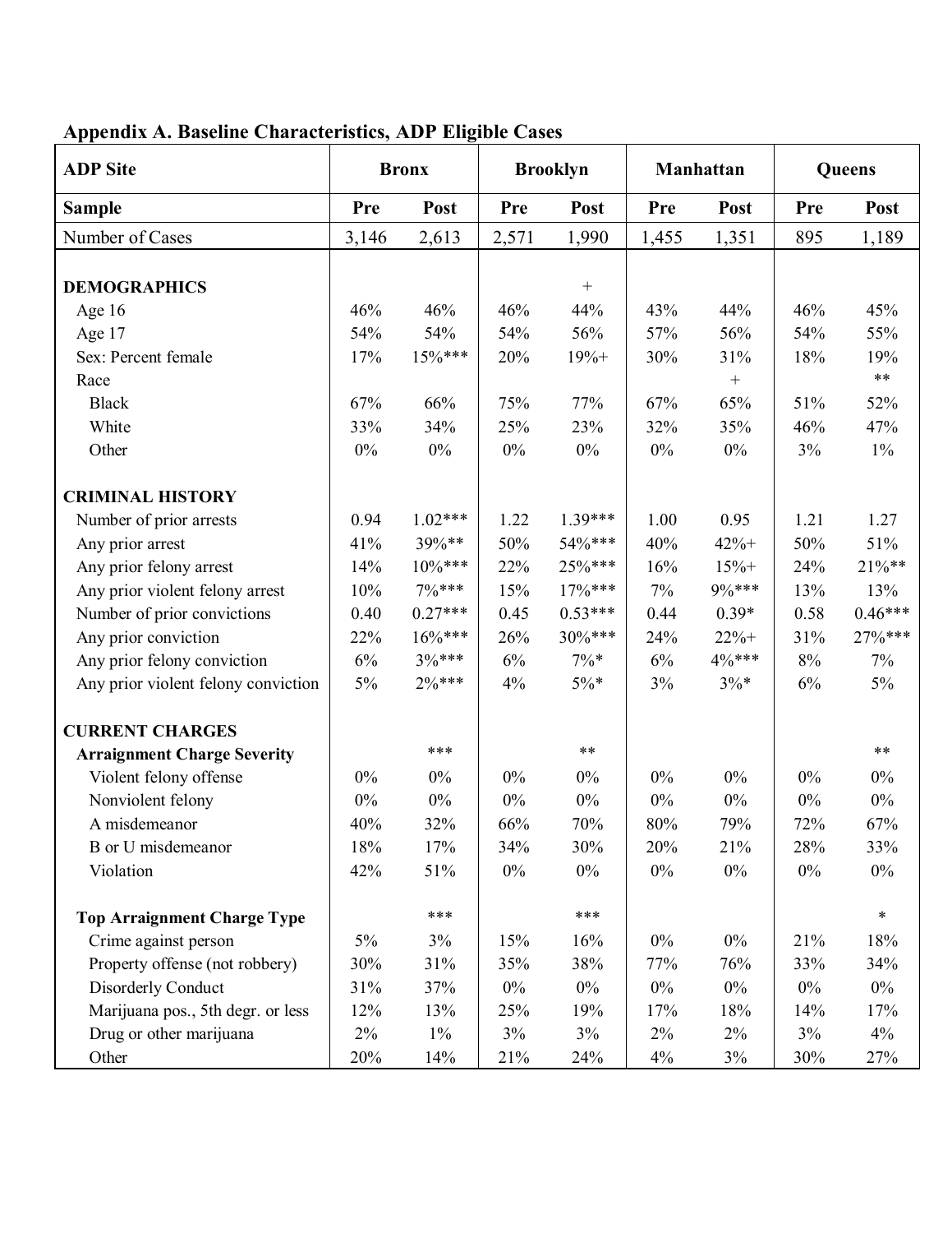**Appendix A. Baseline Characteristics, ADP Eligible Cases**

| ADP Site | Bronx | | Brooklyn | | Manhattan | | Queens | |
|---|---|---|---|---|---|---|---|---|
| **Sample** | **Pre** | **Post** | **Pre** | **Post** | **Pre** | **Post** | **Pre** | **Post** |
| Number of Cases | 3,146 | 2,613 | 2,571 | 1,990 | 1,455 | 1,351 | 895 | 1,189 |
| | | | | | | | | |
| **DEMOGRAPHICS** | | | | + | | | | |
| Age 16 | 46% | 46% | 46% | 44% | 43% | 44% | 46% | 45% |
| Age 17 | 54% | 54% | 54% | 56% | 57% | 56% | 54% | 55% |
| Sex: Percent female | 17% | 15%*** | 20% | 19%+ | 30% | 31% | 18% | 19% |
| Race | | | | | | + | | ** |
| Black | 67% | 66% | 75% | 77% | 67% | 65% | 51% | 52% |
| White | 33% | 34% | 25% | 23% | 32% | 35% | 46% | 47% |
| Other | 0% | 0% | 0% | 0% | 0% | 0% | 3% | 1% |
| | | | | | | | | |
| **CRIMINAL HISTORY** | | | | | | | | |
| Number of prior arrests | 0.94 | 1.02*** | 1.22 | 1.39*** | 1.00 | 0.95 | 1.21 | 1.27 |
| Any prior arrest | 41% | 39%** | 50% | 54%*** | 40% | 42%+ | 50% | 51% |
| Any prior felony arrest | 14% | 10%*** | 22% | 25%*** | 16% | 15%+ | 24% | 21%** |
| Any prior violent felony arrest | 10% | 7%*** | 15% | 17%*** | 7% | 9%*** | 13% | 13% |
| Number of prior convictions | 0.40 | 0.27*** | 0.45 | 0.53*** | 0.44 | 0.39* | 0.58 | 0.46*** |
| Any prior conviction | 22% | 16%*** | 26% | 30%*** | 24% | 22%+ | 31% | 27%*** |
| Any prior felony conviction | 6% | 3%*** | 6% | 7%* | 6% | 4%*** | 8% | 7% |
| Any prior violent felony conviction | 5% | 2%*** | 4% | 5%* | 3% | 3%* | 6% | 5% |
| | | | | | | | | |
| **CURRENT CHARGES** | | | | | | | | |
| **Arraignment Charge Severity** | | *** | | ** | | | | ** |
| Violent felony offense | 0% | 0% | 0% | 0% | 0% | 0% | 0% | 0% |
| Nonviolent felony | 0% | 0% | 0% | 0% | 0% | 0% | 0% | 0% |
| A misdemeanor | 40% | 32% | 66% | 70% | 80% | 79% | 72% | 67% |
| B or U misdemeanor | 18% | 17% | 34% | 30% | 20% | 21% | 28% | 33% |
| Violation | 42% | 51% | 0% | 0% | 0% | 0% | 0% | 0% |
| | | | | | | | | |
| **Top Arraignment Charge Type** | | *** | | *** | | | | * |
| Crime against person | 5% | 3% | 15% | 16% | 0% | 0% | 21% | 18% |
| Property offense (not robbery) | 30% | 31% | 35% | 38% | 77% | 76% | 33% | 34% |
| Disorderly Conduct | 31% | 37% | 0% | 0% | 0% | 0% | 0% | 0% |
| Marijuana pos., 5th degr. or less | 12% | 13% | 25% | 19% | 17% | 18% | 14% | 17% |
| Drug or other marijuana | 2% | 1% | 3% | 3% | 2% | 2% | 3% | 4% |
| Other | 20% | 14% | 21% | 24% | 4% | 3% | 30% | 27% |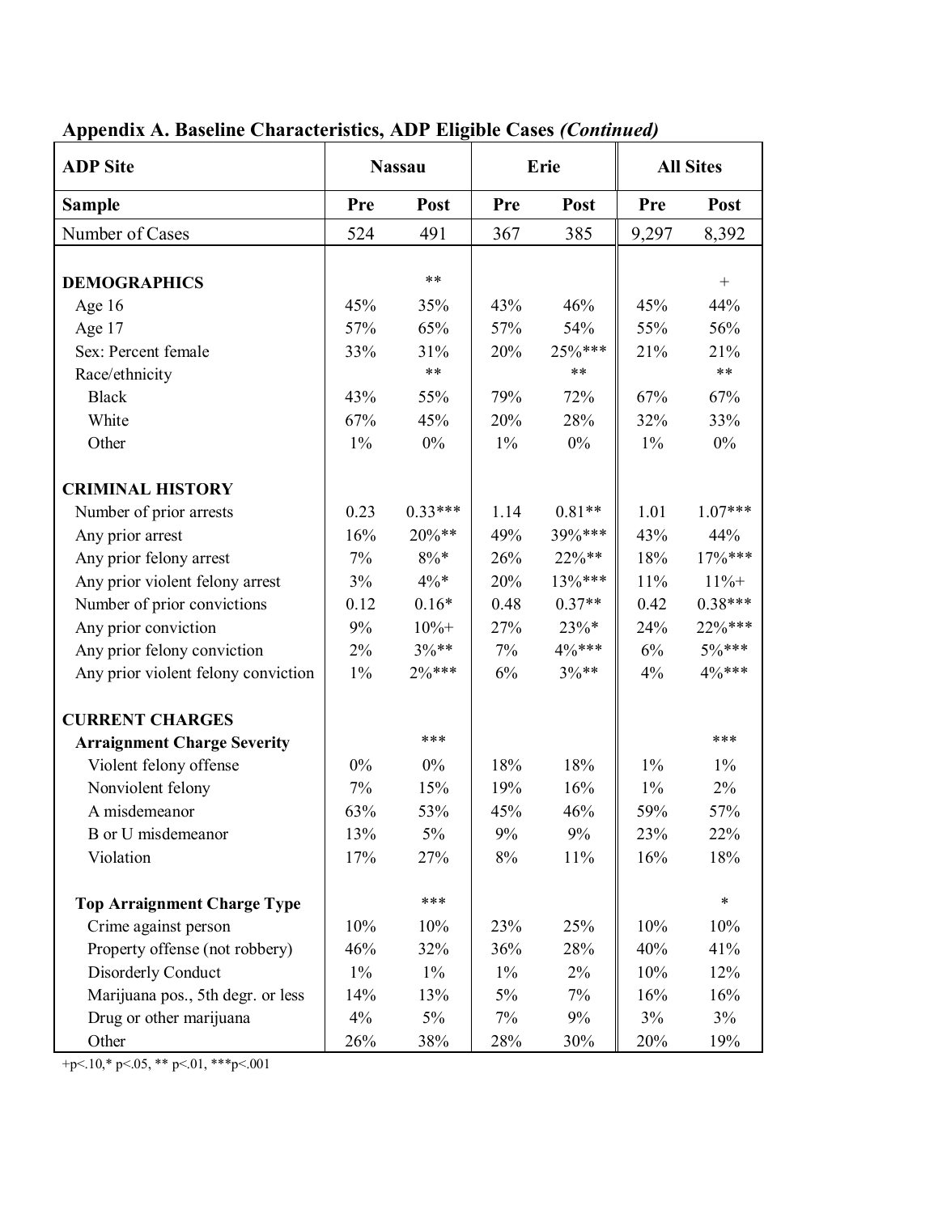**Appendix A. Baseline Characteristics, ADP Eligible Cases *(Continued)***

| ADP Site | Nassau | | Erie | | All Sites | |
|---|---|---|---|---|---|---|
| **Sample** | **Pre** | **Post** | **Pre** | **Post** | **Pre** | **Post** |
| Number of Cases | 524 | 491 | 367 | 385 | 9,297 | 8,392 |
| | | | | | | |
| **DEMOGRAPHICS** | | ** | | | | + |
| Age 16 | 45% | 35% | 43% | 46% | 45% | 44% |
| Age 17 | 57% | 65% | 57% | 54% | 55% | 56% |
| Sex: Percent female | 33% | 31% | 20% | 25%*** | 21% | 21% |
| Race/ethnicity | | ** | | ** | | ** |
| Black | 43% | 55% | 79% | 72% | 67% | 67% |
| White | 67% | 45% | 20% | 28% | 32% | 33% |
| Other | 1% | 0% | 1% | 0% | 1% | 0% |
| | | | | | | |
| **CRIMINAL HISTORY** | | | | | | |
| Number of prior arrests | 0.23 | 0.33*** | 1.14 | 0.81** | 1.01 | 1.07*** |
| Any prior arrest | 16% | 20%** | 49% | 39%*** | 43% | 44% |
| Any prior felony arrest | 7% | 8%* | 26% | 22%** | 18% | 17%*** |
| Any prior violent felony arrest | 3% | 4%* | 20% | 13%*** | 11% | 11%+ |
| Number of prior convictions | 0.12 | 0.16* | 0.48 | 0.37** | 0.42 | 0.38*** |
| Any prior conviction | 9% | 10%+ | 27% | 23%* | 24% | 22%*** |
| Any prior felony conviction | 2% | 3%** | 7% | 4%*** | 6% | 5%*** |
| Any prior violent felony conviction | 1% | 2%*** | 6% | 3%** | 4% | 4%*** |
| | | | | | | |
| **CURRENT CHARGES** | | | | | | |
| **Arraignment Charge Severity** | | *** | | | | *** |
| Violent felony offense | 0% | 0% | 18% | 18% | 1% | 1% |
| Nonviolent felony | 7% | 15% | 19% | 16% | 1% | 2% |
| A misdemeanor | 63% | 53% | 45% | 46% | 59% | 57% |
| B or U misdemeanor | 13% | 5% | 9% | 9% | 23% | 22% |
| Violation | 17% | 27% | 8% | 11% | 16% | 18% |
| | | | | | | |
| **Top Arraignment Charge Type** | | *** | | | | * |
| Crime against person | 10% | 10% | 23% | 25% | 10% | 10% |
| Property offense (not robbery) | 46% | 32% | 36% | 28% | 40% | 41% |
| Disorderly Conduct | 1% | 1% | 1% | 2% | 10% | 12% |
| Marijuana pos., 5th degr. or less | 14% | 13% | 5% | 7% | 16% | 16% |
| Drug or other marijuana | 4% | 5% | 7% | 9% | 3% | 3% |
| Other | 26% | 38% | 28% | 30% | 20% | 19% |

+p<.10,* p<.05, ** p<.01, ***p<.001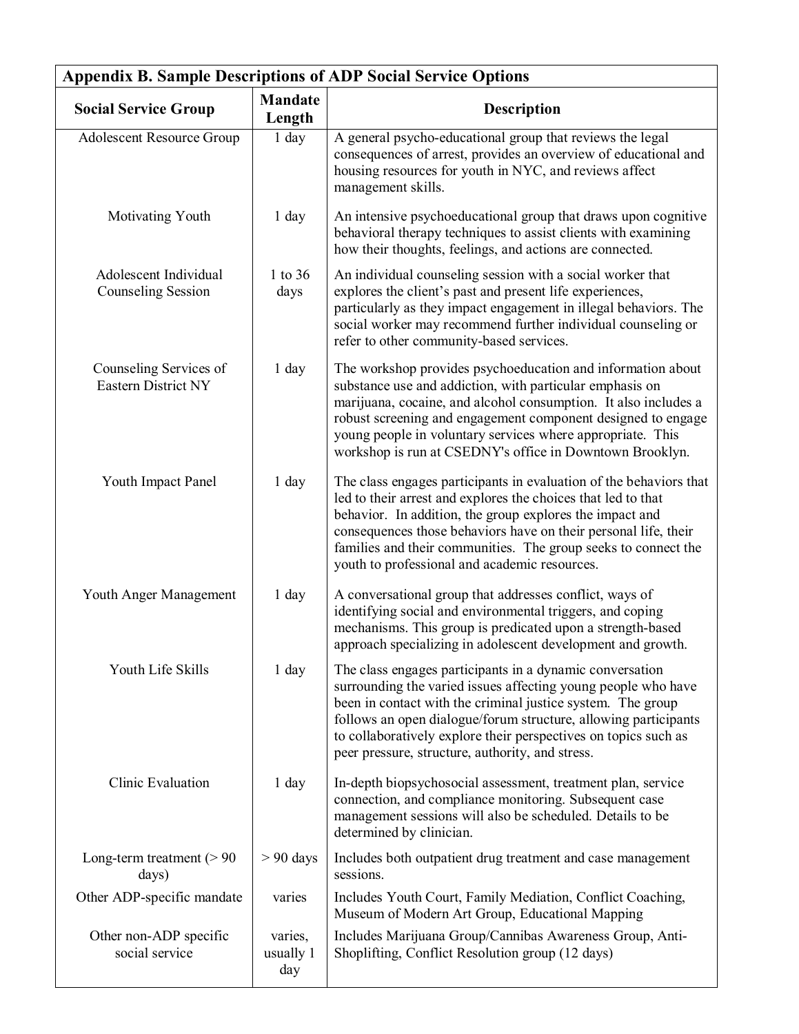| Appendix B. Sample Descriptions of ADP Social Service Options | | |
|---|---|---|
| **Social Service Group** | **Mandate Length** | **Description** |
| Adolescent Resource Group | 1 day | A general psycho-educational group that reviews the legal consequences of arrest, provides an overview of educational and housing resources for youth in NYC, and reviews affect management skills. |
| Motivating Youth | 1 day | An intensive psychoeducational group that draws upon cognitive behavioral therapy techniques to assist clients with examining how their thoughts, feelings, and actions are connected. |
| Adolescent Individual Counseling Session | 1 to 36 days | An individual counseling session with a social worker that explores the client's past and present life experiences, particularly as they impact engagement in illegal behaviors. The social worker may recommend further individual counseling or refer to other community-based services. |
| Counseling Services of Eastern District NY | 1 day | The workshop provides psychoeducation and information about substance use and addiction, with particular emphasis on marijuana, cocaine, and alcohol consumption. It also includes a robust screening and engagement component designed to engage young people in voluntary services where appropriate. This workshop is run at CSEDNY's office in Downtown Brooklyn. |
| Youth Impact Panel | 1 day | The class engages participants in evaluation of the behaviors that led to their arrest and explores the choices that led to that behavior. In addition, the group explores the impact and consequences those behaviors have on their personal life, their families and their communities. The group seeks to connect the youth to professional and academic resources. |
| Youth Anger Management | 1 day | A conversational group that addresses conflict, ways of identifying social and environmental triggers, and coping mechanisms. This group is predicated upon a strength-based approach specializing in adolescent development and growth. |
| Youth Life Skills | 1 day | The class engages participants in a dynamic conversation surrounding the varied issues affecting young people who have been in contact with the criminal justice system. The group follows an open dialogue/forum structure, allowing participants to collaboratively explore their perspectives on topics such as peer pressure, structure, authority, and stress. |
| Clinic Evaluation | 1 day | In-depth biopsychosocial assessment, treatment plan, service connection, and compliance monitoring. Subsequent case management sessions will also be scheduled. Details to be determined by clinician. |
| Long-term treatment (> 90 days) | > 90 days | Includes both outpatient drug treatment and case management sessions. |
| Other ADP-specific mandate | varies | Includes Youth Court, Family Mediation, Conflict Coaching, Museum of Modern Art Group, Educational Mapping |
| Other non-ADP specific social service | varies, usually 1 day | Includes Marijuana Group/Cannibas Awareness Group, Anti-Shoplifting, Conflict Resolution group (12 days) |